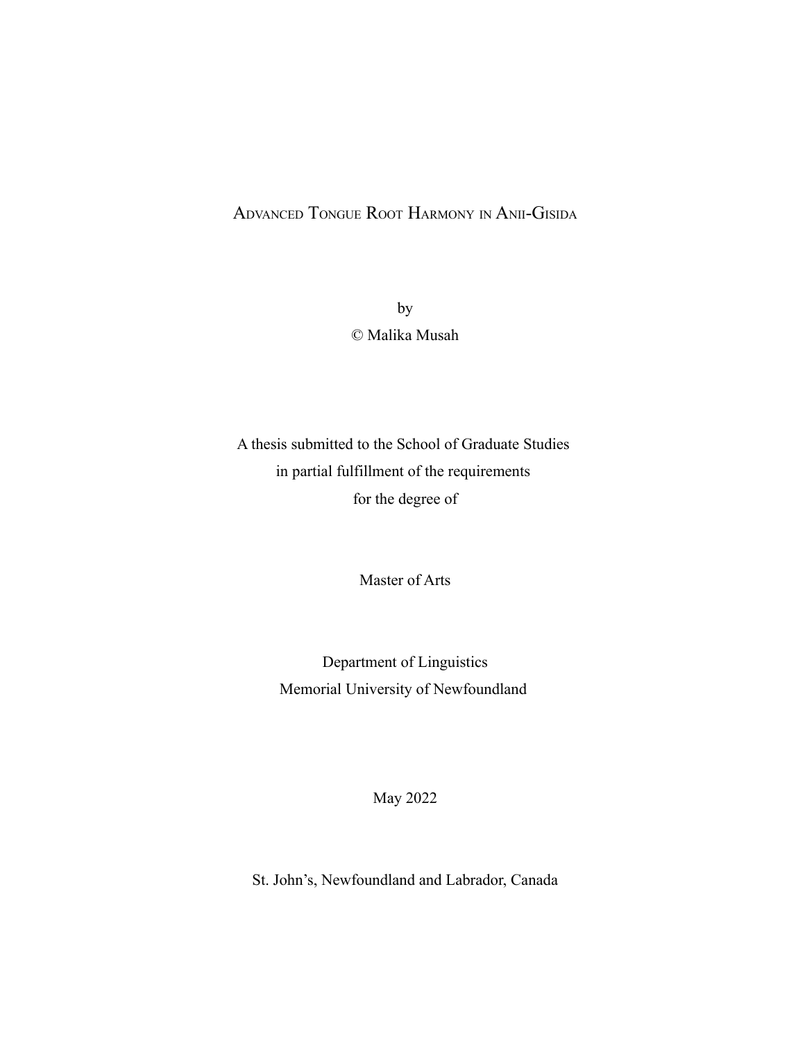# Advanced Tongue Root Harmony in Anii-Gisida

by

© Malika Musah

A thesis submitted to the School of Graduate Studies
in partial fulfillment of the requirements
for the degree of

Master of Arts

Department of Linguistics
Memorial University of Newfoundland

May 2022

St. John's, Newfoundland and Labrador, Canada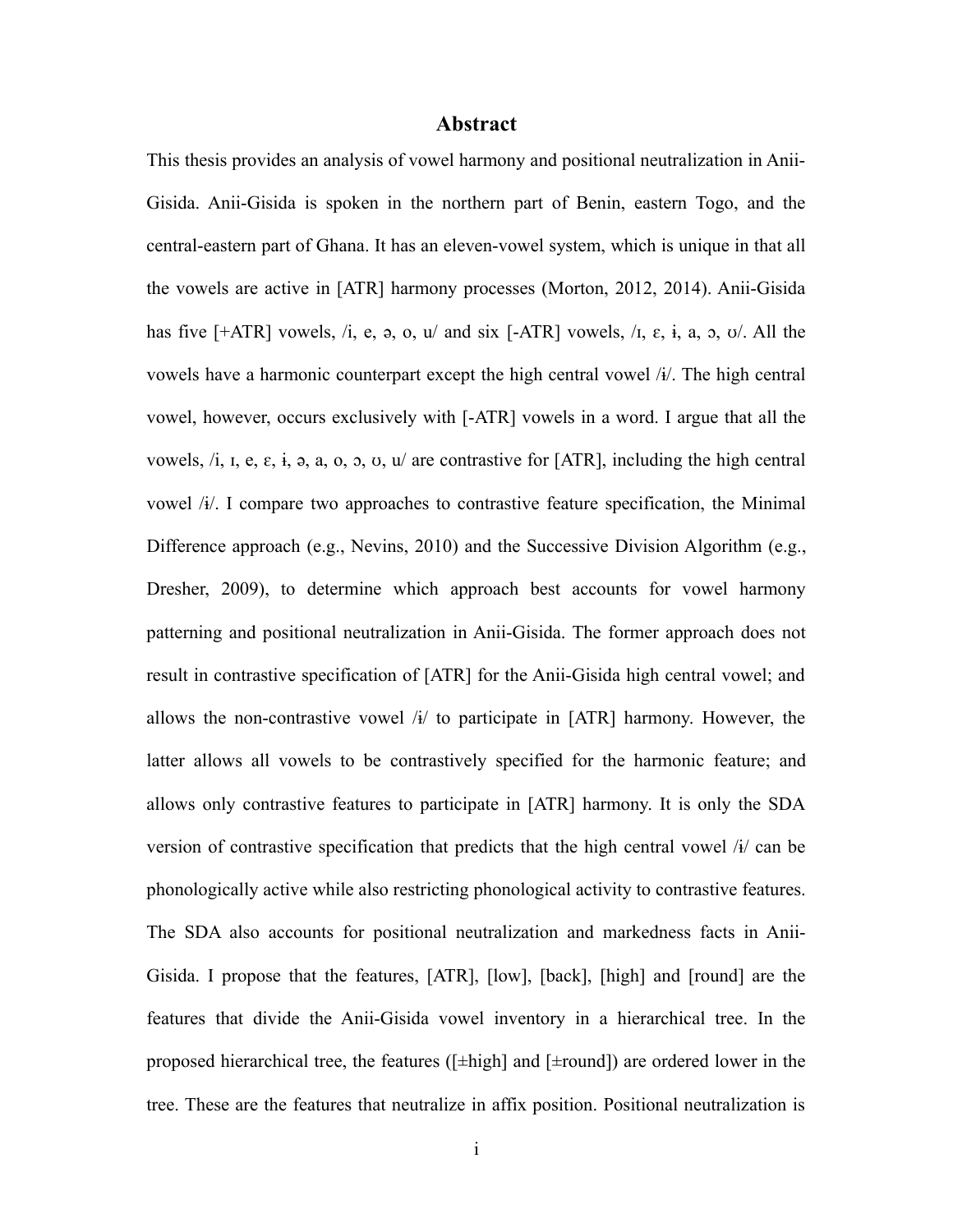# Abstract

This thesis provides an analysis of vowel harmony and positional neutralization in Anii-Gisida. Anii-Gisida is spoken in the northern part of Benin, eastern Togo, and the central-eastern part of Ghana. It has an eleven-vowel system, which is unique in that all the vowels are active in [ATR] harmony processes (Morton, 2012, 2014). Anii-Gisida has five [+ATR] vowels, /i, e, ə, o, u/ and six [-ATR] vowels, /ɪ, ɛ, ɨ, a, ɔ, ʊ/. All the vowels have a harmonic counterpart except the high central vowel /ɨ/. The high central vowel, however, occurs exclusively with [-ATR] vowels in a word. I argue that all the vowels, /i, ɪ, e, ɛ, ɨ, ə, a, o, ɔ, ʊ, u/ are contrastive for [ATR], including the high central vowel /ɨ/. I compare two approaches to contrastive feature specification, the Minimal Difference approach (e.g., Nevins, 2010) and the Successive Division Algorithm (e.g., Dresher, 2009), to determine which approach best accounts for vowel harmony patterning and positional neutralization in Anii-Gisida. The former approach does not result in contrastive specification of [ATR] for the Anii-Gisida high central vowel; and allows the non-contrastive vowel /ɨ/ to participate in [ATR] harmony. However, the latter allows all vowels to be contrastively specified for the harmonic feature; and allows only contrastive features to participate in [ATR] harmony. It is only the SDA version of contrastive specification that predicts that the high central vowel /ɨ/ can be phonologically active while also restricting phonological activity to contrastive features. The SDA also accounts for positional neutralization and markedness facts in Anii-Gisida. I propose that the features, [ATR], [low], [back], [high] and [round] are the features that divide the Anii-Gisida vowel inventory in a hierarchical tree. In the proposed hierarchical tree, the features ([±high] and [±round]) are ordered lower in the tree. These are the features that neutralize in affix position. Positional neutralization is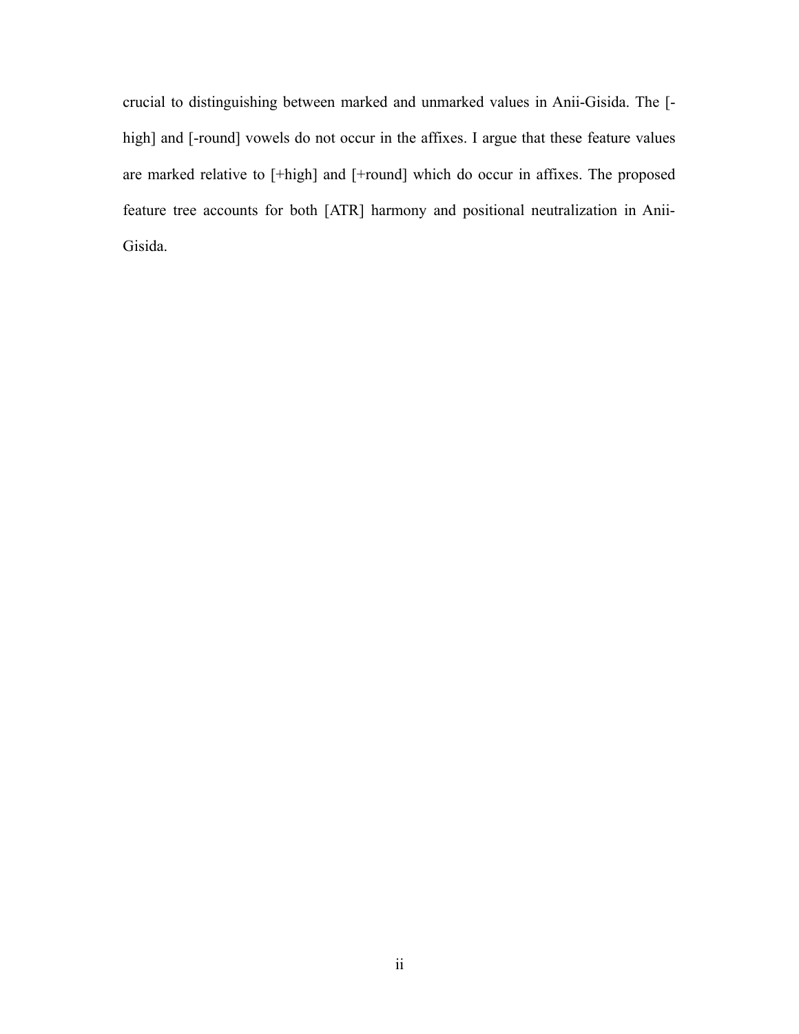crucial to distinguishing between marked and unmarked values in Anii-Gisida. The [-high] and [-round] vowels do not occur in the affixes. I argue that these feature values are marked relative to [+high] and [+round] which do occur in affixes. The proposed feature tree accounts for both [ATR] harmony and positional neutralization in Anii-Gisida.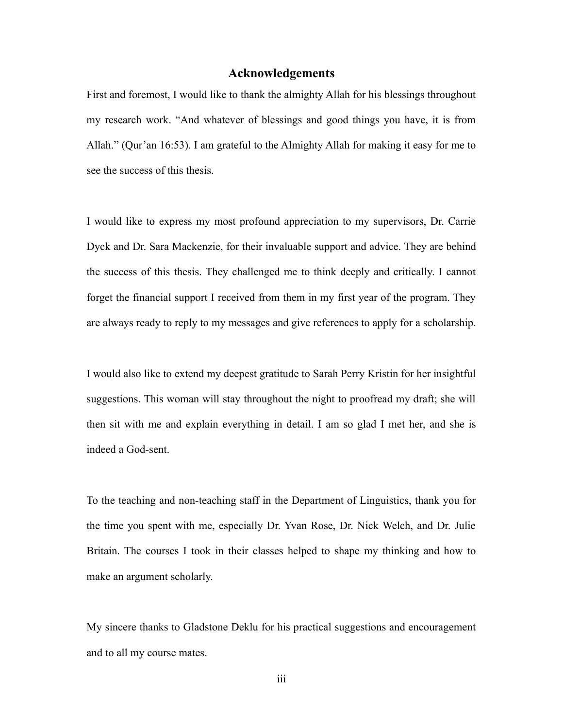# Acknowledgements

First and foremost, I would like to thank the almighty Allah for his blessings throughout my research work. "And whatever of blessings and good things you have, it is from Allah." (Qur'an 16:53). I am grateful to the Almighty Allah for making it easy for me to see the success of this thesis.

I would like to express my most profound appreciation to my supervisors, Dr. Carrie Dyck and Dr. Sara Mackenzie, for their invaluable support and advice. They are behind the success of this thesis. They challenged me to think deeply and critically. I cannot forget the financial support I received from them in my first year of the program. They are always ready to reply to my messages and give references to apply for a scholarship.

I would also like to extend my deepest gratitude to Sarah Perry Kristin for her insightful suggestions. This woman will stay throughout the night to proofread my draft; she will then sit with me and explain everything in detail. I am so glad I met her, and she is indeed a God-sent.

To the teaching and non-teaching staff in the Department of Linguistics, thank you for the time you spent with me, especially Dr. Yvan Rose, Dr. Nick Welch, and Dr. Julie Britain. The courses I took in their classes helped to shape my thinking and how to make an argument scholarly.

My sincere thanks to Gladstone Deklu for his practical suggestions and encouragement and to all my course mates.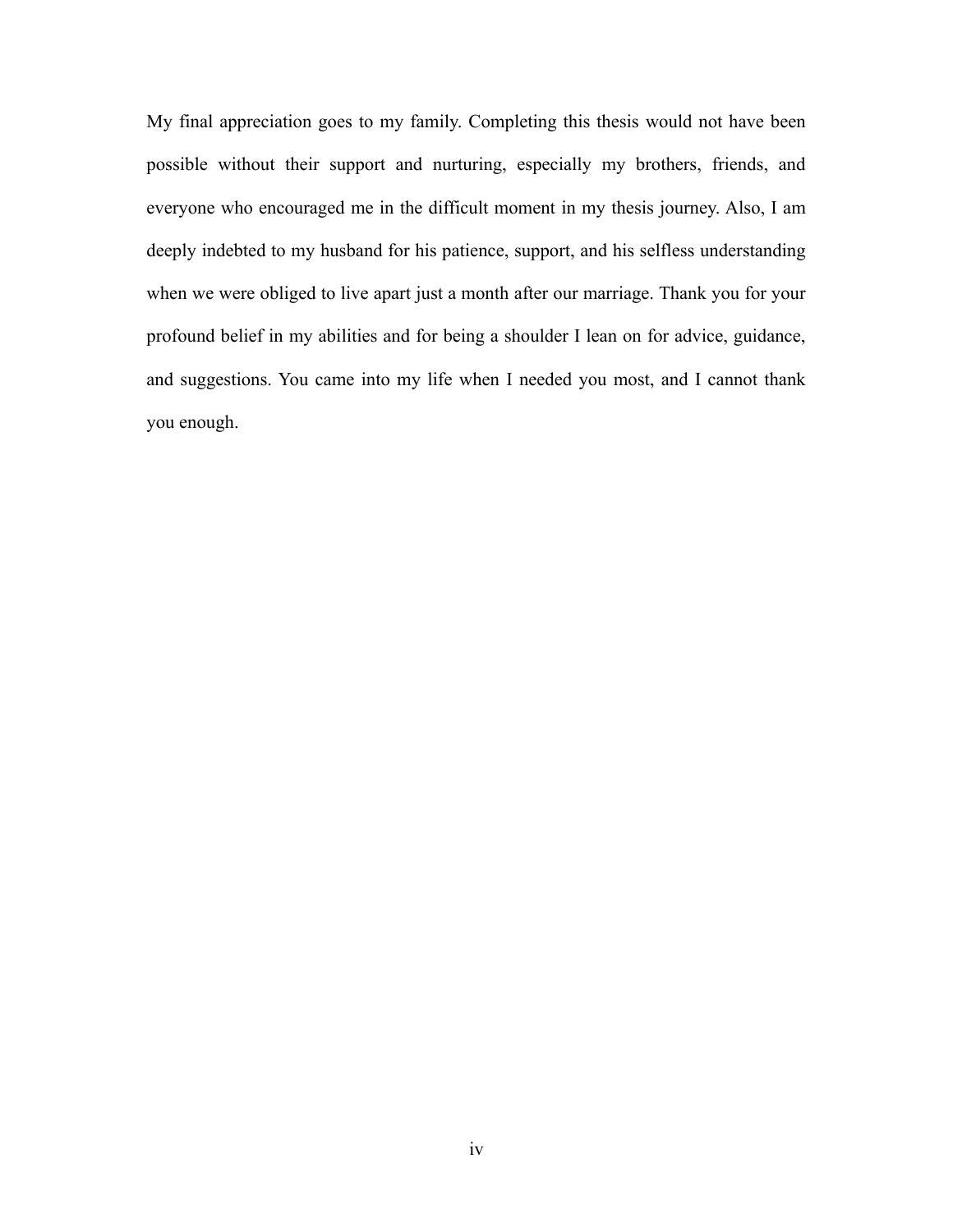My final appreciation goes to my family. Completing this thesis would not have been possible without their support and nurturing, especially my brothers, friends, and everyone who encouraged me in the difficult moment in my thesis journey. Also, I am deeply indebted to my husband for his patience, support, and his selfless understanding when we were obliged to live apart just a month after our marriage. Thank you for your profound belief in my abilities and for being a shoulder I lean on for advice, guidance, and suggestions. You came into my life when I needed you most, and I cannot thank you enough.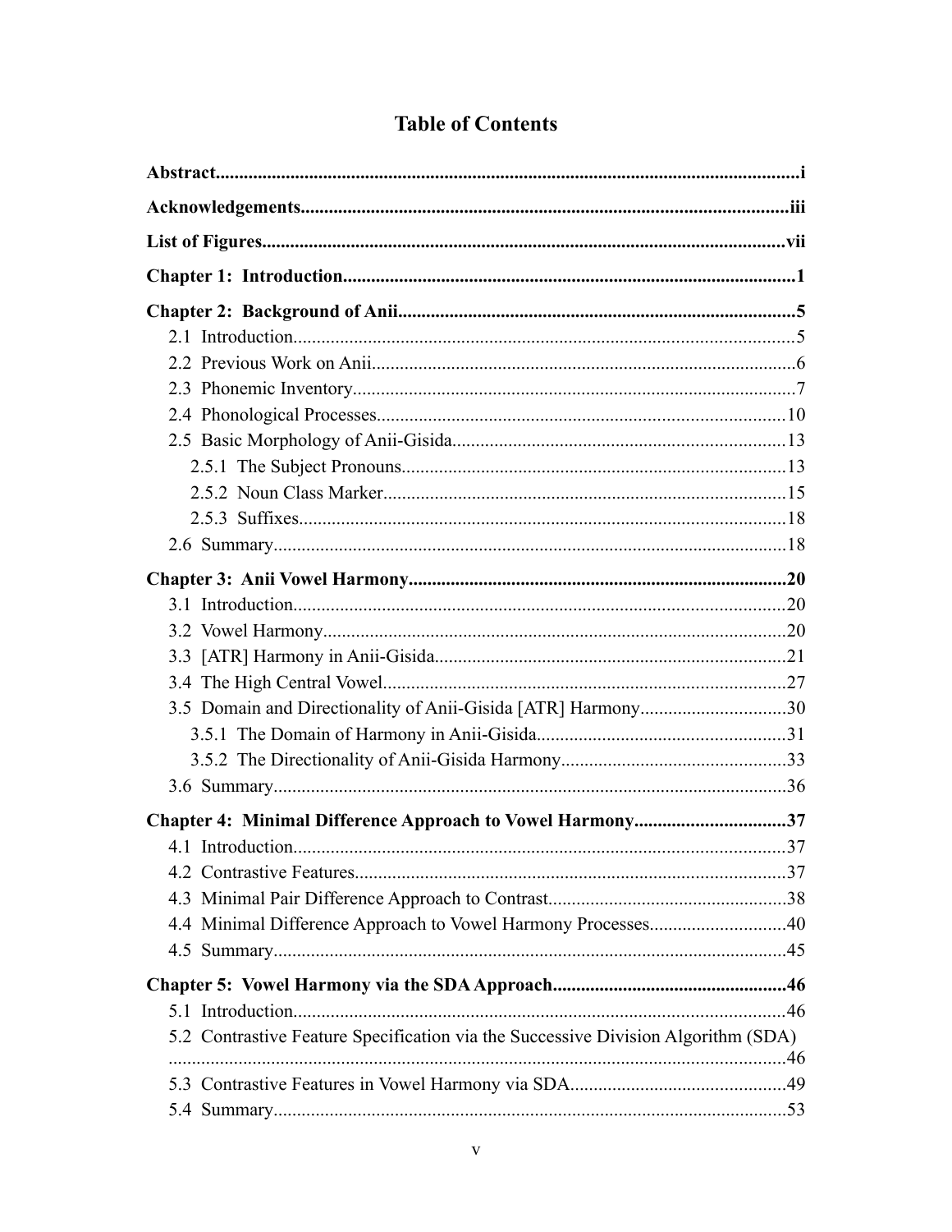# Table of Contents

**Abstract**......................................................................................................................i

**Acknowledgements**...................................................................................................iii

**List of Figures**..........................................................................................................vii

**Chapter 1: Introduction**...........................................................................................1

**Chapter 2: Background of Anii**................................................................................5

2.1 Introduction.........................................................................................................5

2.2 Previous Work on Anii.........................................................................................6

2.3 Phonemic Inventory.............................................................................................7

2.4 Phonological Processes......................................................................................10

2.5 Basic Morphology of Anii-Gisida......................................................................13

2.5.1 The Subject Pronouns.................................................................................13

2.5.2 Noun Class Marker.....................................................................................15

2.5.3 Suffixes.......................................................................................................18

2.6 Summary............................................................................................................18

**Chapter 3: Anii Vowel Harmony**............................................................................20

3.1 Introduction........................................................................................................20

3.2 Vowel Harmony..................................................................................................20

3.3 [ATR] Harmony in Anii-Gisida..........................................................................21

3.4 The High Central Vowel.....................................................................................27

3.5 Domain and Directionality of Anii-Gisida [ATR] Harmony...............................30

3.5.1 The Domain of Harmony in Anii-Gisida....................................................31

3.5.2 The Directionality of Anii-Gisida Harmony................................................33

3.6 Summary............................................................................................................36

**Chapter 4: Minimal Difference Approach to Vowel Harmony**................................37

4.1 Introduction........................................................................................................37

4.2 Contrastive Features...........................................................................................37

4.3 Minimal Pair Difference Approach to Contrast..................................................38

4.4 Minimal Difference Approach to Vowel Harmony Processes.............................40

4.5 Summary............................................................................................................45

**Chapter 5: Vowel Harmony via the SDA Approach**................................................46

5.1 Introduction........................................................................................................46

5.2 Contrastive Feature Specification via the Successive Division Algorithm (SDA) ..................................................................................................................................46

5.3 Contrastive Features in Vowel Harmony via SDA.............................................49

5.4 Summary............................................................................................................53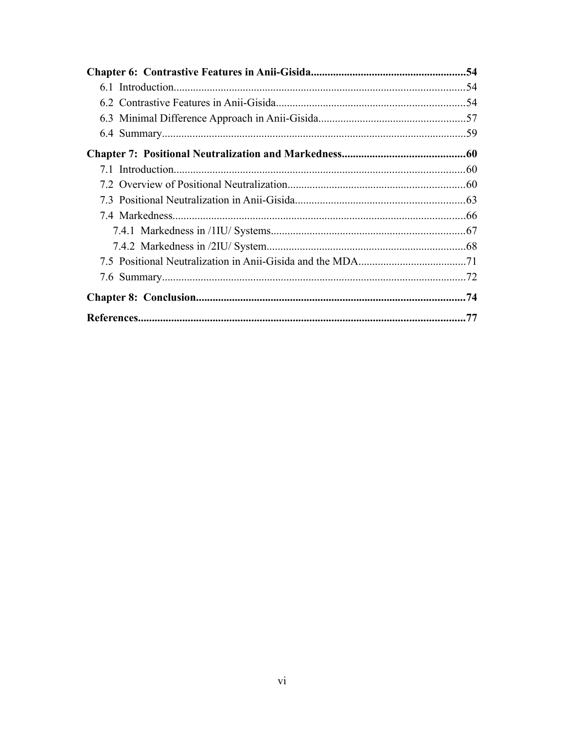**Chapter 6: Contrastive Features in Anii-Gisida....................54**

6.1 Introduction....................54

6.2 Contrastive Features in Anii-Gisida....................54

6.3 Minimal Difference Approach in Anii-Gisida....................57

6.4 Summary....................59

**Chapter 7: Positional Neutralization and Markedness....................60**

7.1 Introduction....................60

7.2 Overview of Positional Neutralization....................60

7.3 Positional Neutralization in Anii-Gisida....................63

7.4 Markedness....................66

7.4.1 Markedness in /1IU/ Systems....................67

7.4.2 Markedness in /2IU/ System....................68

7.5 Positional Neutralization in Anii-Gisida and the MDA....................71

7.6 Summary....................72

**Chapter 8: Conclusion....................74**

**References....................77**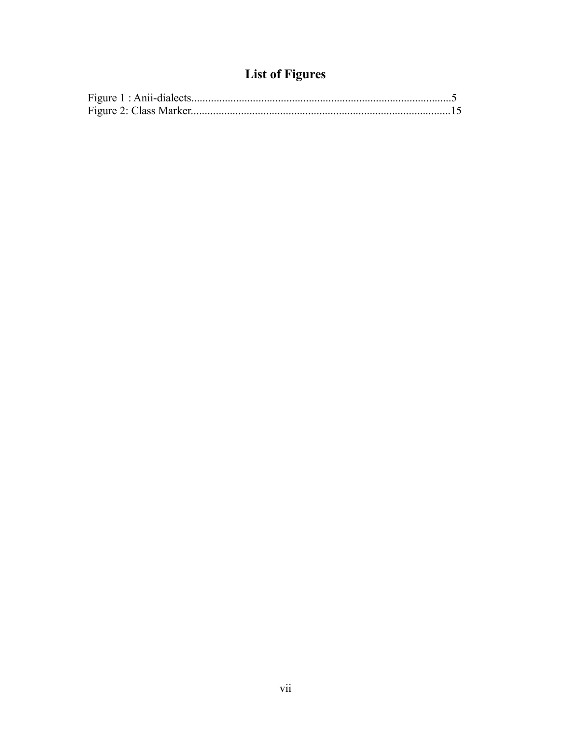# List of Figures

Figure 1 : Anii-dialects.............................................................................................5
Figure 2: Class Marker.............................................................................................15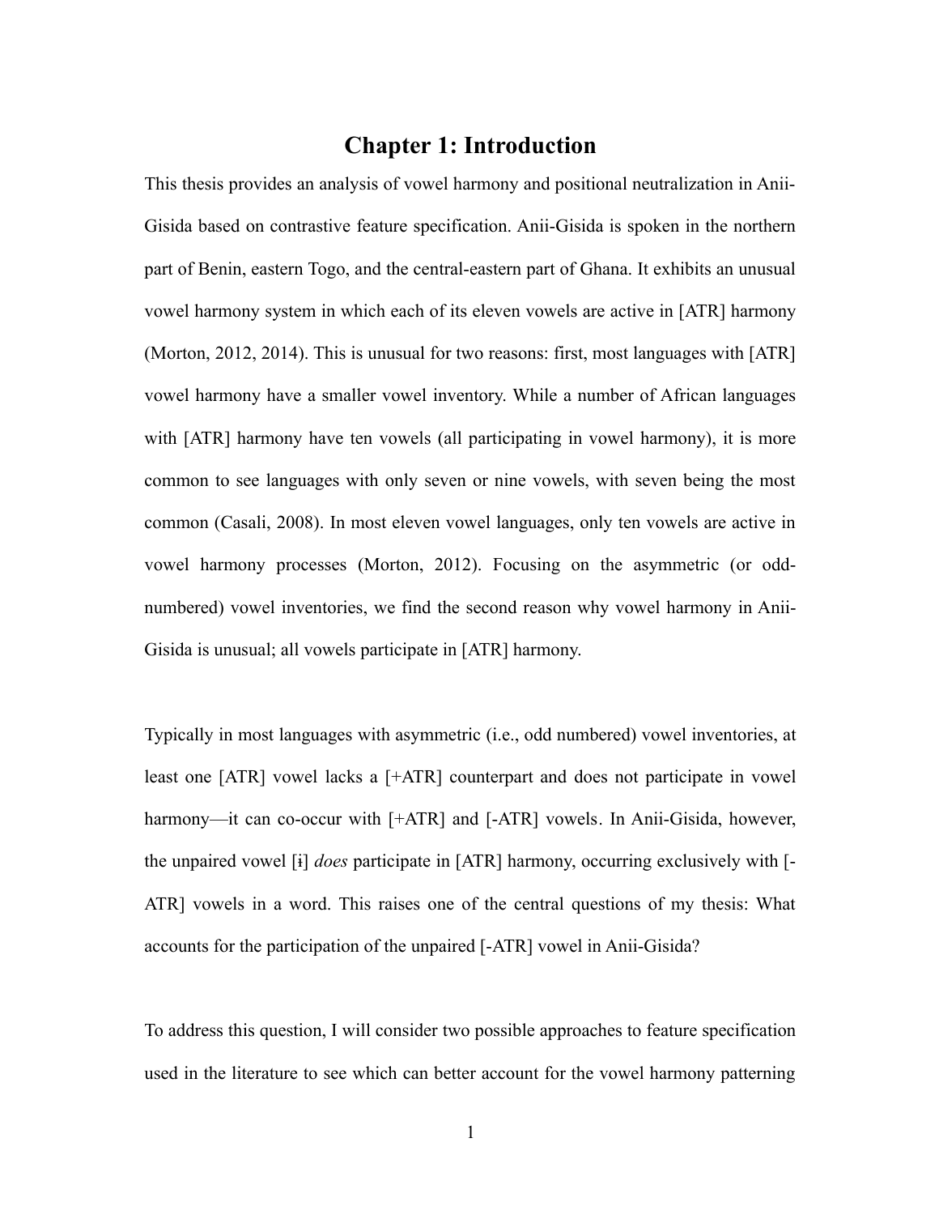# Chapter 1: Introduction

This thesis provides an analysis of vowel harmony and positional neutralization in Anii-Gisida based on contrastive feature specification. Anii-Gisida is spoken in the northern part of Benin, eastern Togo, and the central-eastern part of Ghana. It exhibits an unusual vowel harmony system in which each of its eleven vowels are active in [ATR] harmony (Morton, 2012, 2014). This is unusual for two reasons: first, most languages with [ATR] vowel harmony have a smaller vowel inventory. While a number of African languages with [ATR] harmony have ten vowels (all participating in vowel harmony), it is more common to see languages with only seven or nine vowels, with seven being the most common (Casali, 2008). In most eleven vowel languages, only ten vowels are active in vowel harmony processes (Morton, 2012). Focusing on the asymmetric (or odd-numbered) vowel inventories, we find the second reason why vowel harmony in Anii-Gisida is unusual; all vowels participate in [ATR] harmony.

Typically in most languages with asymmetric (i.e., odd numbered) vowel inventories, at least one [ATR] vowel lacks a [+ATR] counterpart and does not participate in vowel harmony—it can co-occur with [+ATR] and [-ATR] vowels. In Anii-Gisida, however, the unpaired vowel [ɨ] *does* participate in [ATR] harmony, occurring exclusively with [-ATR] vowels in a word. This raises one of the central questions of my thesis: What accounts for the participation of the unpaired [-ATR] vowel in Anii-Gisida?

To address this question, I will consider two possible approaches to feature specification used in the literature to see which can better account for the vowel harmony patterning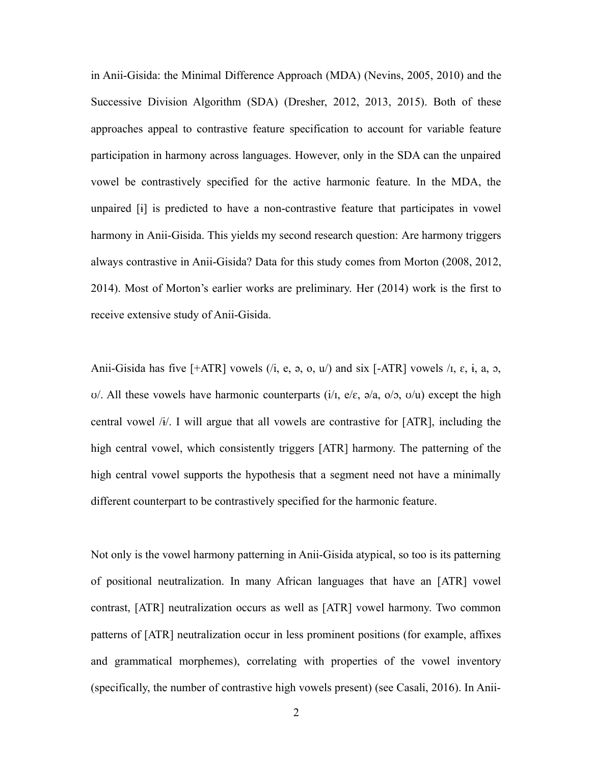in Anii-Gisida: the Minimal Difference Approach (MDA) (Nevins, 2005, 2010) and the Successive Division Algorithm (SDA) (Dresher, 2012, 2013, 2015). Both of these approaches appeal to contrastive feature specification to account for variable feature participation in harmony across languages. However, only in the SDA can the unpaired vowel be contrastively specified for the active harmonic feature. In the MDA, the unpaired [ɨ] is predicted to have a non-contrastive feature that participates in vowel harmony in Anii-Gisida. This yields my second research question: Are harmony triggers always contrastive in Anii-Gisida? Data for this study comes from Morton (2008, 2012, 2014). Most of Morton's earlier works are preliminary. Her (2014) work is the first to receive extensive study of Anii-Gisida.

Anii-Gisida has five [+ATR] vowels (/i, e, ə, o, u/) and six [-ATR] vowels /ɪ, ɛ, ɨ, a, ɔ, ʊ/. All these vowels have harmonic counterparts (i/ɪ, e/ɛ, ə/a, o/ɔ, ʊ/u) except the high central vowel /ɨ/. I will argue that all vowels are contrastive for [ATR], including the high central vowel, which consistently triggers [ATR] harmony. The patterning of the high central vowel supports the hypothesis that a segment need not have a minimally different counterpart to be contrastively specified for the harmonic feature.

Not only is the vowel harmony patterning in Anii-Gisida atypical, so too is its patterning of positional neutralization. In many African languages that have an [ATR] vowel contrast, [ATR] neutralization occurs as well as [ATR] vowel harmony. Two common patterns of [ATR] neutralization occur in less prominent positions (for example, affixes and grammatical morphemes), correlating with properties of the vowel inventory (specifically, the number of contrastive high vowels present) (see Casali, 2016). In Anii-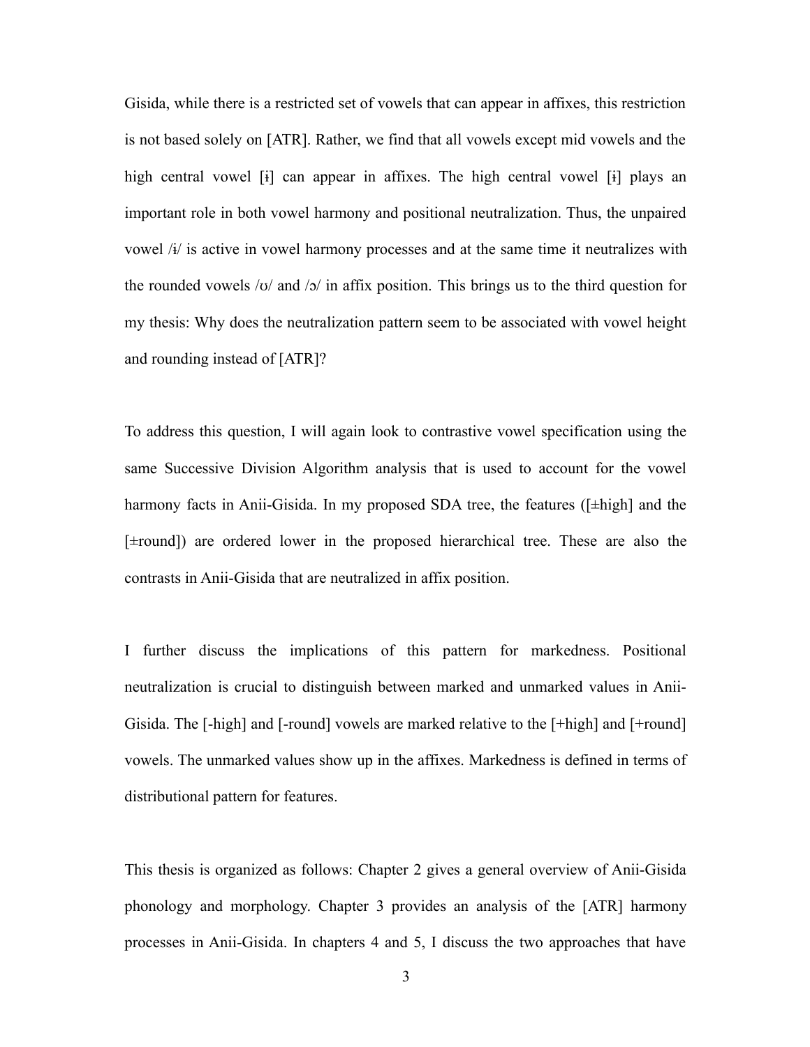Gisida, while there is a restricted set of vowels that can appear in affixes, this restriction is not based solely on [ATR]. Rather, we find that all vowels except mid vowels and the high central vowel [ɨ] can appear in affixes. The high central vowel [ɨ] plays an important role in both vowel harmony and positional neutralization. Thus, the unpaired vowel /ɨ/ is active in vowel harmony processes and at the same time it neutralizes with the rounded vowels /ʊ/ and /ɔ/ in affix position. This brings us to the third question for my thesis: Why does the neutralization pattern seem to be associated with vowel height and rounding instead of [ATR]?

To address this question, I will again look to contrastive vowel specification using the same Successive Division Algorithm analysis that is used to account for the vowel harmony facts in Anii-Gisida. In my proposed SDA tree, the features ([±high] and the [±round]) are ordered lower in the proposed hierarchical tree. These are also the contrasts in Anii-Gisida that are neutralized in affix position.

I further discuss the implications of this pattern for markedness. Positional neutralization is crucial to distinguish between marked and unmarked values in Anii-Gisida. The [-high] and [-round] vowels are marked relative to the [+high] and [+round] vowels. The unmarked values show up in the affixes. Markedness is defined in terms of distributional pattern for features.

This thesis is organized as follows: Chapter 2 gives a general overview of Anii-Gisida phonology and morphology. Chapter 3 provides an analysis of the [ATR] harmony processes in Anii-Gisida. In chapters 4 and 5, I discuss the two approaches that have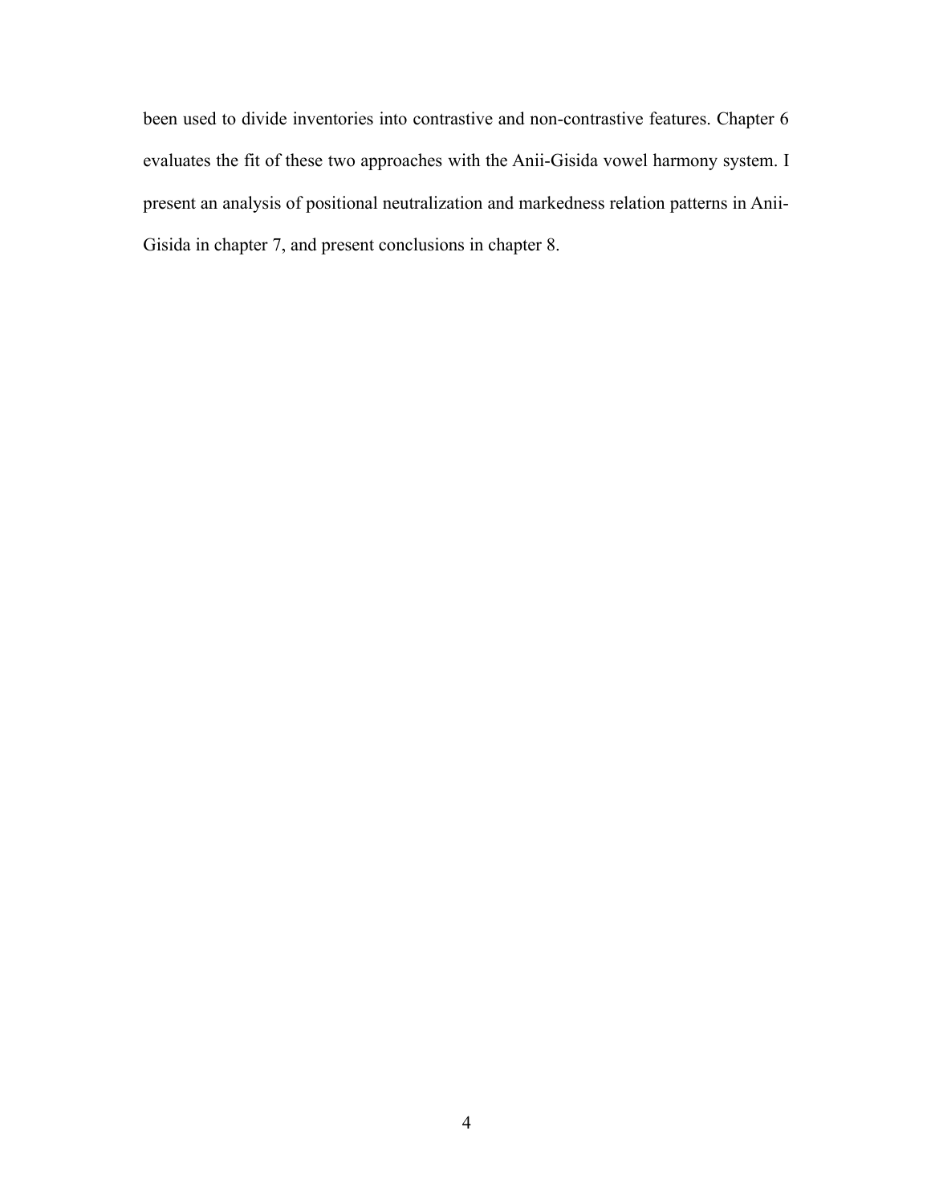been used to divide inventories into contrastive and non-contrastive features. Chapter 6 evaluates the fit of these two approaches with the Anii-Gisida vowel harmony system. I present an analysis of positional neutralization and markedness relation patterns in Anii-Gisida in chapter 7, and present conclusions in chapter 8.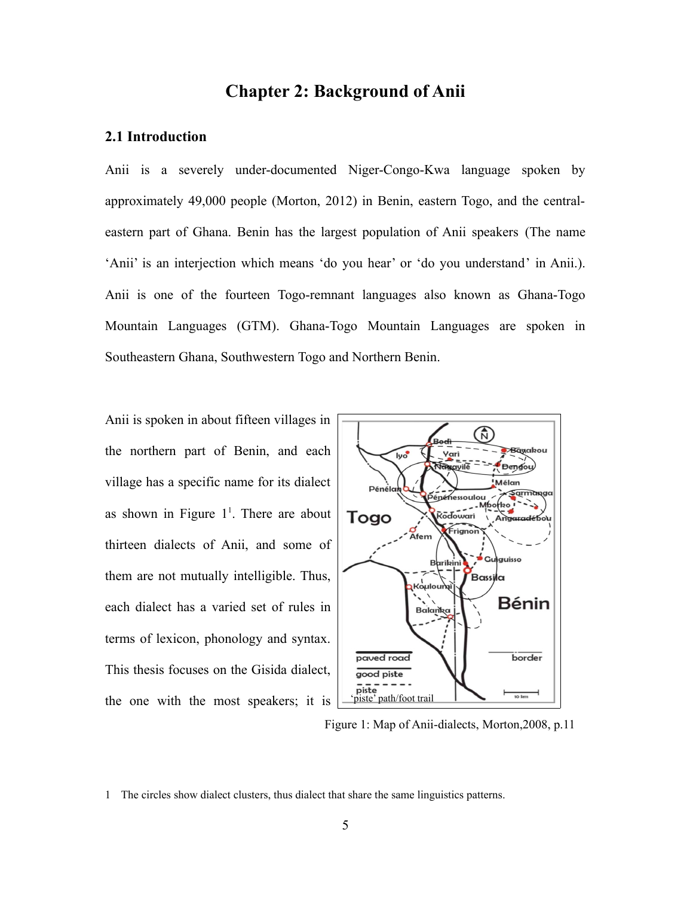# Chapter 2: Background of Anii

## 2.1 Introduction

Anii is a severely under-documented Niger-Congo-Kwa language spoken by approximately 49,000 people (Morton, 2012) in Benin, eastern Togo, and the central-eastern part of Ghana. Benin has the largest population of Anii speakers (The name 'Anii' is an interjection which means 'do you hear' or 'do you understand' in Anii.). Anii is one of the fourteen Togo-remnant languages also known as Ghana-Togo Mountain Languages (GTM). Ghana-Togo Mountain Languages are spoken in Southeastern Ghana, Southwestern Togo and Northern Benin.

Anii is spoken in about fifteen villages in the northern part of Benin, and each village has a specific name for its dialect as shown in Figure 1[1]. There are about thirteen dialects of Anii, and some of them are not mutually intelligible. Thus, each dialect has a varied set of rules in terms of lexicon, phonology and syntax. This thesis focuses on the Gisida dialect, the one with the most speakers; it is

Figure 1: Map of Anii-dialects, Morton,2008, p.11

1 The circles show dialect clusters, thus dialect that share the same linguistics patterns.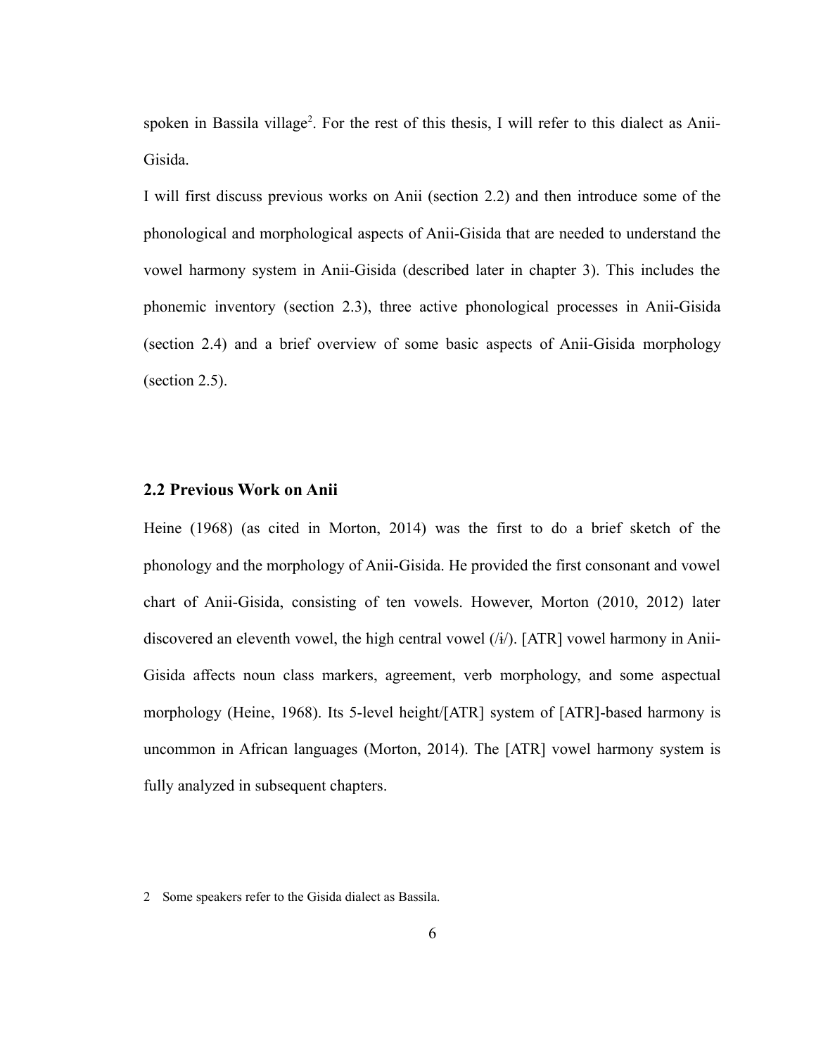spoken in Bassila village[2]. For the rest of this thesis, I will refer to this dialect as Anii-Gisida.

I will first discuss previous works on Anii (section 2.2) and then introduce some of the phonological and morphological aspects of Anii-Gisida that are needed to understand the vowel harmony system in Anii-Gisida (described later in chapter 3). This includes the phonemic inventory (section 2.3), three active phonological processes in Anii-Gisida (section 2.4) and a brief overview of some basic aspects of Anii-Gisida morphology (section 2.5).

## 2.2 Previous Work on Anii

Heine (1968) (as cited in Morton, 2014) was the first to do a brief sketch of the phonology and the morphology of Anii-Gisida. He provided the first consonant and vowel chart of Anii-Gisida, consisting of ten vowels. However, Morton (2010, 2012) later discovered an eleventh vowel, the high central vowel (/ɨ/). [ATR] vowel harmony in Anii-Gisida affects noun class markers, agreement, verb morphology, and some aspectual morphology (Heine, 1968). Its 5-level height/[ATR] system of [ATR]-based harmony is uncommon in African languages (Morton, 2014). The [ATR] vowel harmony system is fully analyzed in subsequent chapters.

2 Some speakers refer to the Gisida dialect as Bassila.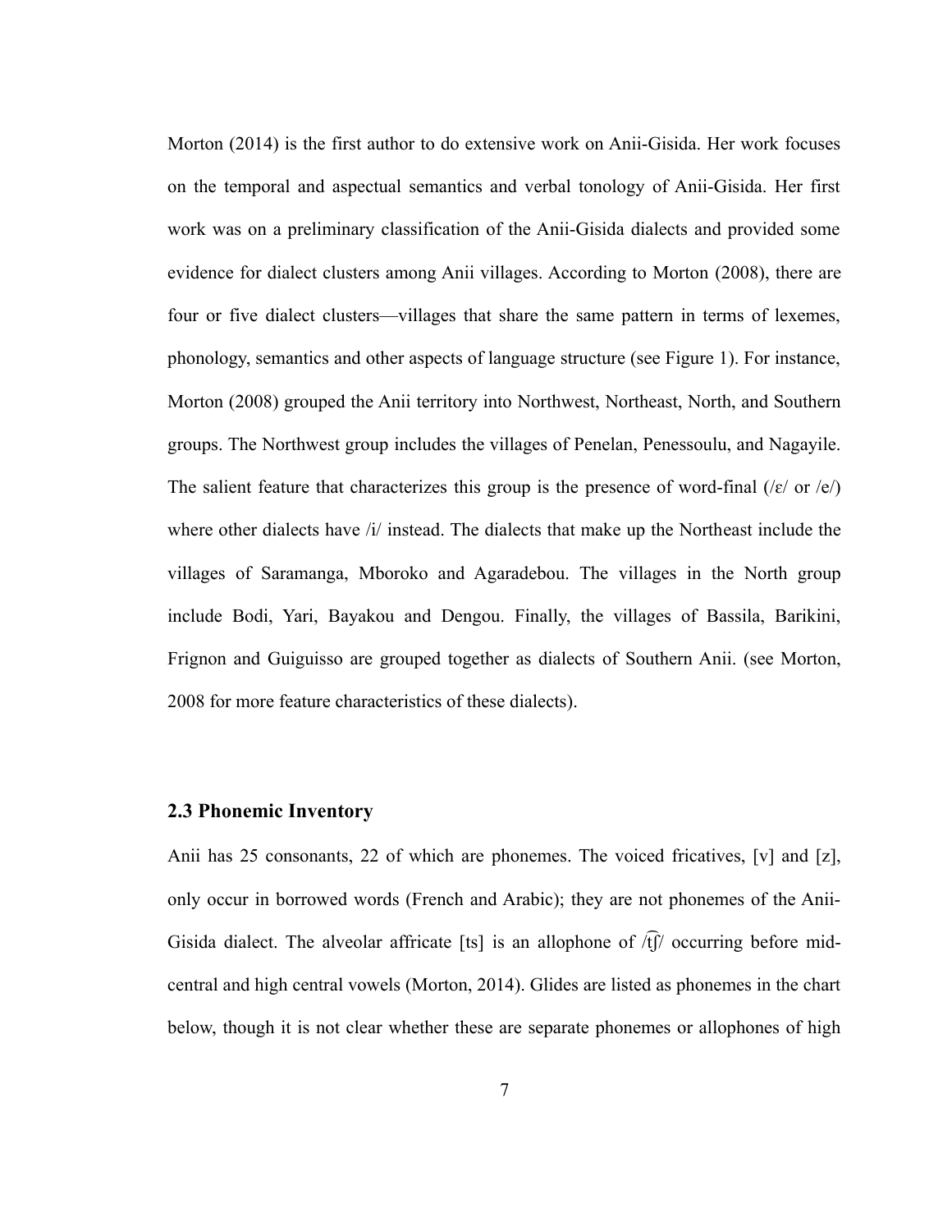Morton (2014) is the first author to do extensive work on Anii-Gisida. Her work focuses on the temporal and aspectual semantics and verbal tonology of Anii-Gisida. Her first work was on a preliminary classification of the Anii-Gisida dialects and provided some evidence for dialect clusters among Anii villages. According to Morton (2008), there are four or five dialect clusters—villages that share the same pattern in terms of lexemes, phonology, semantics and other aspects of language structure (see Figure 1). For instance, Morton (2008) grouped the Anii territory into Northwest, Northeast, North, and Southern groups. The Northwest group includes the villages of Penelan, Penessoulu, and Nagayile. The salient feature that characterizes this group is the presence of word-final (/ɛ/ or /e/) where other dialects have /i/ instead. The dialects that make up the Northeast include the villages of Saramanga, Mboroko and Agaradebou. The villages in the North group include Bodi, Yari, Bayakou and Dengou. Finally, the villages of Bassila, Barikini, Frignon and Guiguisso are grouped together as dialects of Southern Anii. (see Morton, 2008 for more feature characteristics of these dialects).

### 2.3 Phonemic Inventory

Anii has 25 consonants, 22 of which are phonemes. The voiced fricatives, [v] and [z], only occur in borrowed words (French and Arabic); they are not phonemes of the Anii-Gisida dialect. The alveolar affricate [ts] is an allophone of /t͡ʃ/ occurring before mid-central and high central vowels (Morton, 2014). Glides are listed as phonemes in the chart below, though it is not clear whether these are separate phonemes or allophones of high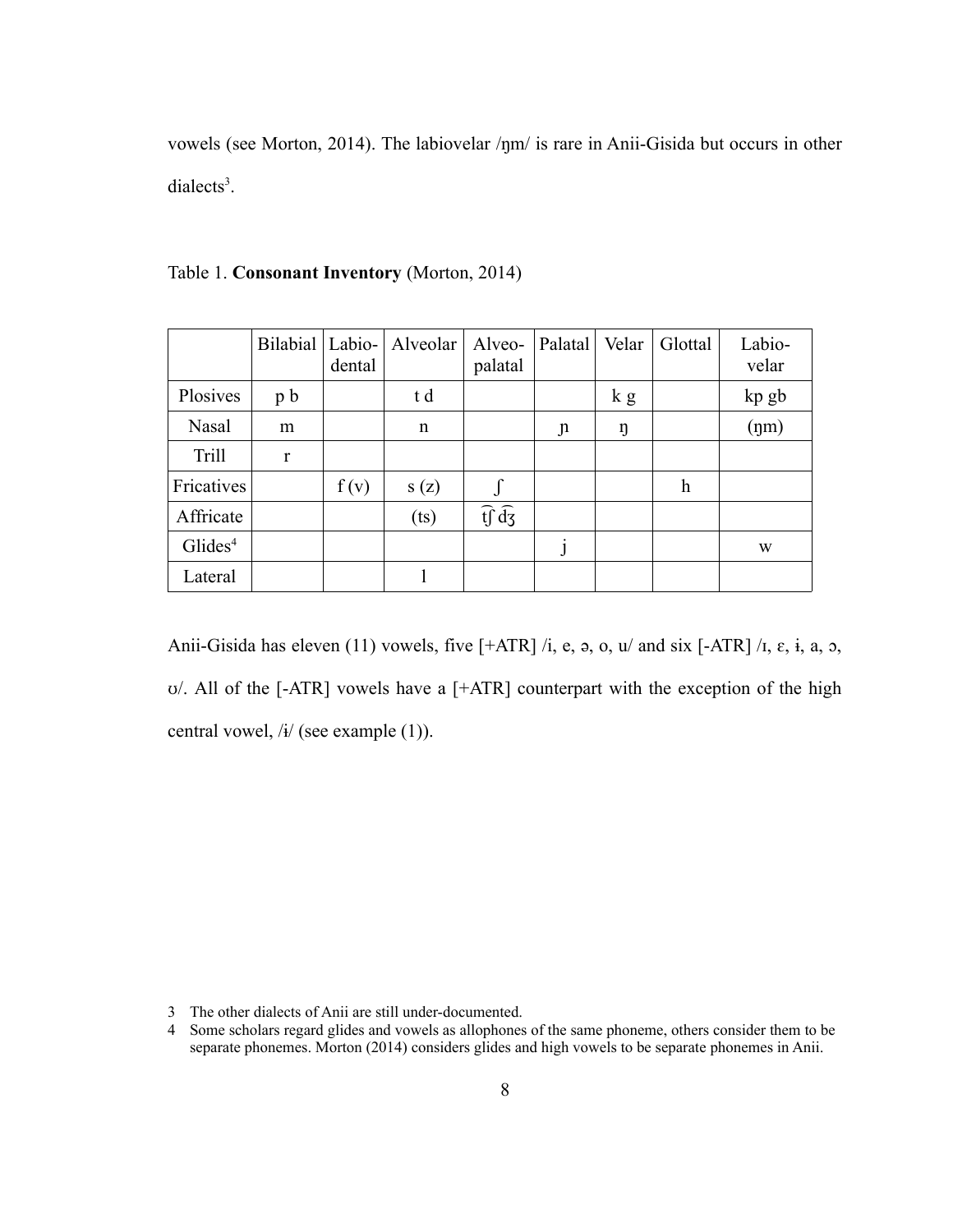vowels (see Morton, 2014). The labiovelar /ŋm/ is rare in Anii-Gisida but occurs in other dialects[3].

Table 1. **Consonant Inventory** (Morton, 2014)

| | Bilabial | Labio-dental | Alveolar | Alveo-palatal | Palatal | Velar | Glottal | Labio-velar |
|---|---|---|---|---|---|---|---|---|
| Plosives | p b | | t d | | | k g | | kp gb |
| Nasal | m | | n | | ɲ | ŋ | | (ŋm) |
| Trill | r | | | | | | | |
| Fricatives | | f (v) | s (z) | ʃ | | | h | |
| Affricate | | | (ts) | t͡ʃ d͡ʒ | | | | |
| Glides[4] | | | | | j | | | w |
| Lateral | | | l | | | | | |

Anii-Gisida has eleven (11) vowels, five [+ATR] /i, e, ə, o, u/ and six [-ATR] /ɪ, ɛ, ɨ, a, ɔ, ʊ/. All of the [-ATR] vowels have a [+ATR] counterpart with the exception of the high central vowel, /ɨ/ (see example (1)).

3 The other dialects of Anii are still under-documented.

4 Some scholars regard glides and vowels as allophones of the same phoneme, others consider them to be separate phonemes. Morton (2014) considers glides and high vowels to be separate phonemes in Anii.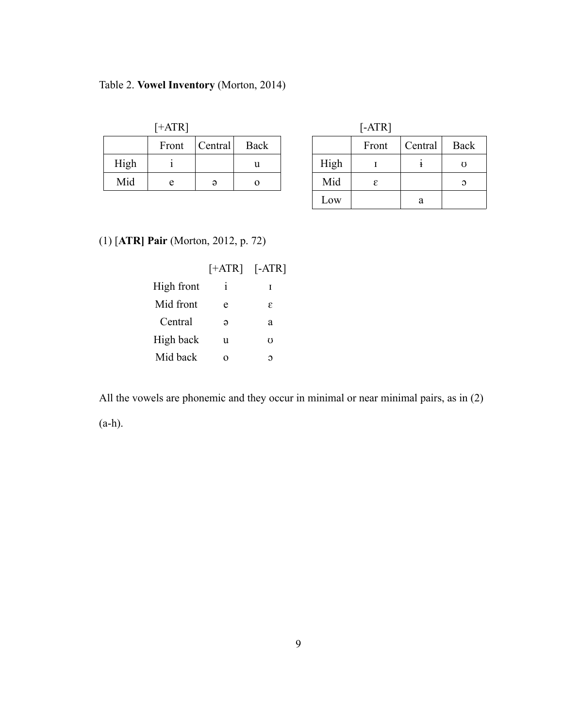Table 2. **Vowel Inventory** (Morton, 2014)

[+ATR]

| | Front | Central | Back |
|---|---|---|---|
| High | i | | u |
| Mid | e | ə | o |

[-ATR]

| | Front | Central | Back |
|---|---|---|---|
| High | ɪ | ɨ | ʊ |
| Mid | ɛ | | ɔ |
| Low | | a | |

(1) [**ATR] Pair** (Morton, 2012, p. 72)

| | [+ATR] | [-ATR] |
|---|---|---|
| High front | i | ɪ |
| Mid front | e | ɛ |
| Central | ə | a |
| High back | u | ʊ |
| Mid back | o | ɔ |

All the vowels are phonemic and they occur in minimal or near minimal pairs, as in (2) (a-h).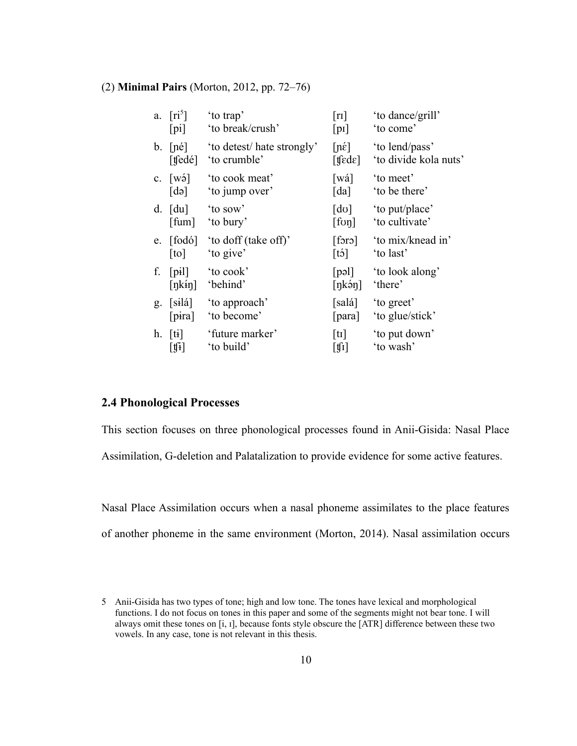(2) **Minimal Pairs** (Morton, 2012, pp. 72–76)

| | | | | |
|---|---|---|---|---|
| a. | [ri[5]] | 'to trap' | [rɪ] | 'to dance/grill' |
| | [pi] | 'to break/crush' | [pɪ] | 'to come' |
| b. | [ɲé] | 'to detest/ hate strongly' | [ɲɛ́] | 'to lend/pass' |
| | [ʧedé] | 'to crumble' | [ʧɛdɛ] | 'to divide kola nuts' |
| c. | [wə́] | 'to cook meat' | [wá] | 'to meet' |
| | [də] | 'to jump over' | [da] | 'to be there' |
| d. | [du] | 'to sow' | [dʊ] | 'to put/place' |
| | [fum] | 'to bury' | [fʊŋ] | 'to cultivate' |
| e. | [fodó] | 'to doff (take off)' | [fɔrɔ] | 'to mix/knead in' |
| | [to] | 'to give' | [tɔ́] | 'to last' |
| f. | [pɨl] | 'to cook' | [pəl] | 'to look along' |
| | [ŋkɨ́ŋ] | 'behind' | [ŋkə́ŋ] | 'there' |
| g. | [sɨlá] | 'to approach' | [salá] | 'to greet' |
| | [pɨra] | 'to become' | [para] | 'to glue/stick' |
| h. | [tɨ] | 'future marker' | [tɪ] | 'to put down' |
| | [ʧɨ] | 'to build' | [ʧɪ] | 'to wash' |

## 2.4 Phonological Processes

This section focuses on three phonological processes found in Anii-Gisida: Nasal Place Assimilation, G-deletion and Palatalization to provide evidence for some active features.

Nasal Place Assimilation occurs when a nasal phoneme assimilates to the place features of another phoneme in the same environment (Morton, 2014). Nasal assimilation occurs

5 Anii-Gisida has two types of tone; high and low tone. The tones have lexical and morphological functions. I do not focus on tones in this paper and some of the segments might not bear tone. I will always omit these tones on [i, ɪ], because fonts style obscure the [ATR] difference between these two vowels. In any case, tone is not relevant in this thesis.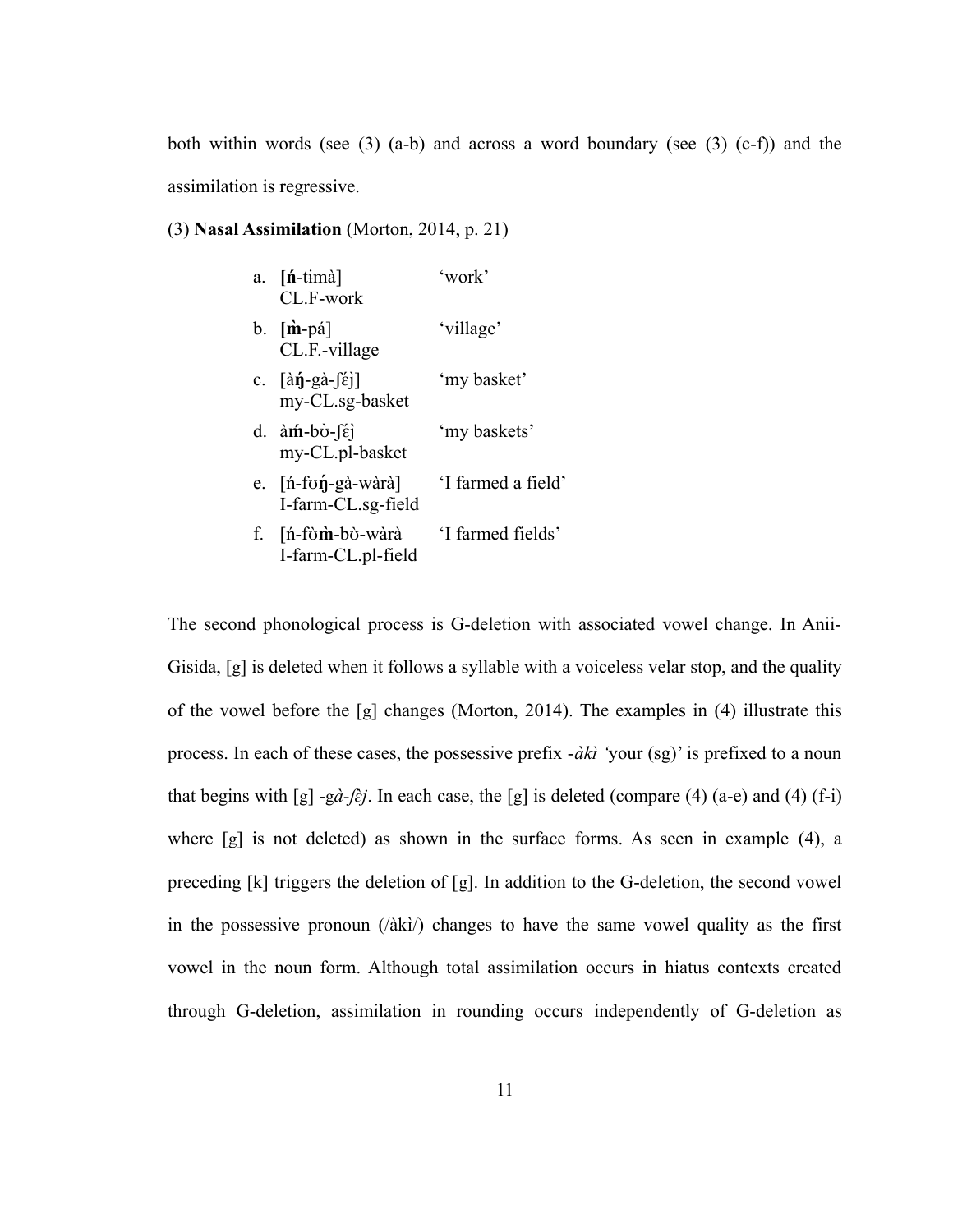both within words (see (3) (a-b) and across a word boundary (see (3) (c-f)) and the assimilation is regressive.

(3) **Nasal Assimilation** (Morton, 2014, p. 21)

| | | |
|---|---|---|
| a. | **[ń**-tɨmà] <br> CL.F-work | 'work' |
| b. | **[m̀**-pá] <br> CL.F.-village | 'village' |
| c. | [à**ŋ́**-gà-ʃɛ́j] <br> my-CL.sg-basket | 'my basket' |
| d. | à**ḿ**-bʊ̀-ʃɛ́j <br> my-CL.pl-basket | 'my baskets' |
| e. | [ń-fʊ**ŋ́**-gà-wàrà] <br> I-farm-CL.sg-field | 'I farmed a field' |
| f. | [ń-fʊ̀**m̀**-bʊ̀-wàrà <br> I-farm-CL.pl-field | 'I farmed fields' |

The second phonological process is G-deletion with associated vowel change. In Anii-Gisida, [g] is deleted when it follows a syllable with a voiceless velar stop, and the quality of the vowel before the [g] changes (Morton, 2014). The examples in (4) illustrate this process. In each of these cases, the possessive prefix -*àkì* 'your (sg)' is prefixed to a noun that begins with [g] -g*à-ʃɛ̂j*. In each case, the [g] is deleted (compare (4) (a-e) and (4) (f-i) where [g] is not deleted) as shown in the surface forms. As seen in example (4), a preceding [k] triggers the deletion of [g]. In addition to the G-deletion, the second vowel in the possessive pronoun (/àkì/) changes to have the same vowel quality as the first vowel in the noun form. Although total assimilation occurs in hiatus contexts created through G-deletion, assimilation in rounding occurs independently of G-deletion as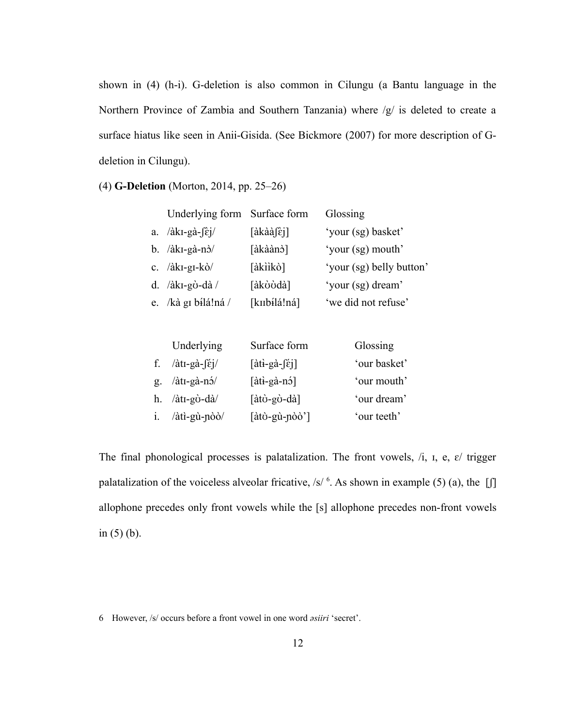shown in (4) (h-i). G-deletion is also common in Cilungu (a Bantu language in the Northern Province of Zambia and Southern Tanzania) where /g/ is deleted to create a surface hiatus like seen in Anii-Gisida. (See Bickmore (2007) for more description of G-deletion in Cilungu).

(4) **G-Deletion** (Morton, 2014, pp. 25–26)

| | Underlying form | Surface form | Glossing |
|---|---|---|---|
| a. | /àkɪ-gà-ʃɛ̀j/ | [àkààʃɛ̀j] | 'your (sg) basket' |
| b. | /àkɪ-gà-nɔ̀/ | [àkààn ɔ̀] | 'your (sg) mouth' |
| c. | /àkɪ-gɪ-kò/ | [àkììkò] | 'your (sg) belly button' |
| d. | /àkɪ-gʊ̀-dà / | [àkʊ̀ʊ̀dà] | 'your (sg) dream' |
| e. | /kà gɪ bɨ́lá!ná / | [kɪɪbɨ́lá!ná] | 'we did not refuse' |

| | Underlying | Surface form | Glossing |
|---|---|---|---|
| f. | /àtɪ-gà-ʃɛ́j/ | [àtɨ̀-gà-ʃɛ́j] | 'our basket' |
| g. | /àtɪ-gà-nɔ́/ | [àtɨ̀-gà-nɔ́] | 'our mouth' |
| h. | /àtɪ-gʊ̀-dà/ | [àtʊ̀-gʊ̀-dà] | 'our dream' |
| i. | /àtì-gù-ɲòò/ | [àtò-gù-ɲòò'] | 'our teeth' |

The final phonological processes is palatalization. The front vowels, /i, ɪ, e, ɛ/ trigger palatalization of the voiceless alveolar fricative, /s/ [6]. As shown in example (5) (a), the [ʃ] allophone precedes only front vowels while the [s] allophone precedes non-front vowels in (5) (b).

6 However, /s/ occurs before a front vowel in one word *əsiiri* 'secret'.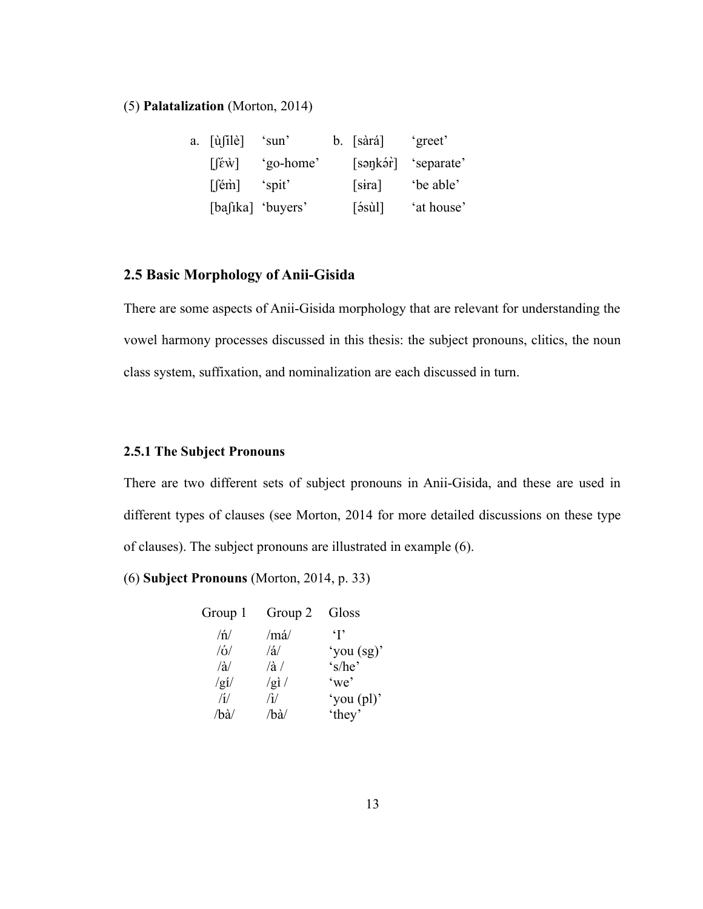(5) **Palatalization** (Morton, 2014)

| | | | | | |
|---|---|---|---|---|---|
| a. | [ùʃilè] | 'sun' | b. | [sàrá] | 'greet' |
| | [ʃέẁ] | 'go-home' | | [səŋkə́r̀] | 'separate' |
| | [ʃém̀] | 'spit' | | [sɨra] | 'be able' |
| | [baʃɪka] | 'buyers' | | [ə́sùl] | 'at house' |

## 2.5 Basic Morphology of Anii-Gisida

There are some aspects of Anii-Gisida morphology that are relevant for understanding the vowel harmony processes discussed in this thesis: the subject pronouns, clitics, the noun class system, suffixation, and nominalization are each discussed in turn.

### 2.5.1 The Subject Pronouns

There are two different sets of subject pronouns in Anii-Gisida, and these are used in different types of clauses (see Morton, 2014 for more detailed discussions on these type of clauses). The subject pronouns are illustrated in example (6).

(6) **Subject Pronouns** (Morton, 2014, p. 33)

| Group 1 | Group 2 | Gloss |
|---|---|---|
| /ń/ | /má/ | 'I' |
| /ʊ́/ | /á/ | 'you (sg)' |
| /à/ | /à / | 's/he' |
| /gɪ́/ | /gɪ̀ / | 'we' |
| /ɪ́/ | /ɪ̀/ | 'you (pl)' |
| /bà/ | /bà/ | 'they' |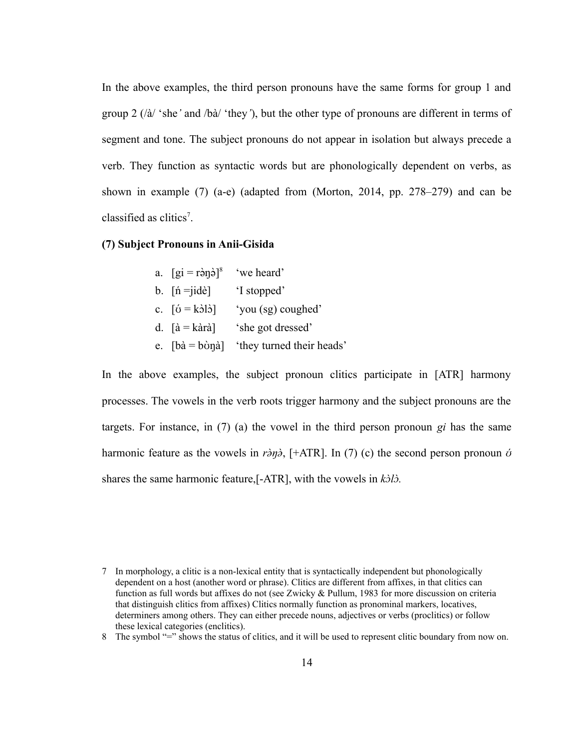In the above examples, the third person pronouns have the same forms for group 1 and group 2 (/à/ 'she' and /bà/ 'they'), but the other type of pronouns are different in terms of segment and tone. The subject pronouns do not appear in isolation but always precede a verb. They function as syntactic words but are phonologically dependent on verbs, as shown in example (7) (a-e) (adapted from (Morton, 2014, pp. 278–279) and can be classified as clitics[7].

**(7) Subject Pronouns in Anii-Gisida**

a. [gi = rə̀ŋə̀][8] 'we heard'
b. [ń =jidè] 'I stopped'
c. [ʊ́ = kɔ̀lɔ̀] 'you (sg) coughed'
d. [à = kàrà] 'she got dressed'
e. [bà = bʊ̀ŋà] 'they turned their heads'

In the above examples, the subject pronoun clitics participate in [ATR] harmony processes. The vowels in the verb roots trigger harmony and the subject pronouns are the targets. For instance, in (7) (a) the vowel in the third person pronoun *gi* has the same harmonic feature as the vowels in *rə̀ŋə̀*, [+ATR]. In (7) (c) the second person pronoun *ʊ́* shares the same harmonic feature,[-ATR], with the vowels in *kɔ̀lɔ̀.*

7 In morphology, a clitic is a non-lexical entity that is syntactically independent but phonologically dependent on a host (another word or phrase). Clitics are different from affixes, in that clitics can function as full words but affixes do not (see Zwicky & Pullum, 1983 for more discussion on criteria that distinguish clitics from affixes) Clitics normally function as pronominal markers, locatives, determiners among others. They can either precede nouns, adjectives or verbs (proclitics) or follow these lexical categories (enclitics).

8 The symbol "=" shows the status of clitics, and it will be used to represent clitic boundary from now on.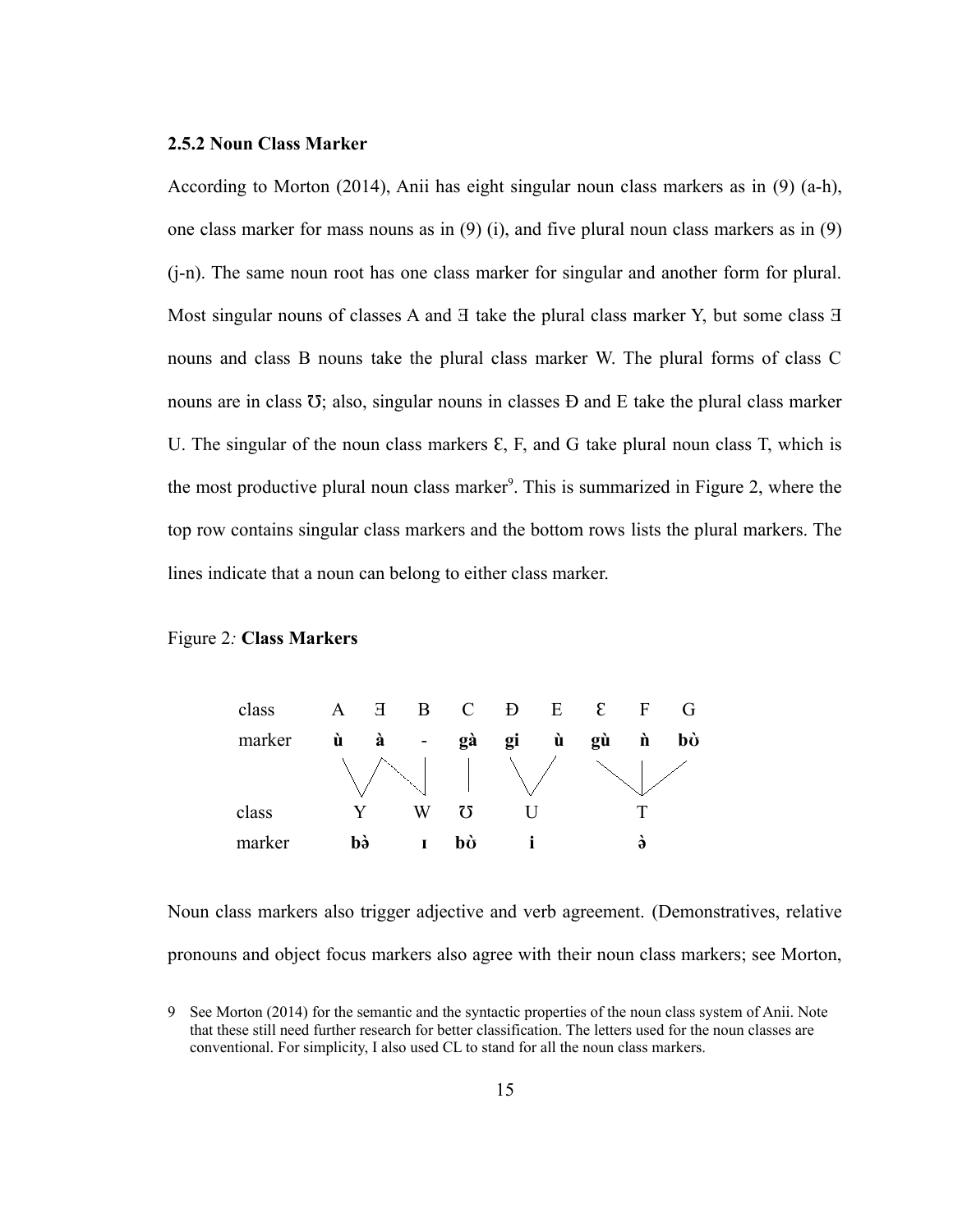### 2.5.2 Noun Class Marker

According to Morton (2014), Anii has eight singular noun class markers as in (9) (a-h), one class marker for mass nouns as in (9) (i), and five plural noun class markers as in (9) (j-n). The same noun root has one class marker for singular and another form for plural. Most singular nouns of classes A and Ǝ take the plural class marker Y, but some class Ǝ nouns and class B nouns take the plural class marker W. The plural forms of class C nouns are in class Ʊ; also, singular nouns in classes Đ and E take the plural class marker U. The singular of the noun class markers Ɛ, F, and G take plural noun class T, which is the most productive plural noun class marker[9]. This is summarized in Figure 2, where the top row contains singular class markers and the bottom rows lists the plural markers. The lines indicate that a noun can belong to either class marker.

Figure 2*:* **Class Markers**

| class | A | Ǝ | B | C | Đ | E | Ɛ | F | G |
|---|---|---|---|---|---|---|---|---|---|
| marker | **ù** | **à** | **-** | **gà** | **gɨ** | **ù** | **gù** | **ǹ** | **bʊ̀** |

| class | Y | W | Ʊ | U | T |
|---|---|---|---|---|---|
| marker | **bə̀** | **ɪ** | **bʊ̀** | **i** | **ə̀** |

Noun class markers also trigger adjective and verb agreement. (Demonstratives, relative pronouns and object focus markers also agree with their noun class markers; see Morton,

9 See Morton (2014) for the semantic and the syntactic properties of the noun class system of Anii. Note that these still need further research for better classification. The letters used for the noun classes are conventional. For simplicity, I also used CL to stand for all the noun class markers.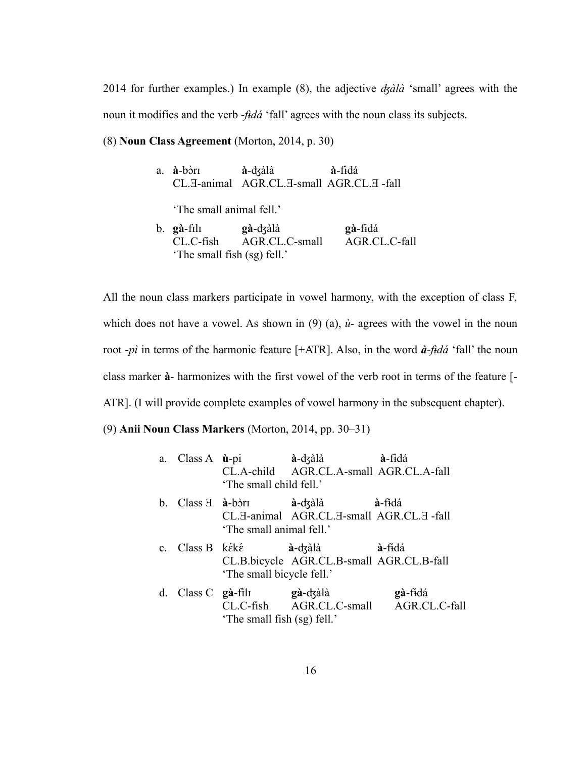2014 for further examples.) In example (8), the adjective *ʤàlà* 'small' agrees with the noun it modifies and the verb *-fɨdá* 'fall' agrees with the noun class its subjects.

(8) **Noun Class Agreement** (Morton, 2014, p. 30)

a. **à**-bɔ̀rɪ &nbsp;&nbsp;&nbsp; **à**-ʤàlà &nbsp;&nbsp;&nbsp; **à**-fɨdá
   CL.Ǝ-animal &nbsp; AGR.CL.Ǝ-small &nbsp; AGR.CL.Ǝ -fall

   'The small animal fell.'

b. **gà**-fɪlɪ &nbsp;&nbsp;&nbsp; **gà**-ʤàlà &nbsp;&nbsp;&nbsp; **gà**-fɨdá
   CL.C-fish &nbsp; AGR.CL.C-small &nbsp; AGR.CL.C-fall
   'The small fish (sg) fell.'

All the noun class markers participate in vowel harmony, with the exception of class F, which does not have a vowel. As shown in (9) (a), *ù-* agrees with the vowel in the noun root *-pì* in terms of the harmonic feature [+ATR]. Also, in the word ***à****-fɨdá* 'fall' the noun class marker **à**- harmonizes with the first vowel of the verb root in terms of the feature [-ATR]. (I will provide complete examples of vowel harmony in the subsequent chapter).

(9) **Anii Noun Class Markers** (Morton, 2014, pp. 30–31)

a. Class A &nbsp; **ù**-pi &nbsp;&nbsp;&nbsp; **à**-ʤàlà &nbsp;&nbsp;&nbsp; **à**-fɨdá
   CL.A-child &nbsp; AGR.CL.A-small &nbsp; AGR.CL.A-fall
   'The small child fell.'

b. Class Ǝ &nbsp; **à**-bɔ̀rɪ &nbsp;&nbsp;&nbsp; **à**-ʤàlà &nbsp;&nbsp;&nbsp; **à**-fɨdá
   CL.Ǝ-animal &nbsp; AGR.CL.Ǝ-small &nbsp; AGR.CL.Ǝ -fall
   'The small animal fell.'

c. Class B &nbsp; kɛ́kɛ́ &nbsp;&nbsp;&nbsp; **à**-ʤàlà &nbsp;&nbsp;&nbsp; **à**-fɨdá
   CL.B.bicycle &nbsp; AGR.CL.B-small &nbsp; AGR.CL.B-fall
   'The small bicycle fell.'

d. Class C &nbsp; **gà**-fìlɪ &nbsp;&nbsp;&nbsp; **gà**-ʤàlà &nbsp;&nbsp;&nbsp; **gà**-fɨdá
   CL.C-fish &nbsp; AGR.CL.C-small &nbsp; AGR.CL.C-fall
   'The small fish (sg) fell.'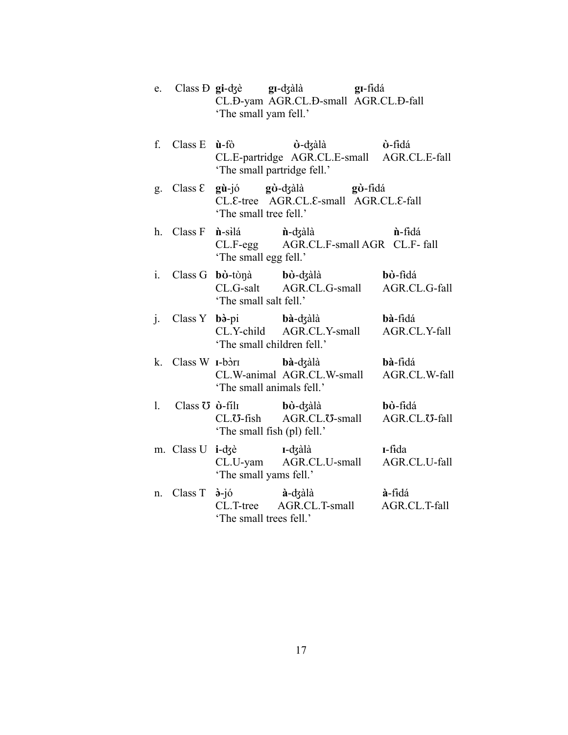e. Class Đ **gi**-ʤè **gɪ**-ʤàlà **gɪ**-fɨdá  
CL.Đ-yam AGR.CL.Đ-small AGR.CL.Đ-fall  
'The small yam fell.'

f. Class E **ù**-fò **ò**-ʤàlà **ò**-fɨdá  
CL.E-partridge AGR.CL.E-small AGR.CL.E-fall  
'The small partridge fell.'

g. Class Ɛ **gù**-jó **gʊ̀**-ʤàlà **gʊ̀**-fɨdá  
CL.Ɛ-tree AGR.CL.Ɛ-small AGR.CL.Ɛ-fall  
'The small tree fell.'

h. Class F **ǹ**-sɨlá **ǹ**-ʤàlà **ǹ**-fɨdá  
CL.F-egg AGR.CL.F-small AGR CL.F- fall  
'The small egg fell.'

i. Class G **bʊ̀**-tòŋà **bʊ̀**-ʤàlà **bʊ̀**-fɨdá  
CL.G-salt AGR.CL.G-small AGR.CL.G-fall  
'The small salt fell.'

j. Class Y **bə̀**-pi **bà**-ʤàlà **bà**-fɨdá  
CL.Y-child AGR.CL.Y-small AGR.CL.Y-fall  
'The small children fell.'

k. Class W **ɪ**-bɔ̀rɪ **bà**-ʤàlà **bà**-fɨdá  
CL.W-animal AGR.CL.W-small AGR.CL.W-fall  
'The small animals fell.'

l. Class Ʊ **ʊ̀**-fílɪ **bʊ̀**-ʤàlà **bʊ̀**-fɨdá  
CL.Ʊ-fish AGR.CL.Ʊ-small AGR.CL.Ʊ-fall  
'The small fish (pl) fell.'

m. Class U **i**-ʤè **ɪ**-ʤàlà **ɪ**-fɨda  
CL.U-yam AGR.CL.U-small AGR.CL.U-fall  
'The small yams fell.'

n. Class T **ə̀**-jó **à**-ʤàlà **à**-fɨdá  
CL.T-tree AGR.CL.T-small AGR.CL.T-fall  
'The small trees fell.'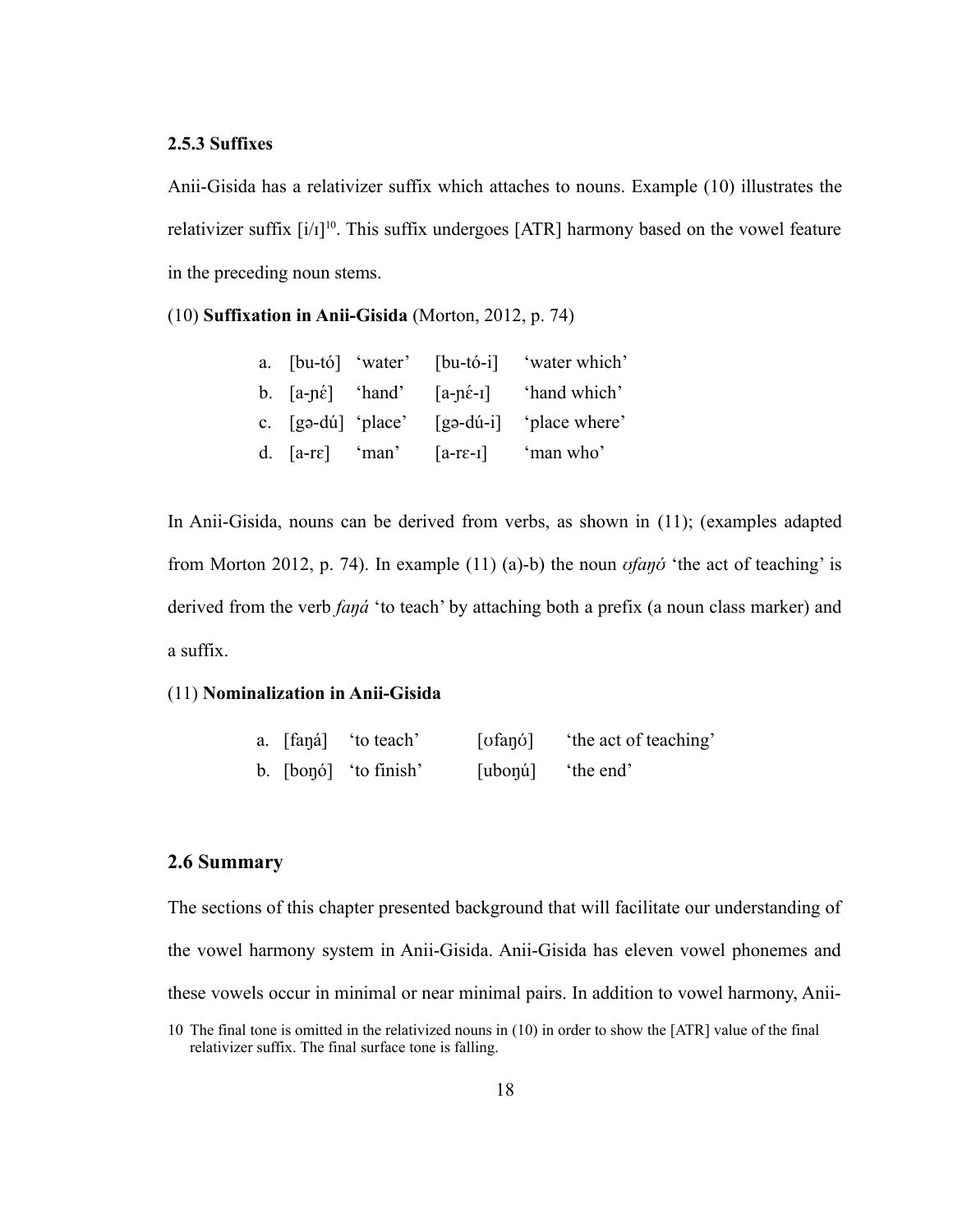### 2.5.3 Suffixes

Anii-Gisida has a relativizer suffix which attaches to nouns. Example (10) illustrates the relativizer suffix [i/ɪ][10]. This suffix undergoes [ATR] harmony based on the vowel feature in the preceding noun stems.

(10) **Suffixation in Anii-Gisida** (Morton, 2012, p. 74)

| | | | | |
|---|---|---|---|---|
| a. | [bu-tó] | 'water' | [bu-tó-i] | 'water which' |
| b. | [a-ɲɛ́] | 'hand' | [a-ɲɛ́-ɪ] | 'hand which' |
| c. | [gə-dú] | 'place' | [gə-dú-i] | 'place where' |
| d. | [a-rɛ] | 'man' | [a-rɛ-ɪ] | 'man who' |

In Anii-Gisida, nouns can be derived from verbs, as shown in (11); (examples adapted from Morton 2012, p. 74). In example (11) (a)-b) the noun *ʊfaŋʊ́* 'the act of teaching' is derived from the verb *faŋá* 'to teach' by attaching both a prefix (a noun class marker) and a suffix.

(11) **Nominalization in Anii-Gisida**

| | | | | |
|---|---|---|---|---|
| a. | [faŋá] | 'to teach' | [ʊfaŋʊ́] | 'the act of teaching' |
| b. | [boŋó] | 'to finish' | [uboŋú] | 'the end' |

## 2.6 Summary

The sections of this chapter presented background that will facilitate our understanding of the vowel harmony system in Anii-Gisida. Anii-Gisida has eleven vowel phonemes and these vowels occur in minimal or near minimal pairs. In addition to vowel harmony, Anii-

10 The final tone is omitted in the relativized nouns in (10) in order to show the [ATR] value of the final relativizer suffix. The final surface tone is falling.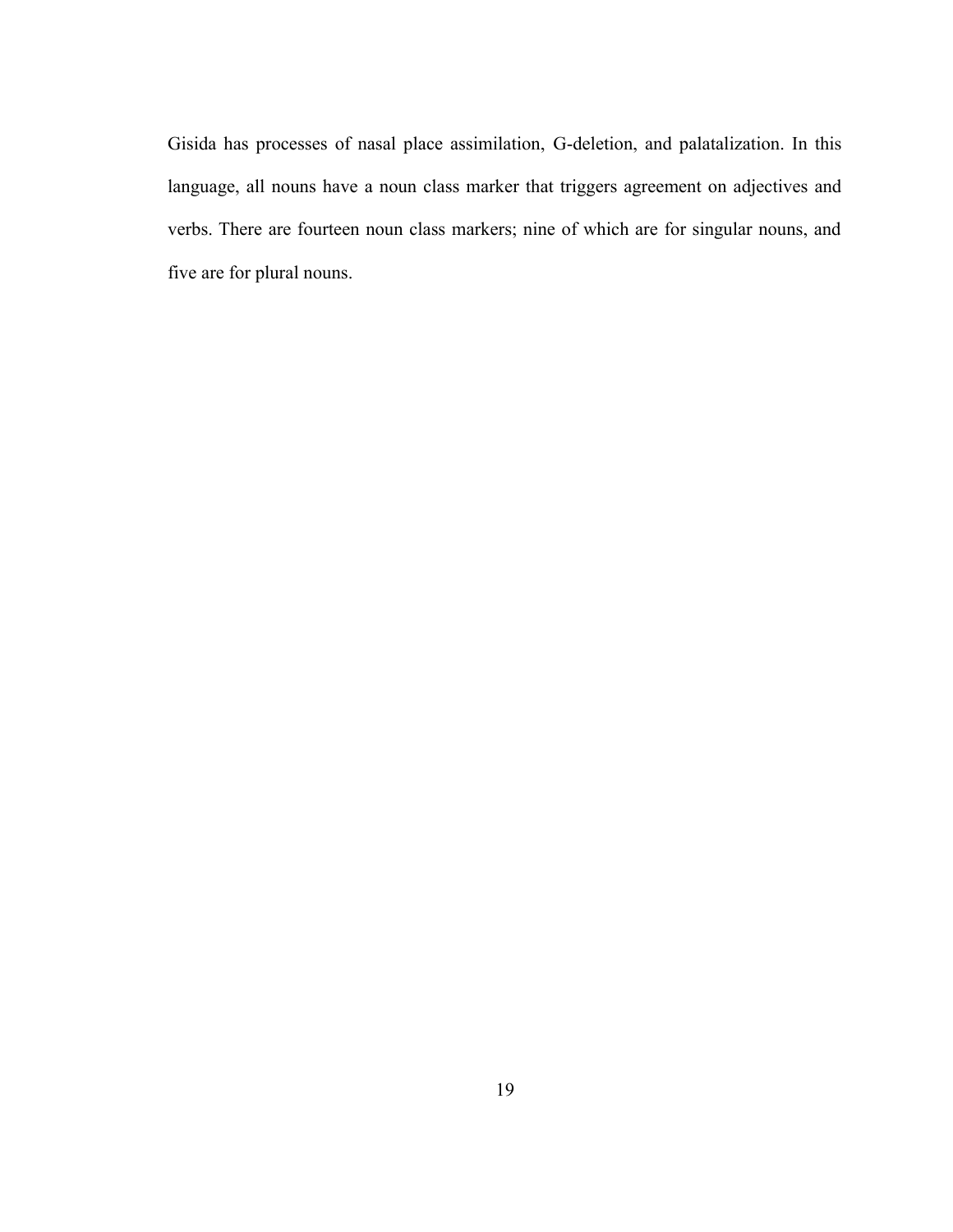Gisida has processes of nasal place assimilation, G-deletion, and palatalization. In this language, all nouns have a noun class marker that triggers agreement on adjectives and verbs. There are fourteen noun class markers; nine of which are for singular nouns, and five are for plural nouns.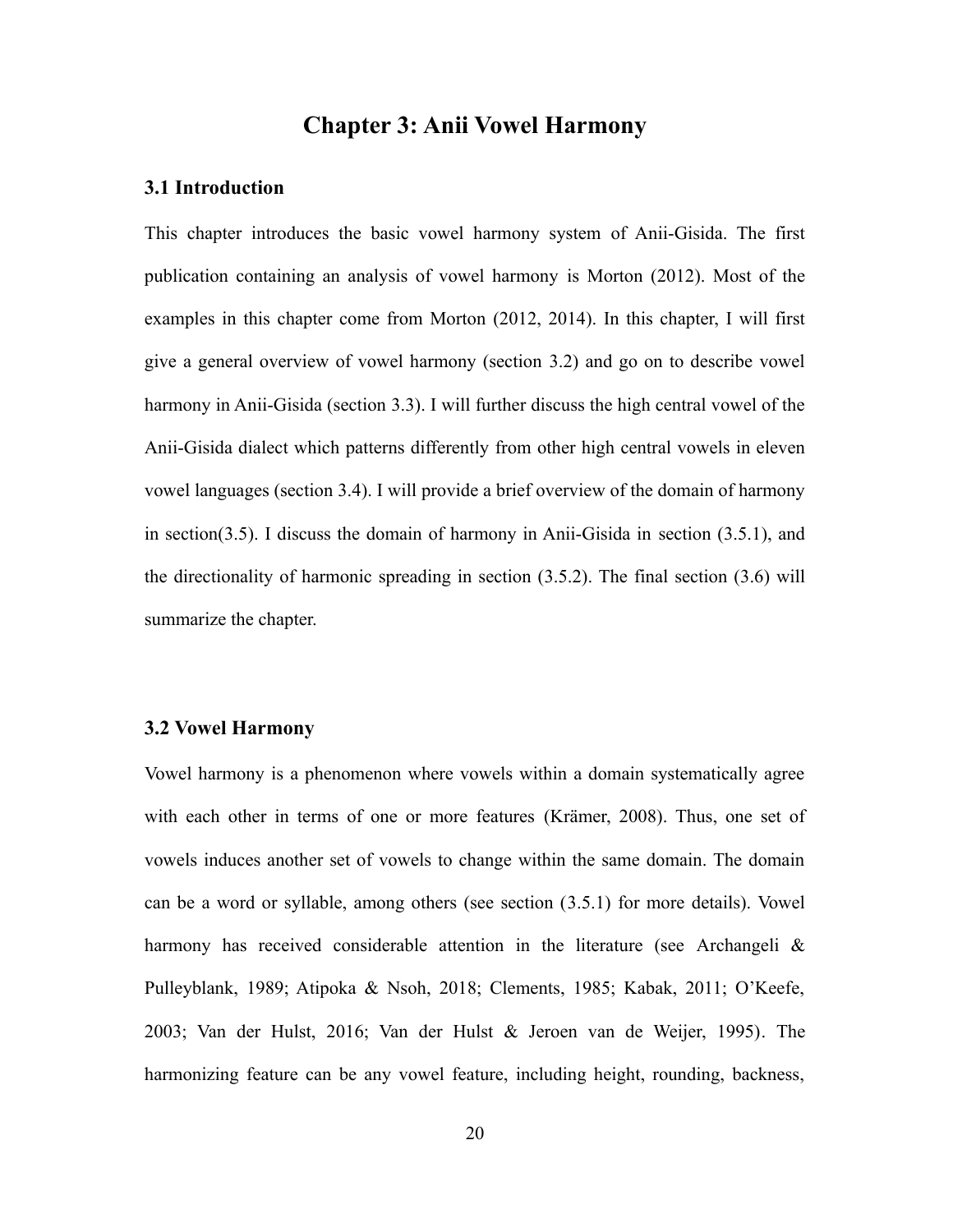# Chapter 3: Anii Vowel Harmony

## 3.1 Introduction

This chapter introduces the basic vowel harmony system of Anii-Gisida. The first publication containing an analysis of vowel harmony is Morton (2012). Most of the examples in this chapter come from Morton (2012, 2014). In this chapter, I will first give a general overview of vowel harmony (section 3.2) and go on to describe vowel harmony in Anii-Gisida (section 3.3). I will further discuss the high central vowel of the Anii-Gisida dialect which patterns differently from other high central vowels in eleven vowel languages (section 3.4). I will provide a brief overview of the domain of harmony in section(3.5). I discuss the domain of harmony in Anii-Gisida in section (3.5.1), and the directionality of harmonic spreading in section (3.5.2). The final section (3.6) will summarize the chapter.

## 3.2 Vowel Harmony

Vowel harmony is a phenomenon where vowels within a domain systematically agree with each other in terms of one or more features (Krämer, 2008). Thus, one set of vowels induces another set of vowels to change within the same domain. The domain can be a word or syllable, among others (see section (3.5.1) for more details). Vowel harmony has received considerable attention in the literature (see Archangeli & Pulleyblank, 1989; Atipoka & Nsoh, 2018; Clements, 1985; Kabak, 2011; O'Keefe, 2003; Van der Hulst, 2016; Van der Hulst & Jeroen van de Weijer, 1995). The harmonizing feature can be any vowel feature, including height, rounding, backness,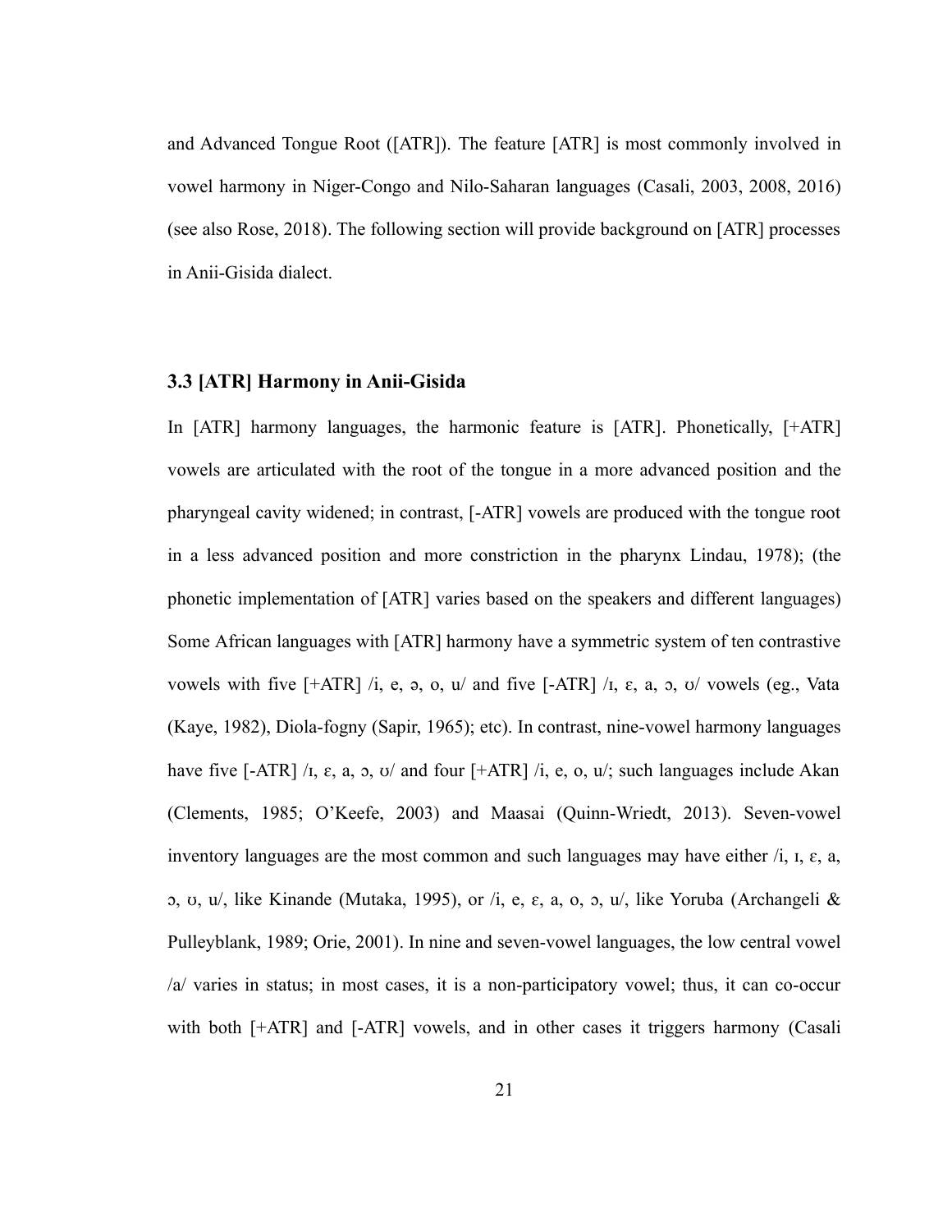and Advanced Tongue Root ([ATR]). The feature [ATR] is most commonly involved in vowel harmony in Niger-Congo and Nilo-Saharan languages (Casali, 2003, 2008, 2016) (see also Rose, 2018). The following section will provide background on [ATR] processes in Anii-Gisida dialect.

### 3.3 [ATR] Harmony in Anii-Gisida

In [ATR] harmony languages, the harmonic feature is [ATR]. Phonetically, [+ATR] vowels are articulated with the root of the tongue in a more advanced position and the pharyngeal cavity widened; in contrast, [-ATR] vowels are produced with the tongue root in a less advanced position and more constriction in the pharynx Lindau, 1978); (the phonetic implementation of [ATR] varies based on the speakers and different languages) Some African languages with [ATR] harmony have a symmetric system of ten contrastive vowels with five [+ATR] /i, e, ə, o, u/ and five [-ATR] /ɪ, ɛ, a, ɔ, ʊ/ vowels (eg., Vata (Kaye, 1982), Diola-fogny (Sapir, 1965); etc). In contrast, nine-vowel harmony languages have five [-ATR] /ɪ, ɛ, a, ɔ, ʊ/ and four [+ATR] /i, e, o, u/; such languages include Akan (Clements, 1985; O'Keefe, 2003) and Maasai (Quinn-Wriedt, 2013). Seven-vowel inventory languages are the most common and such languages may have either /i, ɪ, ɛ, a, ɔ, ʊ, u/, like Kinande (Mutaka, 1995), or /i, e, ɛ, a, o, ɔ, u/, like Yoruba (Archangeli & Pulleyblank, 1989; Orie, 2001). In nine and seven-vowel languages, the low central vowel /a/ varies in status; in most cases, it is a non-participatory vowel; thus, it can co-occur with both [+ATR] and [-ATR] vowels, and in other cases it triggers harmony (Casali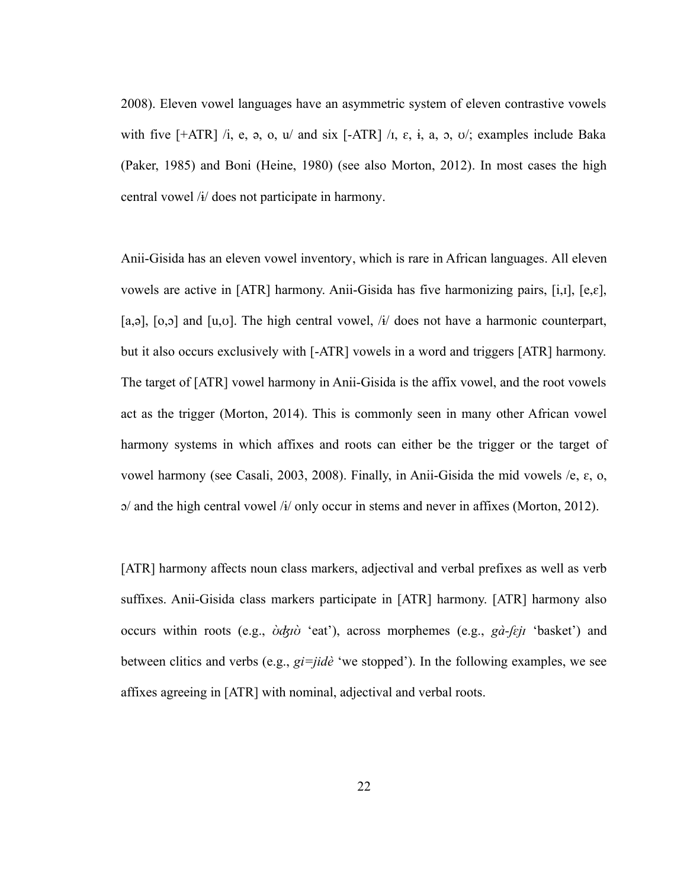2008). Eleven vowel languages have an asymmetric system of eleven contrastive vowels with five [+ATR] /i, e, ə, o, u/ and six [-ATR] /ɪ, ɛ, ɨ, a, ɔ, ʊ/; examples include Baka (Paker, 1985) and Boni (Heine, 1980) (see also Morton, 2012). In most cases the high central vowel /ɨ/ does not participate in harmony.

Anii-Gisida has an eleven vowel inventory, which is rare in African languages. All eleven vowels are active in [ATR] harmony. Anii-Gisida has five harmonizing pairs, [i,ɪ], [e,ɛ], [a,ə], [o,ɔ] and [u,ʊ]. The high central vowel, /ɨ/ does not have a harmonic counterpart, but it also occurs exclusively with [-ATR] vowels in a word and triggers [ATR] harmony. The target of [ATR] vowel harmony in Anii-Gisida is the affix vowel, and the root vowels act as the trigger (Morton, 2014). This is commonly seen in many other African vowel harmony systems in which affixes and roots can either be the trigger or the target of vowel harmony (see Casali, 2003, 2008). Finally, in Anii-Gisida the mid vowels /e, ɛ, o, ɔ/ and the high central vowel /ɨ/ only occur in stems and never in affixes (Morton, 2012).

[ATR] harmony affects noun class markers, adjectival and verbal prefixes as well as verb suffixes. Anii-Gisida class markers participate in [ATR] harmony. [ATR] harmony also occurs within roots (e.g., *ʊ̀ʤɪʊ̀* 'eat'), across morphemes (e.g., *gà-ʃɛjɪ* 'basket') and between clitics and verbs (e.g., *gi=jidè* 'we stopped'). In the following examples, we see affixes agreeing in [ATR] with nominal, adjectival and verbal roots.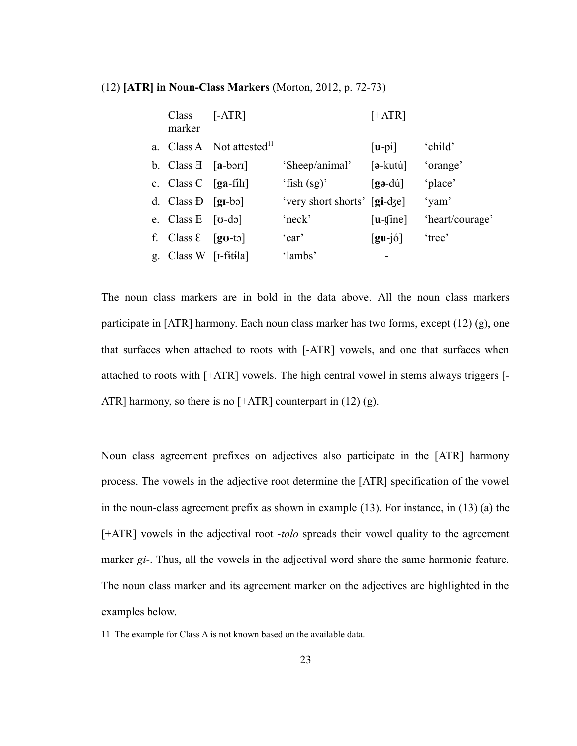(12) **[ATR] in Noun-Class Markers** (Morton, 2012, p. 72-73)

| | Class marker | [-ATR] | | [+ATR] | |
|---|---|---|---|---|---|
| a. | Class A | Not attested[11] | | [**u**-pi] | 'child' |
| b. | Class Ǝ | [**a**-bɔrɪ] | 'Sheep/animal' | [**ə**-kutú] | 'orange' |
| c. | Class C | [**ga**-fílɪ] | 'fish (sg)' | [**gə**-dú] | 'place' |
| d. | Class Ð | [**gɪ**-bɔ] | 'very short shorts' | [**gi**-ʤe] | 'yam' |
| e. | Class E | [**ʊ**-dɔ] | 'neck' | [**u**-ʧine] | 'heart/courage' |
| f. | Class Ɛ | [**gʊ**-tɔ] | 'ear' | [**gu**-jó] | 'tree' |
| g. | Class W | [ɪ-fɨtɨ́la] | 'lambs' | - | |

The noun class markers are in bold in the data above. All the noun class markers participate in [ATR] harmony. Each noun class marker has two forms, except (12) (g), one that surfaces when attached to roots with [-ATR] vowels, and one that surfaces when attached to roots with [+ATR] vowels. The high central vowel in stems always triggers [-ATR] harmony, so there is no [+ATR] counterpart in (12) (g).

Noun class agreement prefixes on adjectives also participate in the [ATR] harmony process. The vowels in the adjective root determine the [ATR] specification of the vowel in the noun-class agreement prefix as shown in example (13). For instance, in (13) (a) the [+ATR] vowels in the adjectival root *-tolo* spreads their vowel quality to the agreement marker *gi-*. Thus, all the vowels in the adjectival word share the same harmonic feature. The noun class marker and its agreement marker on the adjectives are highlighted in the examples below.

11 The example for Class A is not known based on the available data.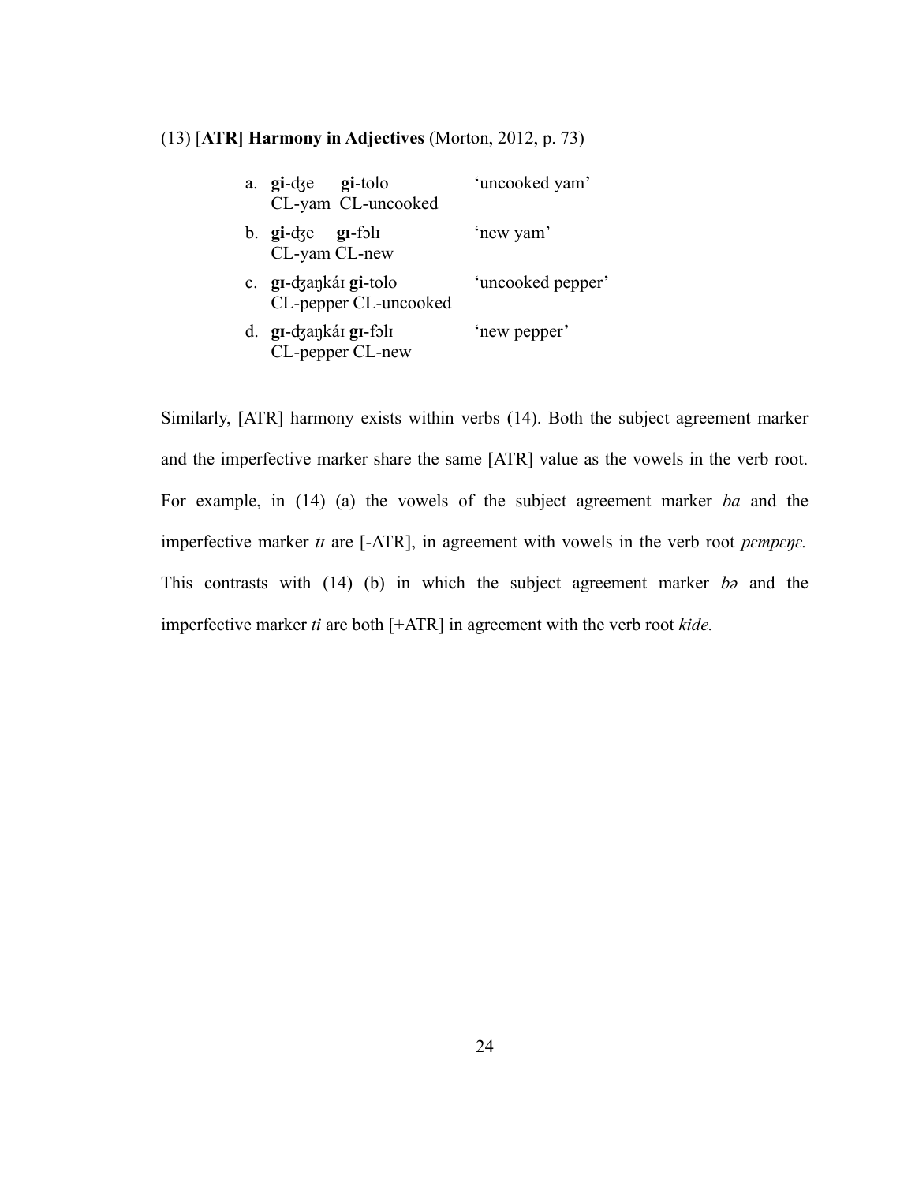(13) [**ATR] Harmony in Adjectives** (Morton, 2012, p. 73)

a. **gi**-ʤe **gi**-tolo 'uncooked yam'
   CL-yam CL-uncooked

b. **gi**-ʤe **gɪ**-fɔlɪ 'new yam'
   CL-yam CL-new

c. **gɪ**-ʤaŋkáɪ **gi**-tolo 'uncooked pepper'
   CL-pepper CL-uncooked

d. **gɪ**-ʤaŋkáɪ **gɪ**-fɔlɪ 'new pepper'
   CL-pepper CL-new

Similarly, [ATR] harmony exists within verbs (14). Both the subject agreement marker and the imperfective marker share the same [ATR] value as the vowels in the verb root. For example, in (14) (a) the vowels of the subject agreement marker *ba* and the imperfective marker *tɪ* are [-ATR], in agreement with vowels in the verb root *pɛmpɛŋɛ.* This contrasts with (14) (b) in which the subject agreement marker *bə* and the imperfective marker *ti* are both [+ATR] in agreement with the verb root *kide.*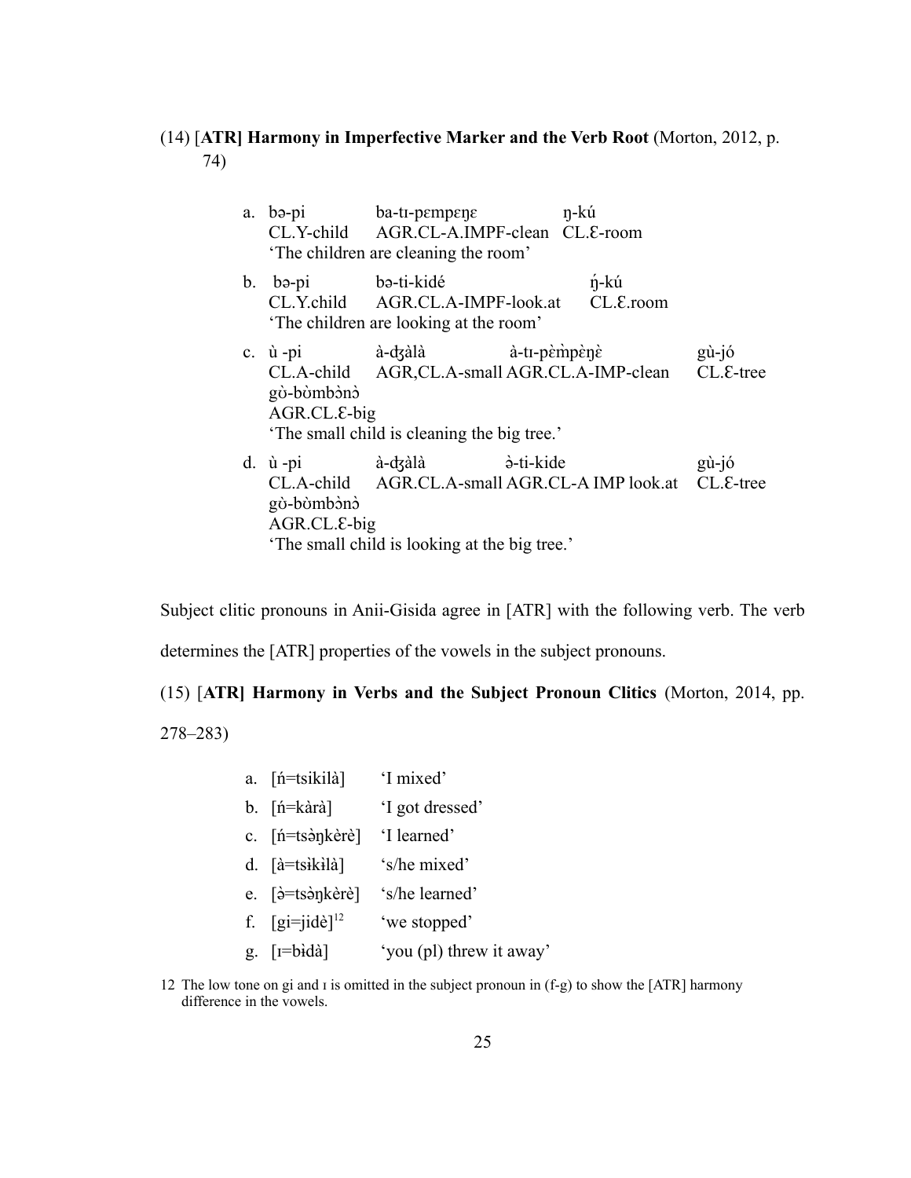(14) [**ATR] Harmony in Imperfective Marker and the Verb Root** (Morton, 2012, p. 74)

a. bə-pi ba-tɪ-pɛmpɛŋɛ ŋ-kú
CL.Y-child AGR.CL-A.IMPF-clean CL.Ɛ-room
'The children are cleaning the room'

b. bə-pi bə-ti-kidé ŋ́-kú
CL.Y.child AGR.CL.A-IMPF-look.at CL.Ɛ.room
'The children are looking at the room'

c. ù -pi à-ʤàlà à-tɪ-pɛ̀m̀pɛ̀ŋɛ̀ gù-jó
CL.A-child AGR,CL.A-small AGR.CL.A-IMP-clean CL.Ɛ-tree
gʊ̀-bʊ̀mbɔ̀nɔ̀
AGR.CL.Ɛ-big
'The small child is cleaning the big tree.'

d. ù -pi à-ʤàlà ə̀-ti-kide gù-jó
CL.A-child AGR.CL.A-small AGR.CL-A IMP look.at CL.Ɛ-tree
gʊ̀-bʊ̀mbɔ̀nɔ̀
AGR.CL.Ɛ-big
'The small child is looking at the big tree.'

Subject clitic pronouns in Anii-Gisida agree in [ATR] with the following verb. The verb determines the [ATR] properties of the vowels in the subject pronouns.

(15) [**ATR] Harmony in Verbs and the Subject Pronoun Clitics** (Morton, 2014, pp. 278–283)

a. [ń=tsikilà] 'I mixed'
b. [ń=kàrà] 'I got dressed'
c. [ń=tsə̀ŋkèrè] 'I learned'
d. [à=tsɨ̀kɨlà] 's/he mixed'
e. [ə̀=tsə̀ŋkèrè] 's/he learned'
f. [gi=jidè][12] 'we stopped'
g. [ɪ=bɨdà] 'you (pl) threw it away'

12 The low tone on gi and ɪ is omitted in the subject pronoun in (f-g) to show the [ATR] harmony difference in the vowels.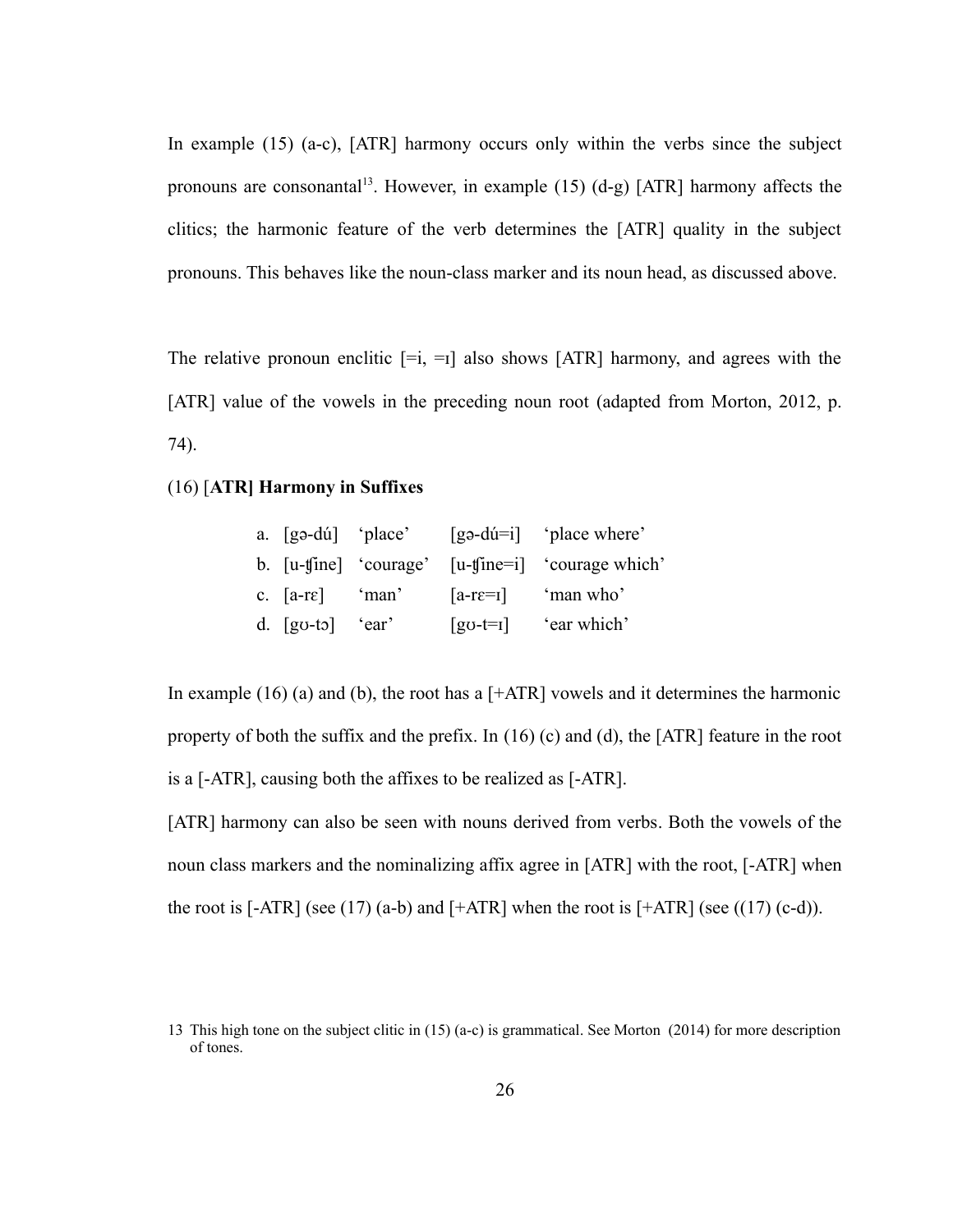In example (15) (a-c), [ATR] harmony occurs only within the verbs since the subject pronouns are consonantal[13]. However, in example (15) (d-g) [ATR] harmony affects the clitics; the harmonic feature of the verb determines the [ATR] quality in the subject pronouns. This behaves like the noun-class marker and its noun head, as discussed above.

The relative pronoun enclitic [=i, =ɪ] also shows [ATR] harmony, and agrees with the [ATR] value of the vowels in the preceding noun root (adapted from Morton, 2012, p. 74).

(16) [**ATR] Harmony in Suffixes**

| | | | | |
|---|---|---|---|---|
| a. | [gə-dú] | 'place' | [gə-dú=i] | 'place where' |
| b. | [u-ʧine] | 'courage' | [u-ʧine=i] | 'courage which' |
| c. | [a-rɛ] | 'man' | [a-rɛ=ɪ] | 'man who' |
| d. | [gʊ-tɔ] | 'ear' | [gʊ-t=ɪ] | 'ear which' |

In example (16) (a) and (b), the root has a [+ATR] vowels and it determines the harmonic property of both the suffix and the prefix. In (16) (c) and (d), the [ATR] feature in the root is a [-ATR], causing both the affixes to be realized as [-ATR].

[ATR] harmony can also be seen with nouns derived from verbs. Both the vowels of the noun class markers and the nominalizing affix agree in [ATR] with the root, [-ATR] when the root is [-ATR] (see (17) (a-b) and [+ATR] when the root is [+ATR] (see ((17) (c-d)).

13 This high tone on the subject clitic in (15) (a-c) is grammatical. See Morton (2014) for more description of tones.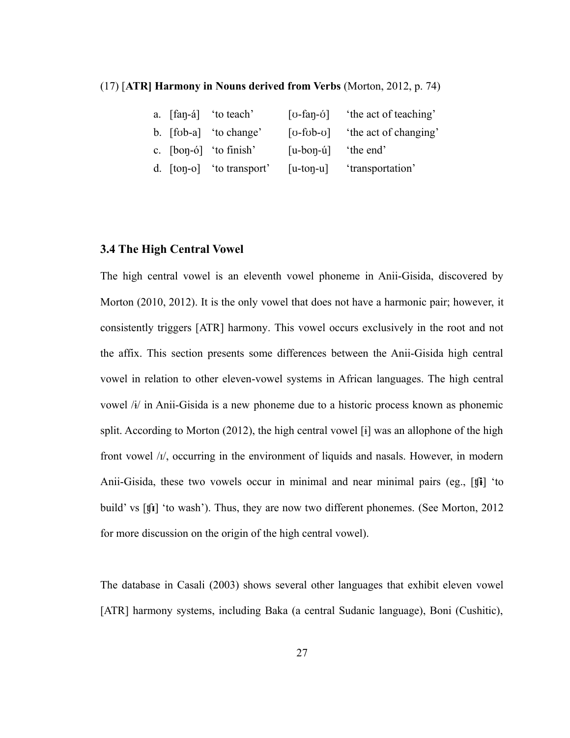(17) [**ATR] Harmony in Nouns derived from Verbs** (Morton, 2012, p. 74)

| | | | | |
|---|---|---|---|---|
| a. | [faŋ-á] | 'to teach' | [ʊ-faŋ-ʊ́] | 'the act of teaching' |
| b. | [fʊb-a] | 'to change' | [ʊ-fʊb-ʊ] | 'the act of changing' |
| c. | [boŋ-ó] | 'to finish' | [u-boŋ-ú] | 'the end' |
| d. | [toŋ-o] | 'to transport' | [u-toŋ-u] | 'transportation' |

### 3.4 The High Central Vowel

The high central vowel is an eleventh vowel phoneme in Anii-Gisida, discovered by Morton (2010, 2012). It is the only vowel that does not have a harmonic pair; however, it consistently triggers [ATR] harmony. This vowel occurs exclusively in the root and not the affix. This section presents some differences between the Anii-Gisida high central vowel in relation to other eleven-vowel systems in African languages. The high central vowel /ɨ/ in Anii-Gisida is a new phoneme due to a historic process known as phonemic split. According to Morton (2012), the high central vowel [ɨ] was an allophone of the high front vowel /ɪ/, occurring in the environment of liquids and nasals. However, in modern Anii-Gisida, these two vowels occur in minimal and near minimal pairs (eg., [ʧɨ] 'to build' vs [ʧɪ] 'to wash'). Thus, they are now two different phonemes. (See Morton, 2012 for more discussion on the origin of the high central vowel).

The database in Casali (2003) shows several other languages that exhibit eleven vowel [ATR] harmony systems, including Baka (a central Sudanic language), Boni (Cushitic),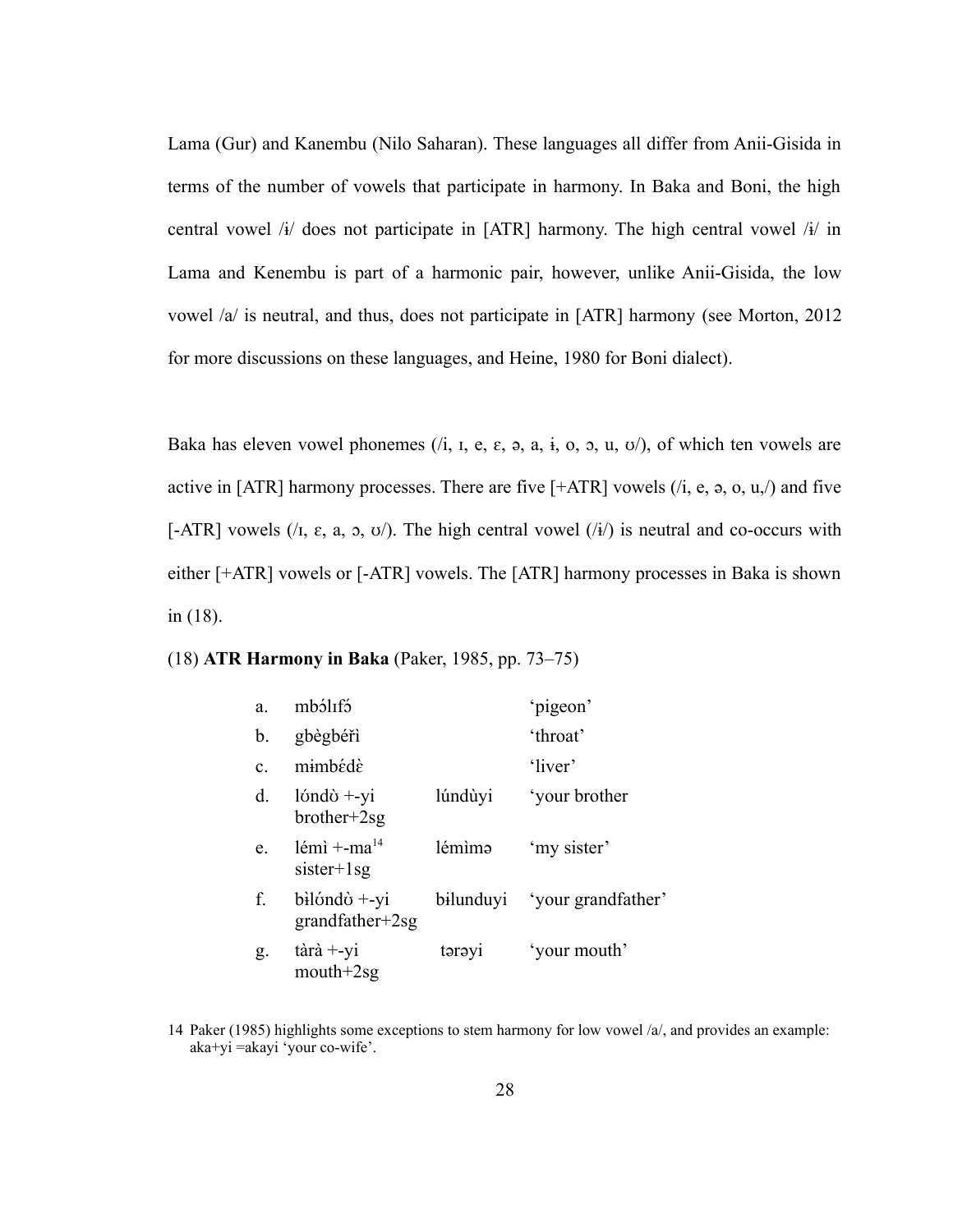Lama (Gur) and Kanembu (Nilo Saharan). These languages all differ from Anii-Gisida in terms of the number of vowels that participate in harmony. In Baka and Boni, the high central vowel /ɨ/ does not participate in [ATR] harmony. The high central vowel /ɨ/ in Lama and Kenembu is part of a harmonic pair, however, unlike Anii-Gisida, the low vowel /a/ is neutral, and thus, does not participate in [ATR] harmony (see Morton, 2012 for more discussions on these languages, and Heine, 1980 for Boni dialect).

Baka has eleven vowel phonemes (/i, ɪ, e, ɛ, ə, a, ɨ, o, ɔ, u, ʊ/), of which ten vowels are active in [ATR] harmony processes. There are five [+ATR] vowels (/i, e, ə, o, u,/) and five [-ATR] vowels (/ɪ, ɛ, a, ɔ, ʊ/). The high central vowel (/ɨ/) is neutral and co-occurs with either [+ATR] vowels or [-ATR] vowels. The [ATR] harmony processes in Baka is shown in (18).

(18) **ATR Harmony in Baka** (Paker, 1985, pp. 73–75)

| | | | |
|---|---|---|---|
| a. | mbɔ́lɪfɔ̃ | | 'pigeon' |
| b. | gbègbéřì | | 'throat' |
| c. | mɨmbɛ́dɛ̀ | | 'liver' |
| d. | lʊ́ndʊ̀ +-yi<br>brother+2sg | lúndùyi | 'your brother |
| e. | lémì +-ma[14]<br>sister+1sg | lémìmə | 'my sister' |
| f. | bɨ̀lʊ́ndʊ̀ +-yi<br>grandfather+2sg | bɨlunduyi | 'your grandfather' |
| g. | tàrà +-yi<br>mouth+2sg | tərəyi | 'your mouth' |

14 Paker (1985) highlights some exceptions to stem harmony for low vowel /a/, and provides an example: aka+yi =akayi 'your co-wife'.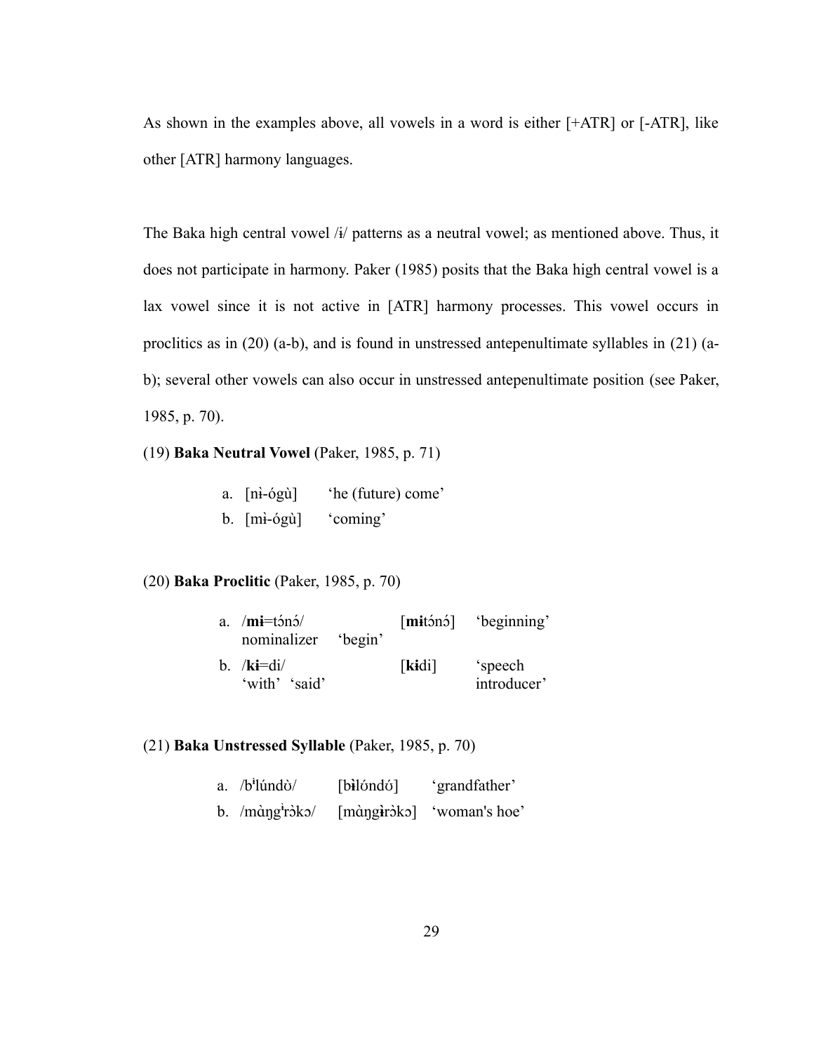As shown in the examples above, all vowels in a word is either [+ATR] or [-ATR], like other [ATR] harmony languages.

The Baka high central vowel /ɨ/ patterns as a neutral vowel; as mentioned above. Thus, it does not participate in harmony. Paker (1985) posits that the Baka high central vowel is a lax vowel since it is not active in [ATR] harmony processes. This vowel occurs in proclitics as in (20) (a-b), and is found in unstressed antepenultimate syllables in (21) (a-b); several other vowels can also occur in unstressed antepenultimate position (see Paker, 1985, p. 70).

(19) **Baka Neutral Vowel** (Paker, 1985, p. 71)

a. [nɨ̀-ógù] 'he (future) come'
b. [mɨ̀-ógù] 'coming'

(20) **Baka Proclitic** (Paker, 1985, p. 70)

a. /**mɨ**=tɔ́nɔ́/ [**mɨ**tɔ́nɔ́] 'beginning'
   nominalizer 'begin'
b. /**kɨ**=di/ [**kɨ**di] 'speech introducer'
   'with' 'said'

(21) **Baka Unstressed Syllable** (Paker, 1985, p. 70)

a. /bᶤlúndò/ [b**ɨ̀**lóndó] 'grandfather'
b. /màŋgᶤrɔ̀kɔ/ [màŋg**ɨ̀**rɔ̀kɔ] 'woman's hoe'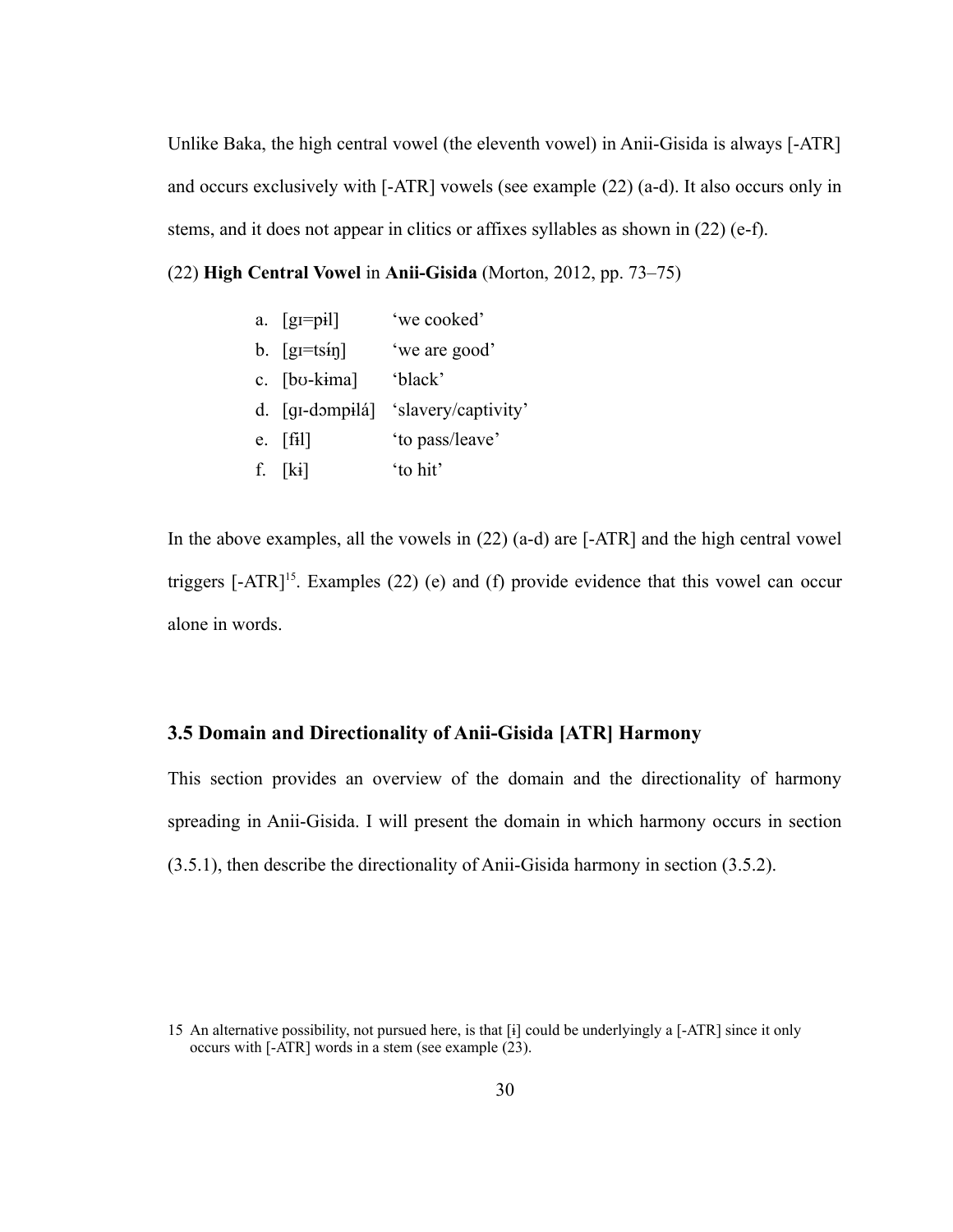Unlike Baka, the high central vowel (the eleventh vowel) in Anii-Gisida is always [-ATR] and occurs exclusively with [-ATR] vowels (see example (22) (a-d). It also occurs only in stems, and it does not appear in clitics or affixes syllables as shown in (22) (e-f).

(22) **High Central Vowel** in **Anii-Gisida** (Morton, 2012, pp. 73–75)

a. [gɪ=pɨl] 'we cooked'
b. [gɪ=tsɨ́ŋ] 'we are good'
c. [bʊ-kɨma] 'black'
d. [gɪ-dɔmpɨlá] 'slavery/captivity'
e. [fɨl] 'to pass/leave'
f. [kɨ] 'to hit'

In the above examples, all the vowels in (22) (a-d) are [-ATR] and the high central vowel triggers [-ATR][15]. Examples (22) (e) and (f) provide evidence that this vowel can occur alone in words.

### 3.5 Domain and Directionality of Anii-Gisida [ATR] Harmony

This section provides an overview of the domain and the directionality of harmony spreading in Anii-Gisida. I will present the domain in which harmony occurs in section (3.5.1), then describe the directionality of Anii-Gisida harmony in section (3.5.2).

15 An alternative possibility, not pursued here, is that [ɨ] could be underlyingly a [-ATR] since it only occurs with [-ATR] words in a stem (see example (23).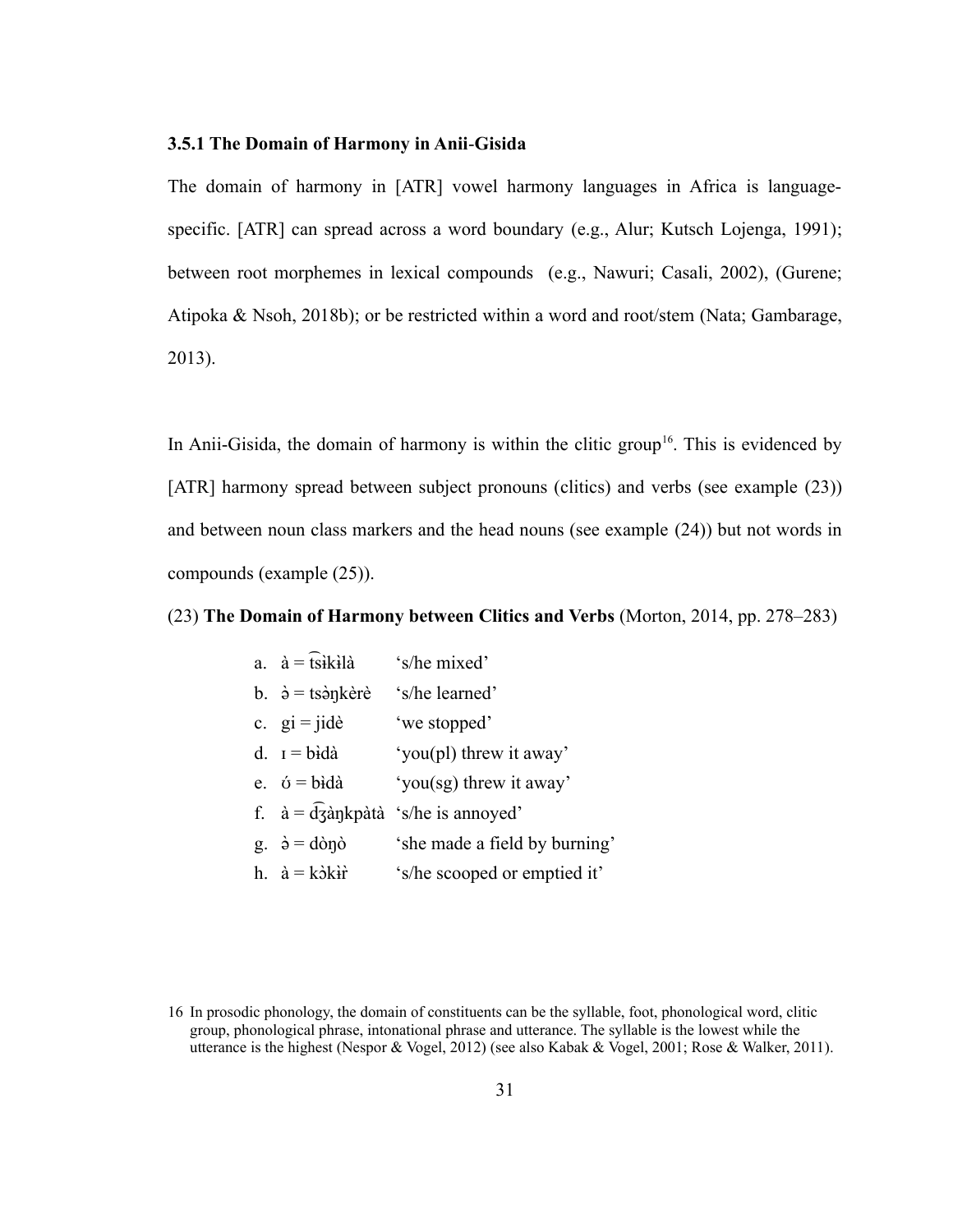### 3.5.1 The Domain of Harmony in Anii-Gisida

The domain of harmony in [ATR] vowel harmony languages in Africa is language-specific. [ATR] can spread across a word boundary (e.g., Alur; Kutsch Lojenga, 1991); between root morphemes in lexical compounds (e.g., Nawuri; Casali, 2002), (Gurene; Atipoka & Nsoh, 2018b); or be restricted within a word and root/stem (Nata; Gambarage, 2013).

In Anii-Gisida, the domain of harmony is within the clitic group[16]. This is evidenced by [ATR] harmony spread between subject pronouns (clitics) and verbs (see example (23)) and between noun class markers and the head nouns (see example (24)) but not words in compounds (example (25)).

(23) **The Domain of Harmony between Clitics and Verbs** (Morton, 2014, pp. 278–283)

a. à = t͡sɨ̀kɨ̀là 'ʃ/he mixed'

b. ə̀ = tsə̀ŋkèrè 's/he learned'

c. gi = jidè 'we stopped'

d. ɪ = bɨ̀dà 'you(pl) threw it away'

e. ʊ́ = bɨ̀dà 'you(sg) threw it away'

f. à = d͡ʒàŋkpàtà 's/he is annoyed'

g. ə̀ = dòŋò 'she made a field by burning'

h. à = kɔ̀kɨ̀r̀ 's/he scooped or emptied it'

16 In prosodic phonology, the domain of constituents can be the syllable, foot, phonological word, clitic group, phonological phrase, intonational phrase and utterance. The syllable is the lowest while the utterance is the highest (Nespor & Vogel, 2012) (see also Kabak & Vogel, 2001; Rose & Walker, 2011).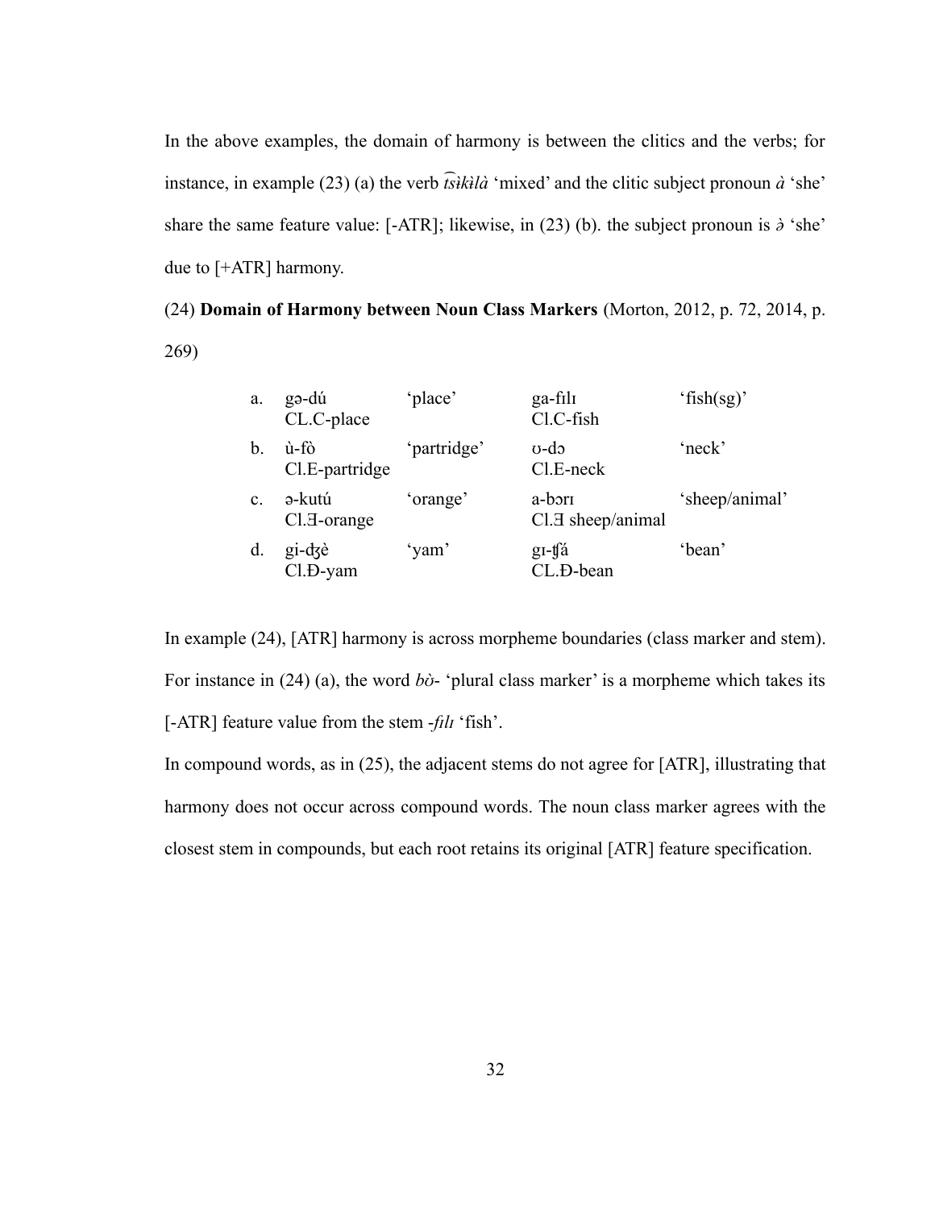In the above examples, the domain of harmony is between the clitics and the verbs; for instance, in example (23) (a) the verb *t͡sɨkɨlà* 'mixed' and the clitic subject pronoun *à* 'she' share the same feature value: [-ATR]; likewise, in (23) (b). the subject pronoun is *ə̀* 'she' due to [+ATR] harmony.

(24) **Domain of Harmony between Noun Class Markers** (Morton, 2012, p. 72, 2014, p. 269)

| | | | | |
|---|---|---|---|---|
| a. | gə-dú<br>CL.C-place | 'place' | ga-fɪlɪ<br>Cl.C-fish | 'fish(sg)' |
| b. | ù-fò<br>Cl.E-partridge | 'partridge' | ʊ-dɔ<br>Cl.E-neck | 'neck' |
| c. | ə-kutú<br>Cl.Ǝ-orange | 'orange' | a-bɔrɪ<br>Cl.Ǝ sheep/animal | 'sheep/animal' |
| d. | gi-ʤè<br>Cl.Đ-yam | 'yam' | gɪ-ʧá<br>CL.Đ-bean | 'bean' |

In example (24), [ATR] harmony is across morpheme boundaries (class marker and stem). For instance in (24) (a), the word *bɔ̀-* 'plural class marker' is a morpheme which takes its [-ATR] feature value from the stem *-fɪlɪ* 'fish'.

In compound words, as in (25), the adjacent stems do not agree for [ATR], illustrating that harmony does not occur across compound words. The noun class marker agrees with the closest stem in compounds, but each root retains its original [ATR] feature specification.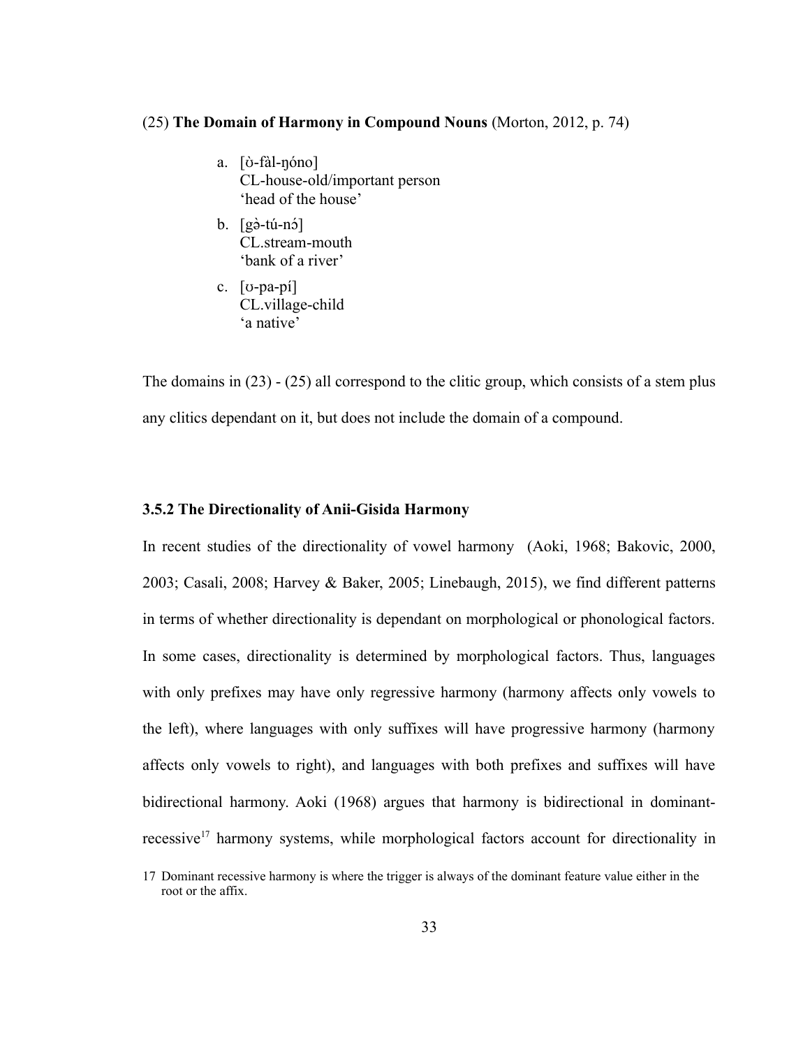(25) **The Domain of Harmony in Compound Nouns** (Morton, 2012, p. 74)

a. [ʊ̀-fàl-ŋóno]
   CL-house-old/important person
   'head of the house'

b. [gə̀-tú-nɔ́]
   CL.stream-mouth
   'bank of a river'

c. [ʊ-pa-pí]
   CL.village-child
   'a native'

The domains in (23) - (25) all correspond to the clitic group, which consists of a stem plus any clitics dependant on it, but does not include the domain of a compound.

### 3.5.2 The Directionality of Anii-Gisida Harmony

In recent studies of the directionality of vowel harmony (Aoki, 1968; Bakovic, 2000, 2003; Casali, 2008; Harvey & Baker, 2005; Linebaugh, 2015), we find different patterns in terms of whether directionality is dependant on morphological or phonological factors. In some cases, directionality is determined by morphological factors. Thus, languages with only prefixes may have only regressive harmony (harmony affects only vowels to the left), where languages with only suffixes will have progressive harmony (harmony affects only vowels to right), and languages with both prefixes and suffixes will have bidirectional harmony. Aoki (1968) argues that harmony is bidirectional in dominant-recessive[17] harmony systems, while morphological factors account for directionality in

17 Dominant recessive harmony is where the trigger is always of the dominant feature value either in the root or the affix.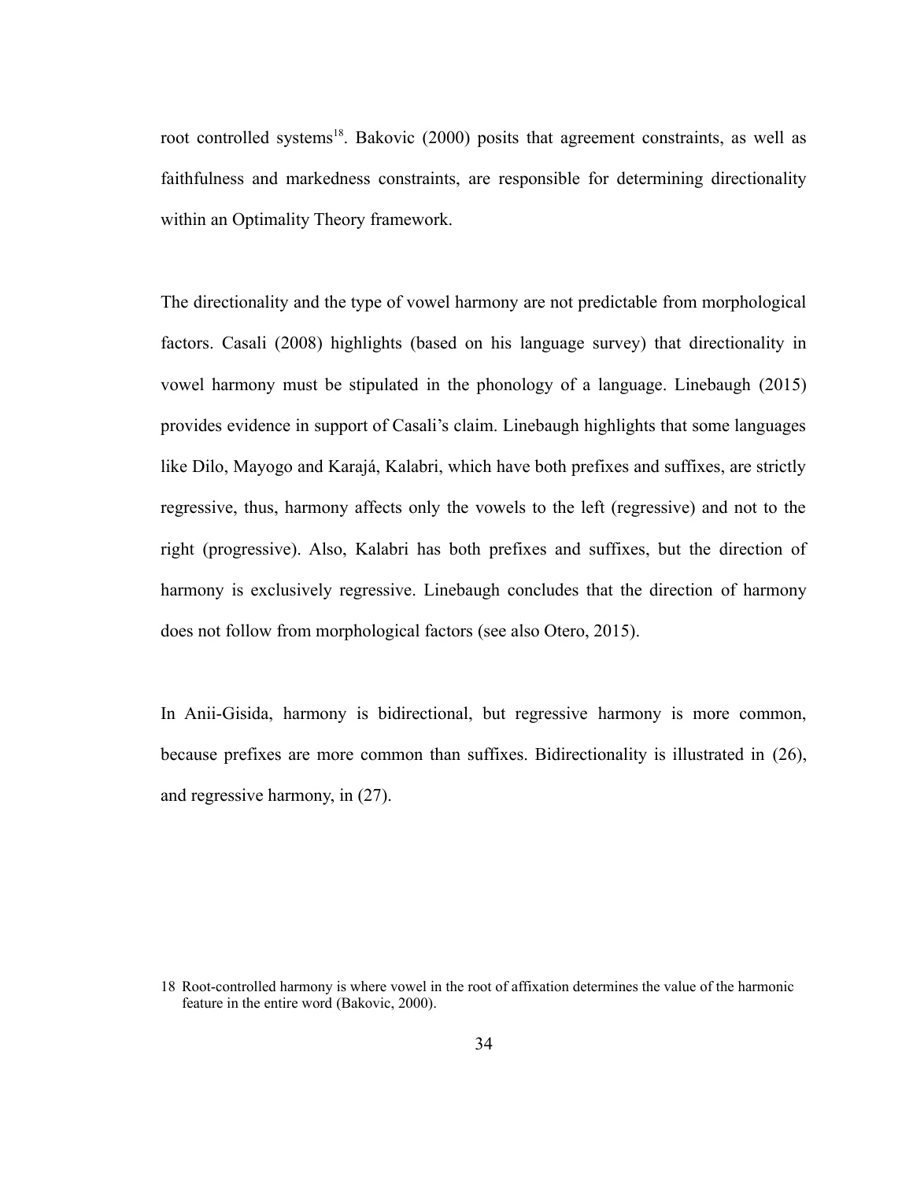root controlled systems[18]. Bakovic (2000) posits that agreement constraints, as well as faithfulness and markedness constraints, are responsible for determining directionality within an Optimality Theory framework.

The directionality and the type of vowel harmony are not predictable from morphological factors. Casali (2008) highlights (based on his language survey) that directionality in vowel harmony must be stipulated in the phonology of a language. Linebaugh (2015) provides evidence in support of Casali's claim. Linebaugh highlights that some languages like Dilo, Mayogo and Karajá, Kalabri, which have both prefixes and suffixes, are strictly regressive, thus, harmony affects only the vowels to the left (regressive) and not to the right (progressive). Also, Kalabri has both prefixes and suffixes, but the direction of harmony is exclusively regressive. Linebaugh concludes that the direction of harmony does not follow from morphological factors (see also Otero, 2015).

In Anii-Gisida, harmony is bidirectional, but regressive harmony is more common, because prefixes are more common than suffixes. Bidirectionality is illustrated in (26), and regressive harmony, in (27).

18 Root-controlled harmony is where vowel in the root of affixation determines the value of the harmonic feature in the entire word (Bakovic, 2000).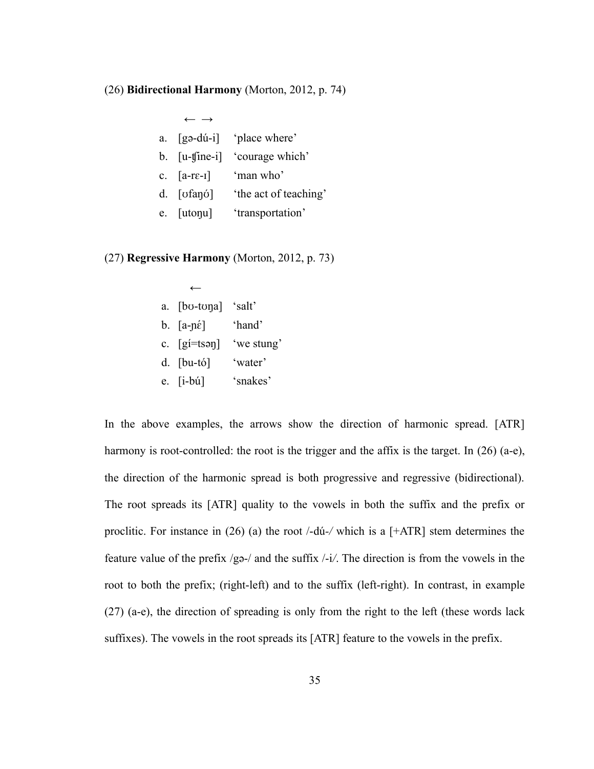(26) **Bidirectional Harmony** (Morton, 2012, p. 74)

← →

a. [gə-dú-i] 'place where'

b. [u-ʧine-i] 'courage which'

c. [a-rɛ-ɪ] 'man who'

d. [ʊfaŋʊ́] 'the act of teaching'

e. [utoŋu] 'transportation'

(27) **Regressive Harmony** (Morton, 2012, p. 73)

←

a. [bʊ-tʊŋa] 'salt'

b. [a-ɲɛ́] 'hand'

c. [gí=tsəŋ] 'we stung'

d. [bu-tó] 'water'

e. [i-bú] 'snakes'

In the above examples, the arrows show the direction of harmonic spread. [ATR] harmony is root-controlled: the root is the trigger and the affix is the target. In (26) (a-e), the direction of the harmonic spread is both progressive and regressive (bidirectional). The root spreads its [ATR] quality to the vowels in both the suffix and the prefix or proclitic. For instance in (26) (a) the root /-dú-/ which is a [+ATR] stem determines the feature value of the prefix /gə-/ and the suffix /-i/. The direction is from the vowels in the root to both the prefix; (right-left) and to the suffix (left-right). In contrast, in example (27) (a-e), the direction of spreading is only from the right to the left (these words lack suffixes). The vowels in the root spreads its [ATR] feature to the vowels in the prefix.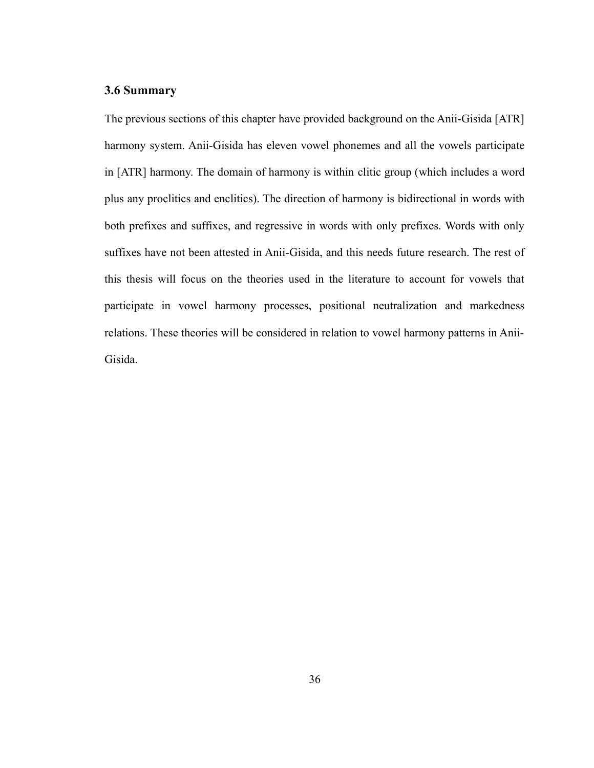### 3.6 Summary

The previous sections of this chapter have provided background on the Anii-Gisida [ATR] harmony system. Anii-Gisida has eleven vowel phonemes and all the vowels participate in [ATR] harmony. The domain of harmony is within clitic group (which includes a word plus any proclitics and enclitics). The direction of harmony is bidirectional in words with both prefixes and suffixes, and regressive in words with only prefixes. Words with only suffixes have not been attested in Anii-Gisida, and this needs future research. The rest of this thesis will focus on the theories used in the literature to account for vowels that participate in vowel harmony processes, positional neutralization and markedness relations. These theories will be considered in relation to vowel harmony patterns in Anii-Gisida.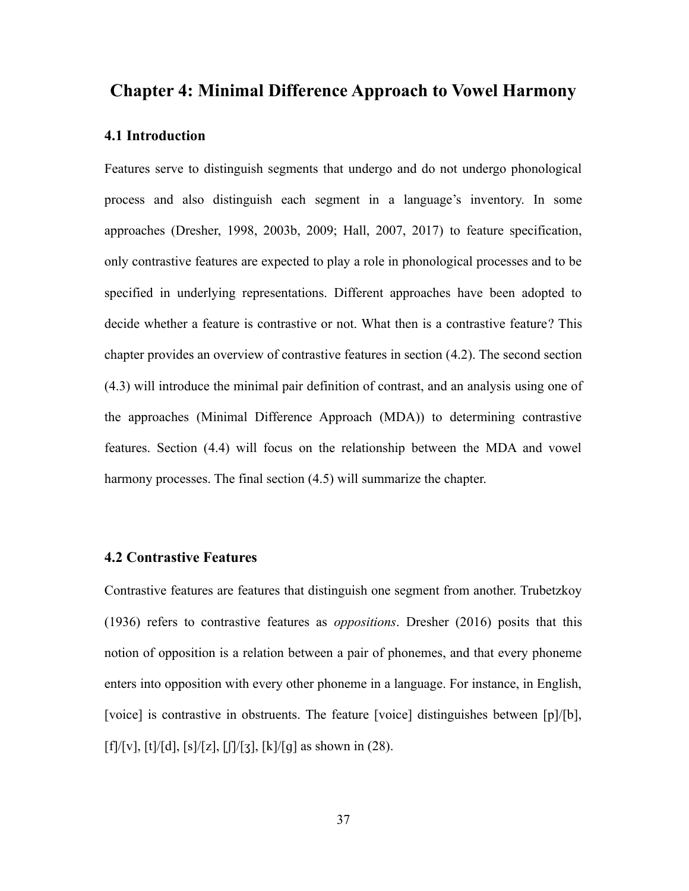# Chapter 4: Minimal Difference Approach to Vowel Harmony

## 4.1 Introduction

Features serve to distinguish segments that undergo and do not undergo phonological process and also distinguish each segment in a language's inventory. In some approaches (Dresher, 1998, 2003b, 2009; Hall, 2007, 2017) to feature specification, only contrastive features are expected to play a role in phonological processes and to be specified in underlying representations. Different approaches have been adopted to decide whether a feature is contrastive or not. What then is a contrastive feature? This chapter provides an overview of contrastive features in section (4.2). The second section (4.3) will introduce the minimal pair definition of contrast, and an analysis using one of the approaches (Minimal Difference Approach (MDA)) to determining contrastive features. Section (4.4) will focus on the relationship between the MDA and vowel harmony processes. The final section (4.5) will summarize the chapter.

## 4.2 Contrastive Features

Contrastive features are features that distinguish one segment from another. Trubetzkoy (1936) refers to contrastive features as *oppositions*. Dresher (2016) posits that this notion of opposition is a relation between a pair of phonemes, and that every phoneme enters into opposition with every other phoneme in a language. For instance, in English, [voice] is contrastive in obstruents. The feature [voice] distinguishes between [p]/[b], [f]/[v], [t]/[d], [s]/[z], [ʃ]/[ʒ], [k]/[g] as shown in (28).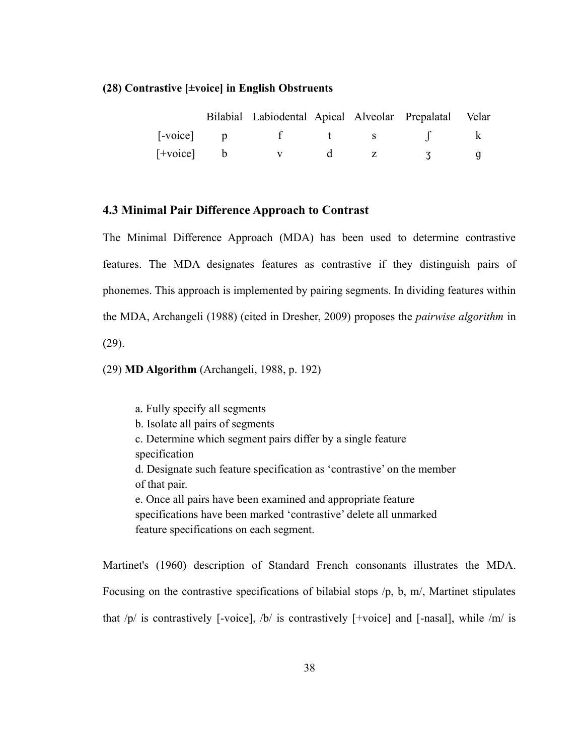**(28) Contrastive [±voice] in English Obstruents**

| | Bilabial | Labiodental | Apical | Alveolar | Prepalatal | Velar |
|---|---|---|---|---|---|---|
| [-voice] | p | f | t | s | ʃ | k |
| [+voice] | b | v | d | z | ʒ | g |

### 4.3 Minimal Pair Difference Approach to Contrast

The Minimal Difference Approach (MDA) has been used to determine contrastive features. The MDA designates features as contrastive if they distinguish pairs of phonemes. This approach is implemented by pairing segments. In dividing features within the MDA, Archangeli (1988) (cited in Dresher, 2009) proposes the *pairwise algorithm* in (29).

(29) **MD Algorithm** (Archangeli, 1988, p. 192)

> a. Fully specify all segments
> b. Isolate all pairs of segments
> c. Determine which segment pairs differ by a single feature specification
> d. Designate such feature specification as 'contrastive' on the member of that pair.
> e. Once all pairs have been examined and appropriate feature specifications have been marked 'contrastive' delete all unmarked feature specifications on each segment.

Martinet's (1960) description of Standard French consonants illustrates the MDA. Focusing on the contrastive specifications of bilabial stops /p, b, m/, Martinet stipulates that /p/ is contrastively [-voice], /b/ is contrastively [+voice] and [-nasal], while /m/ is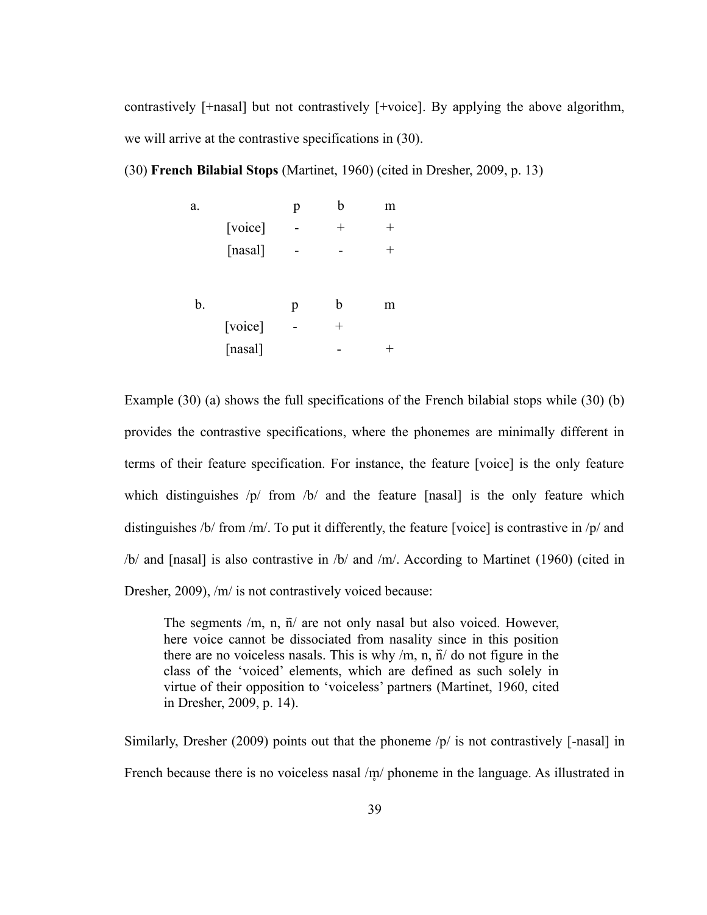contrastively [+nasal] but not contrastively [+voice]. By applying the above algorithm, we will arrive at the contrastive specifications in (30).

(30) **French Bilabial Stops** (Martinet, 1960) (cited in Dresher, 2009, p. 13)

a.

| | p | b | m |
|---|---|---|---|
| [voice] | - | + | + |
| [nasal] | - | - | + |

b.

| | p | b | m |
|---|---|---|---|
| [voice] | - | + | |
| [nasal] | | - | + |

Example (30) (a) shows the full specifications of the French bilabial stops while (30) (b) provides the contrastive specifications, where the phonemes are minimally different in terms of their feature specification. For instance, the feature [voice] is the only feature which distinguishes /p/ from /b/ and the feature [nasal] is the only feature which distinguishes /b/ from /m/. To put it differently, the feature [voice] is contrastive in /p/ and /b/ and [nasal] is also contrastive in /b/ and /m/. According to Martinet (1960) (cited in Dresher, 2009), /m/ is not contrastively voiced because:

> The segments /m, n, ñ/ are not only nasal but also voiced. However, here voice cannot be dissociated from nasality since in this position there are no voiceless nasals. This is why /m, n, ñ/ do not figure in the class of the 'voiced' elements, which are defined as such solely in virtue of their opposition to 'voiceless' partners (Martinet, 1960, cited in Dresher, 2009, p. 14).

Similarly, Dresher (2009) points out that the phoneme /p/ is not contrastively [-nasal] in French because there is no voiceless nasal /m̥/ phoneme in the language. As illustrated in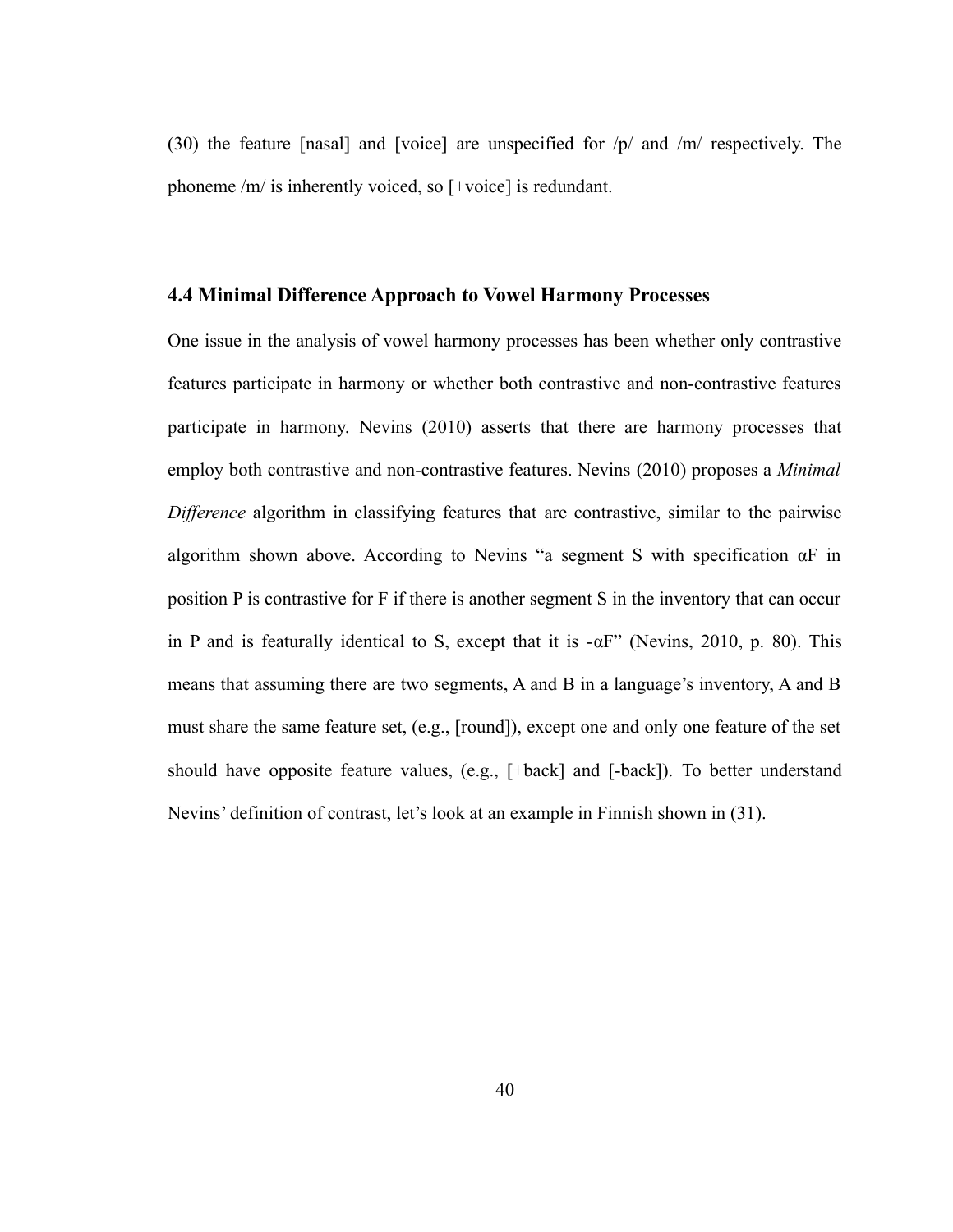(30) the feature [nasal] and [voice] are unspecified for /p/ and /m/ respectively. The phoneme /m/ is inherently voiced, so [+voice] is redundant.

### 4.4 Minimal Difference Approach to Vowel Harmony Processes

One issue in the analysis of vowel harmony processes has been whether only contrastive features participate in harmony or whether both contrastive and non-contrastive features participate in harmony. Nevins (2010) asserts that there are harmony processes that employ both contrastive and non-contrastive features. Nevins (2010) proposes a *Minimal Difference* algorithm in classifying features that are contrastive, similar to the pairwise algorithm shown above. According to Nevins "a segment S with specification αF in position P is contrastive for F if there is another segment S in the inventory that can occur in P and is featurally identical to S, except that it is -αF" (Nevins, 2010, p. 80). This means that assuming there are two segments, A and B in a language's inventory, A and B must share the same feature set, (e.g., [round]), except one and only one feature of the set should have opposite feature values, (e.g., [+back] and [-back]). To better understand Nevins' definition of contrast, let's look at an example in Finnish shown in (31).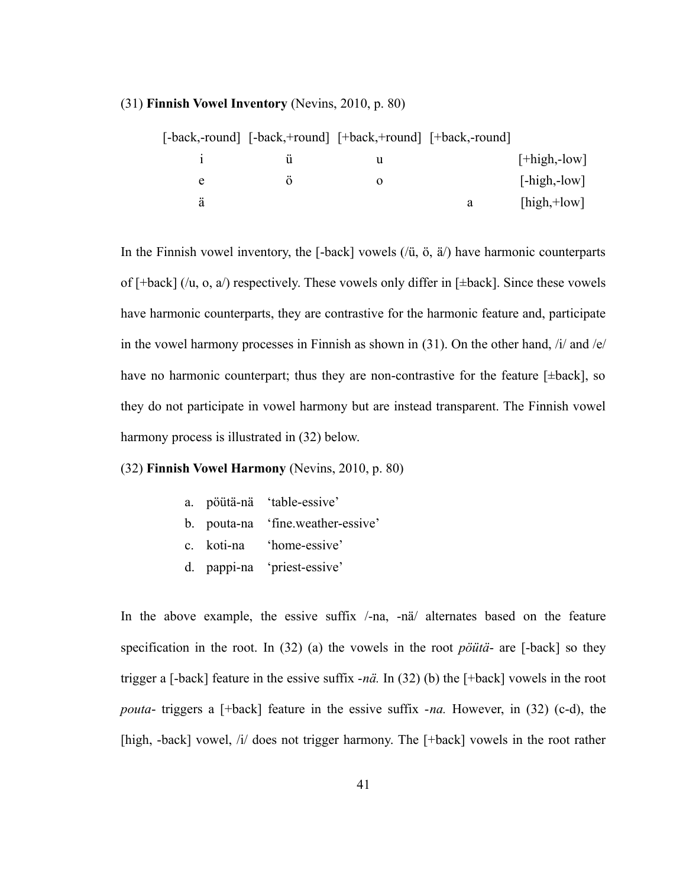(31) **Finnish Vowel Inventory** (Nevins, 2010, p. 80)

| [-back,-round] | [-back,+round] | [+back,+round] | [+back,-round] | |
|---|---|---|---|---|
| i | ü | u | | [+high,-low] |
| e | ö | o | | [-high,-low] |
| ä | | | a | [high,+low] |

In the Finnish vowel inventory, the [-back] vowels (/ü, ö, ä/) have harmonic counterparts of [+back] (/u, o, a/) respectively. These vowels only differ in [±back]. Since these vowels have harmonic counterparts, they are contrastive for the harmonic feature and, participate in the vowel harmony processes in Finnish as shown in (31). On the other hand, /i/ and /e/ have no harmonic counterpart; thus they are non-contrastive for the feature [±back], so they do not participate in vowel harmony but are instead transparent. The Finnish vowel harmony process is illustrated in (32) below.

(32) **Finnish Vowel Harmony** (Nevins, 2010, p. 80)

a. pöütä-nä 'table-essive'
b. pouta-na 'fine.weather-essive'
c. koti-na 'home-essive'
d. pappi-na 'priest-essive'

In the above example, the essive suffix /-na, -nä/ alternates based on the feature specification in the root. In (32) (a) the vowels in the root *pöütä-* are [-back] so they trigger a [-back] feature in the essive suffix *-nä.* In (32) (b) the [+back] vowels in the root *pouta-* triggers a [+back] feature in the essive suffix *-na.* However, in (32) (c-d), the [high, -back] vowel, /i/ does not trigger harmony. The [+back] vowels in the root rather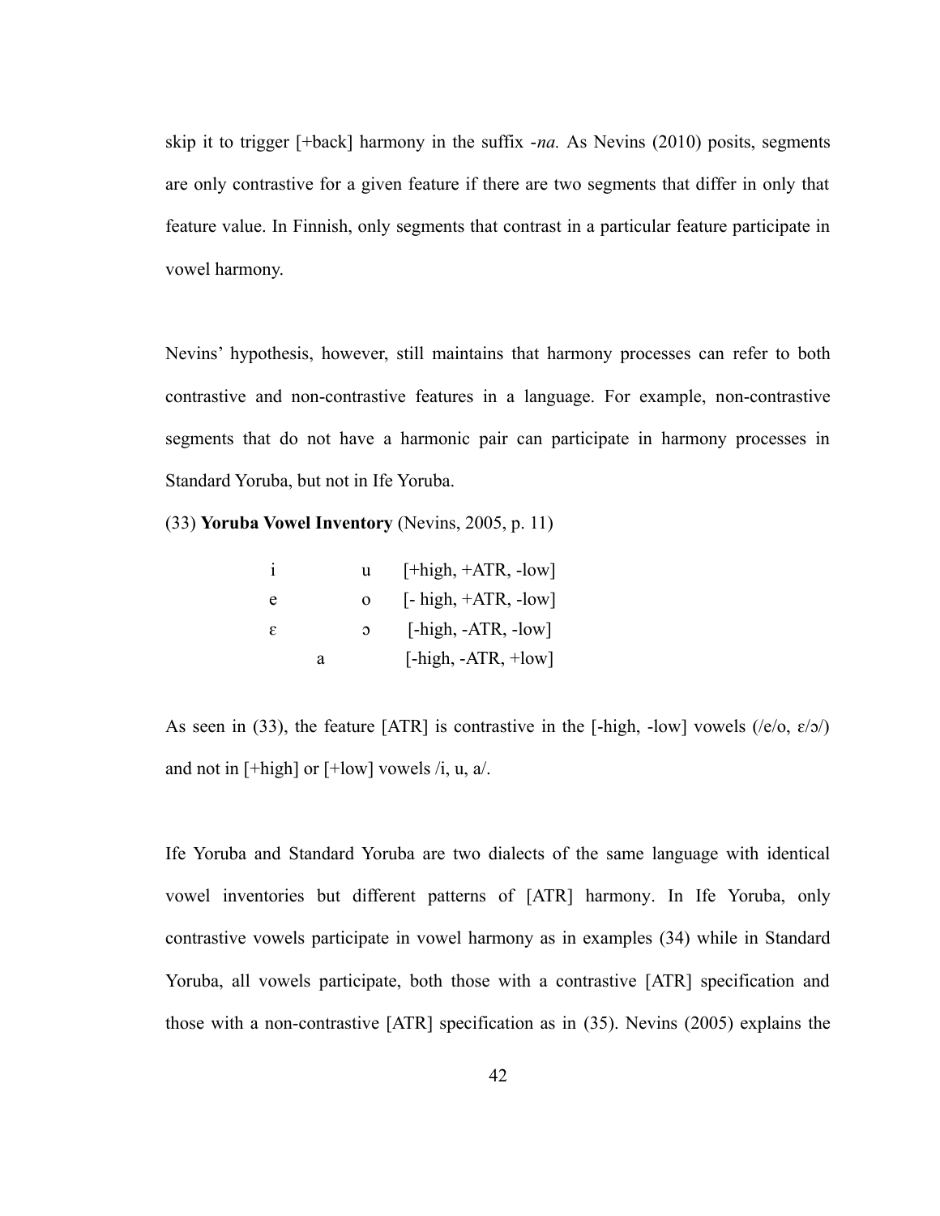skip it to trigger [+back] harmony in the suffix *-na.* As Nevins (2010) posits, segments are only contrastive for a given feature if there are two segments that differ in only that feature value. In Finnish, only segments that contrast in a particular feature participate in vowel harmony.

Nevins' hypothesis, however, still maintains that harmony processes can refer to both contrastive and non-contrastive features in a language. For example, non-contrastive segments that do not have a harmonic pair can participate in harmony processes in Standard Yoruba, but not in Ife Yoruba.

(33) **Yoruba Vowel Inventory** (Nevins, 2005, p. 11)

| | | | |
|---|---|---|---|
| i | | u | [+high, +ATR, -low] |
| e | | o | [- high, +ATR, -low] |
| ɛ | | ɔ | [-high, -ATR, -low] |
| | a | | [-high, -ATR, +low] |

As seen in (33), the feature [ATR] is contrastive in the [-high, -low] vowels (/e/o, ɛ/ɔ/) and not in [+high] or [+low] vowels /i, u, a/.

Ife Yoruba and Standard Yoruba are two dialects of the same language with identical vowel inventories but different patterns of [ATR] harmony. In Ife Yoruba, only contrastive vowels participate in vowel harmony as in examples (34) while in Standard Yoruba, all vowels participate, both those with a contrastive [ATR] specification and those with a non-contrastive [ATR] specification as in (35). Nevins (2005) explains the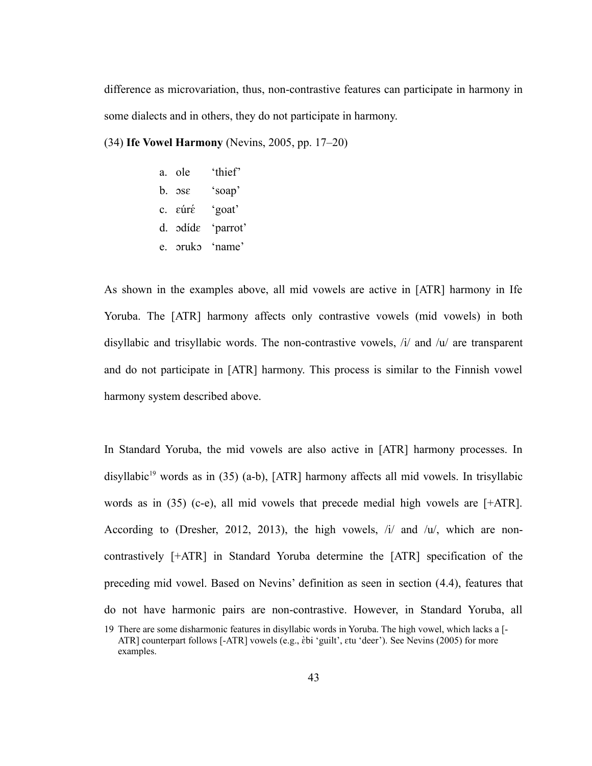difference as microvariation, thus, non-contrastive features can participate in harmony in some dialects and in others, they do not participate in harmony.

(34) **Ife Vowel Harmony** (Nevins, 2005, pp. 17–20)

a. ole 'thief'
b. ɔsɛ 'soap'
c. ɛúrɛ́ 'goat'
d. ɔdídɛ 'parrot'
e. ɔrukɔ 'name'

As shown in the examples above, all mid vowels are active in [ATR] harmony in Ife Yoruba. The [ATR] harmony affects only contrastive vowels (mid vowels) in both disyllabic and trisyllabic words. The non-contrastive vowels, /i/ and /u/ are transparent and do not participate in [ATR] harmony. This process is similar to the Finnish vowel harmony system described above.

In Standard Yoruba, the mid vowels are also active in [ATR] harmony processes. In disyllabic[19] words as in (35) (a-b), [ATR] harmony affects all mid vowels. In trisyllabic words as in (35) (c-e), all mid vowels that precede medial high vowels are [+ATR]. According to (Dresher, 2012, 2013), the high vowels, /i/ and /u/, which are non-contrastively [+ATR] in Standard Yoruba determine the [ATR] specification of the preceding mid vowel. Based on Nevins' definition as seen in section (4.4), features that do not have harmonic pairs are non-contrastive. However, in Standard Yoruba, all

19 There are some disharmonic features in disyllabic words in Yoruba. The high vowel, which lacks a [-ATR] counterpart follows [-ATR] vowels (e.g., ɛ̀bi 'guilt', ɛtu 'deer'). See Nevins (2005) for more examples.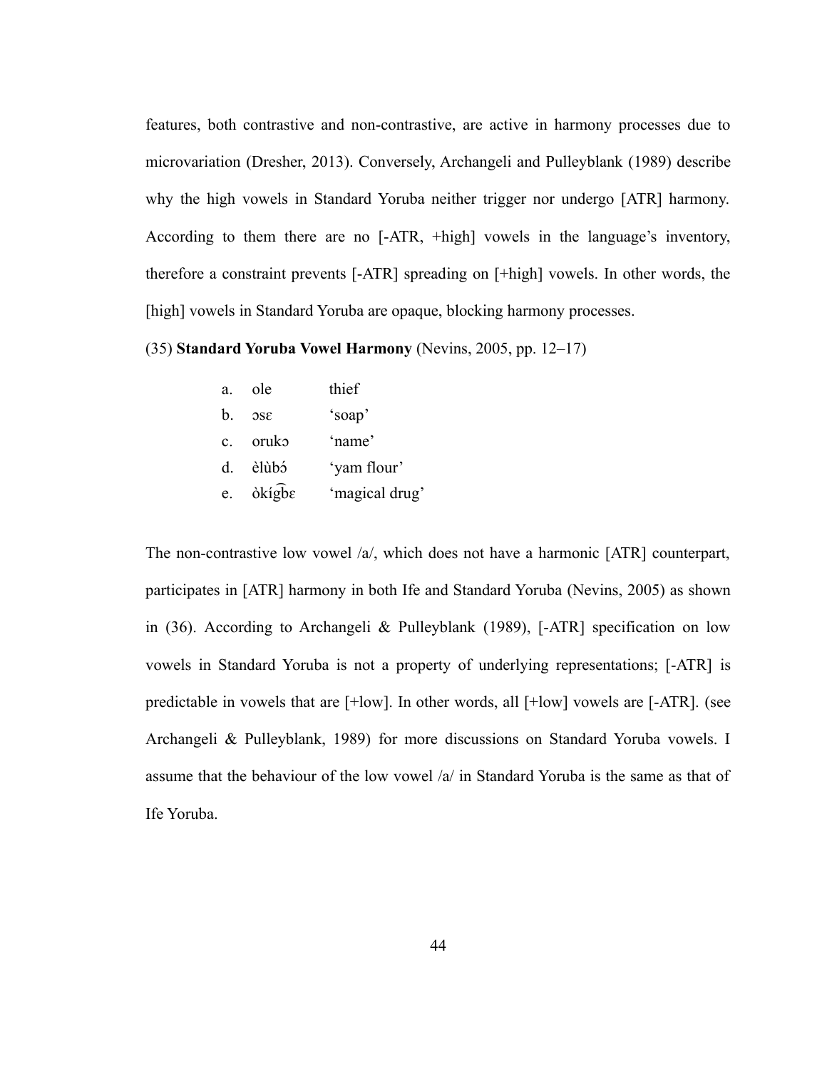features, both contrastive and non-contrastive, are active in harmony processes due to microvariation (Dresher, 2013). Conversely, Archangeli and Pulleyblank (1989) describe why the high vowels in Standard Yoruba neither trigger nor undergo [ATR] harmony. According to them there are no [-ATR, +high] vowels in the language's inventory, therefore a constraint prevents [-ATR] spreading on [+high] vowels. In other words, the [high] vowels in Standard Yoruba are opaque, blocking harmony processes.

(35) **Standard Yoruba Vowel Harmony** (Nevins, 2005, pp. 12–17)

| | | |
|---|---|---|
| a. | ole | thief |
| b. | ɔsɛ | 'soap' |
| c. | orukɔ | 'name' |
| d. | èlùbɔ́ | 'yam flour' |
| e. | ɔ̀kíg͡bɛ | 'magical drug' |

The non-contrastive low vowel /a/, which does not have a harmonic [ATR] counterpart, participates in [ATR] harmony in both Ife and Standard Yoruba (Nevins, 2005) as shown in (36). According to Archangeli & Pulleyblank (1989), [-ATR] specification on low vowels in Standard Yoruba is not a property of underlying representations; [-ATR] is predictable in vowels that are [+low]. In other words, all [+low] vowels are [-ATR]. (see Archangeli & Pulleyblank, 1989) for more discussions on Standard Yoruba vowels. I assume that the behaviour of the low vowel /a/ in Standard Yoruba is the same as that of Ife Yoruba.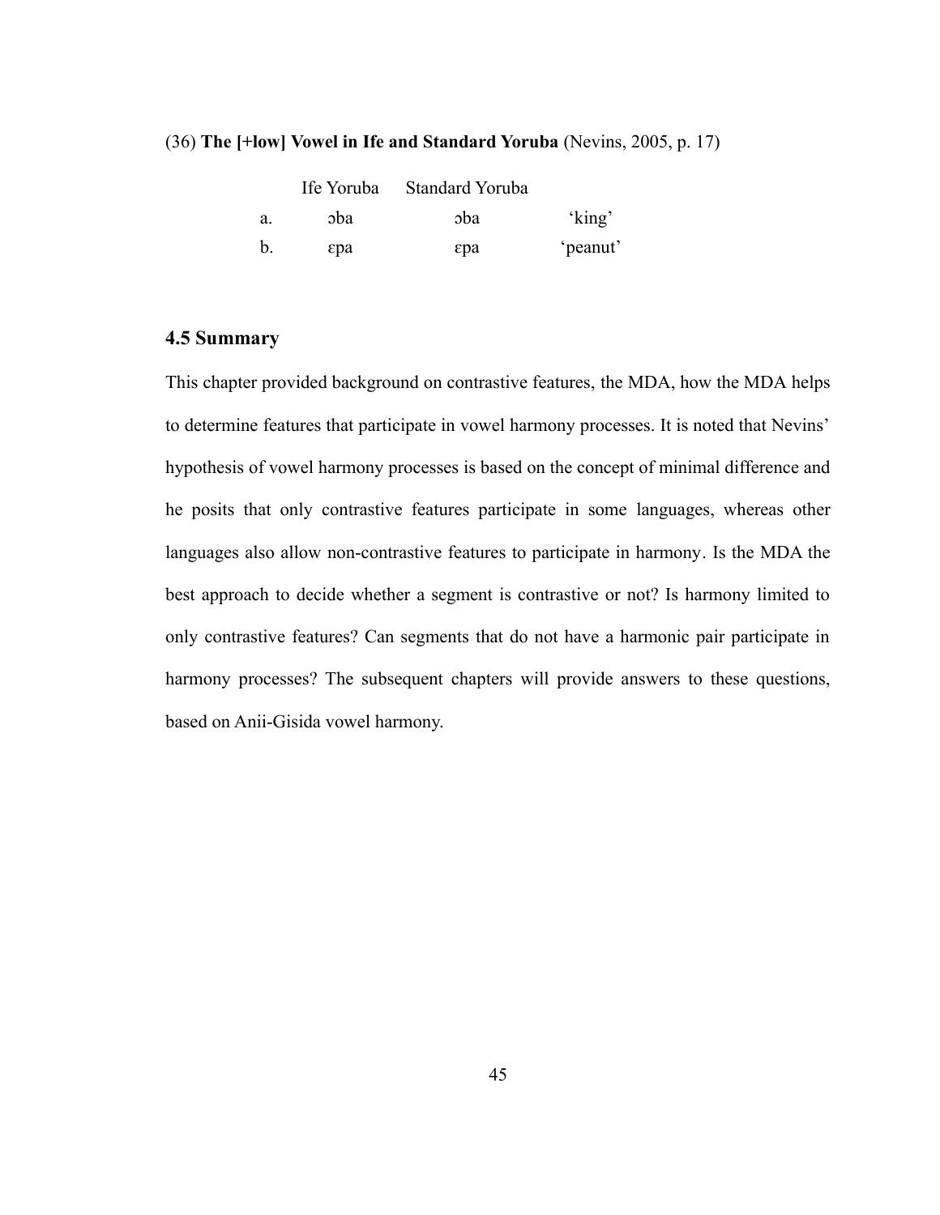(36) **The [+low] Vowel in Ife and Standard Yoruba** (Nevins, 2005, p. 17)

| | Ife Yoruba | Standard Yoruba | |
|---|---|---|---|
| a. | ɔba | ɔba | 'king' |
| b. | ɛpa | ɛpa | 'peanut' |

## 4.5 Summary

This chapter provided background on contrastive features, the MDA, how the MDA helps to determine features that participate in vowel harmony processes. It is noted that Nevins' hypothesis of vowel harmony processes is based on the concept of minimal difference and he posits that only contrastive features participate in some languages, whereas other languages also allow non-contrastive features to participate in harmony. Is the MDA the best approach to decide whether a segment is contrastive or not? Is harmony limited to only contrastive features? Can segments that do not have a harmonic pair participate in harmony processes? The subsequent chapters will provide answers to these questions, based on Anii-Gisida vowel harmony.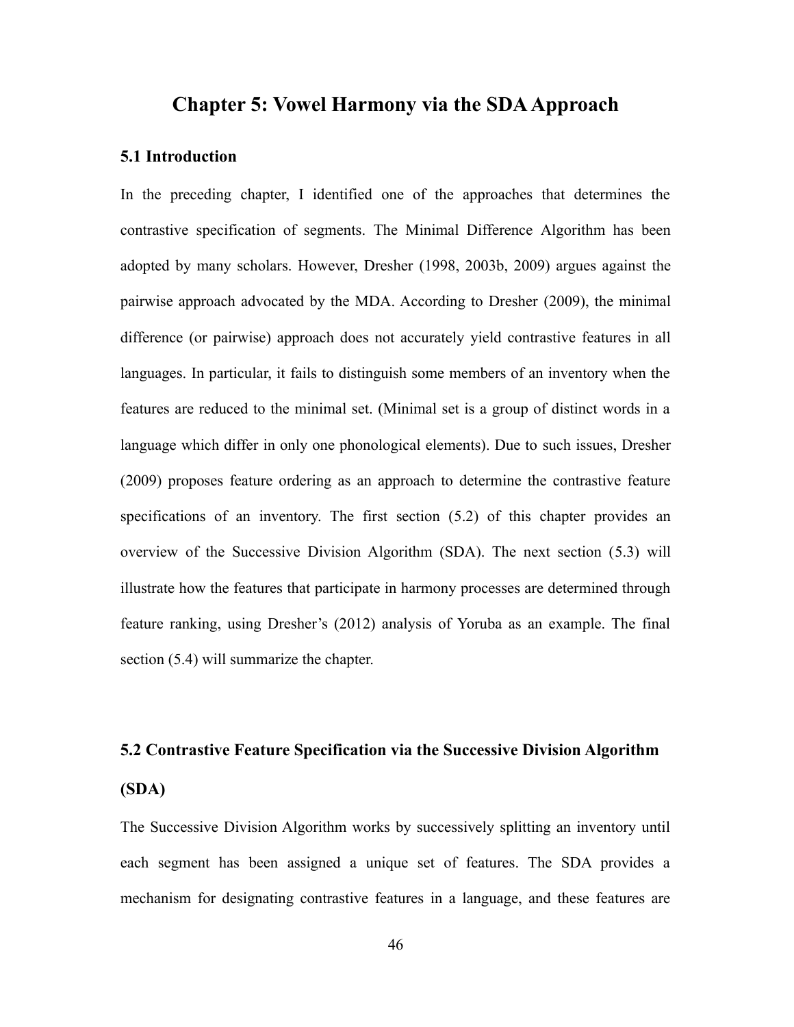# Chapter 5: Vowel Harmony via the SDA Approach

## 5.1 Introduction

In the preceding chapter, I identified one of the approaches that determines the contrastive specification of segments. The Minimal Difference Algorithm has been adopted by many scholars. However, Dresher (1998, 2003b, 2009) argues against the pairwise approach advocated by the MDA. According to Dresher (2009), the minimal difference (or pairwise) approach does not accurately yield contrastive features in all languages. In particular, it fails to distinguish some members of an inventory when the features are reduced to the minimal set. (Minimal set is a group of distinct words in a language which differ in only one phonological elements). Due to such issues, Dresher (2009) proposes feature ordering as an approach to determine the contrastive feature specifications of an inventory. The first section (5.2) of this chapter provides an overview of the Successive Division Algorithm (SDA). The next section (5.3) will illustrate how the features that participate in harmony processes are determined through feature ranking, using Dresher's (2012) analysis of Yoruba as an example. The final section (5.4) will summarize the chapter.

## 5.2 Contrastive Feature Specification via the Successive Division Algorithm (SDA)

The Successive Division Algorithm works by successively splitting an inventory until each segment has been assigned a unique set of features. The SDA provides a mechanism for designating contrastive features in a language, and these features are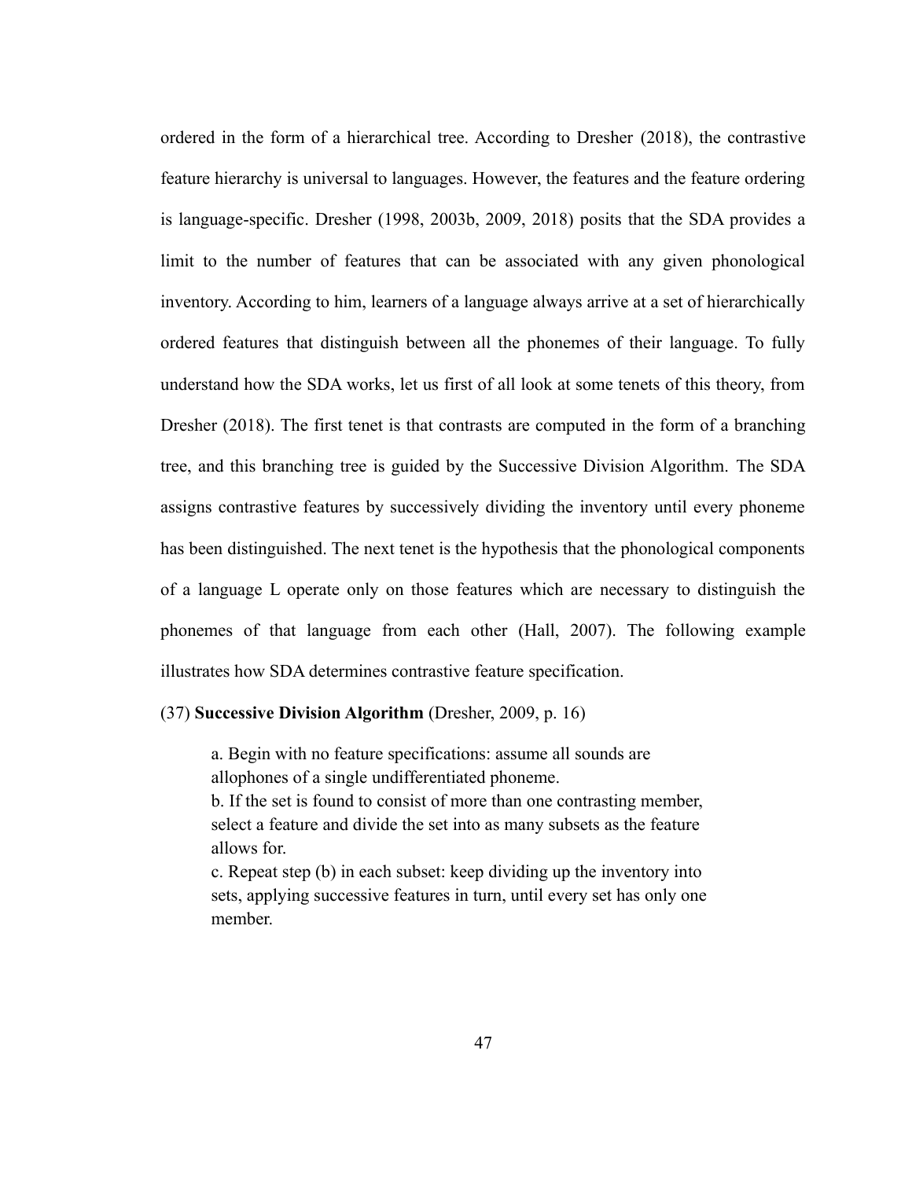ordered in the form of a hierarchical tree. According to Dresher (2018), the contrastive feature hierarchy is universal to languages. However, the features and the feature ordering is language-specific. Dresher (1998, 2003b, 2009, 2018) posits that the SDA provides a limit to the number of features that can be associated with any given phonological inventory. According to him, learners of a language always arrive at a set of hierarchically ordered features that distinguish between all the phonemes of their language. To fully understand how the SDA works, let us first of all look at some tenets of this theory, from Dresher (2018). The first tenet is that contrasts are computed in the form of a branching tree, and this branching tree is guided by the Successive Division Algorithm. The SDA assigns contrastive features by successively dividing the inventory until every phoneme has been distinguished. The next tenet is the hypothesis that the phonological components of a language L operate only on those features which are necessary to distinguish the phonemes of that language from each other (Hall, 2007). The following example illustrates how SDA determines contrastive feature specification.

(37) **Successive Division Algorithm** (Dresher, 2009, p. 16)

> a. Begin with no feature specifications: assume all sounds are allophones of a single undifferentiated phoneme.
> b. If the set is found to consist of more than one contrasting member, select a feature and divide the set into as many subsets as the feature allows for.
> c. Repeat step (b) in each subset: keep dividing up the inventory into sets, applying successive features in turn, until every set has only one member.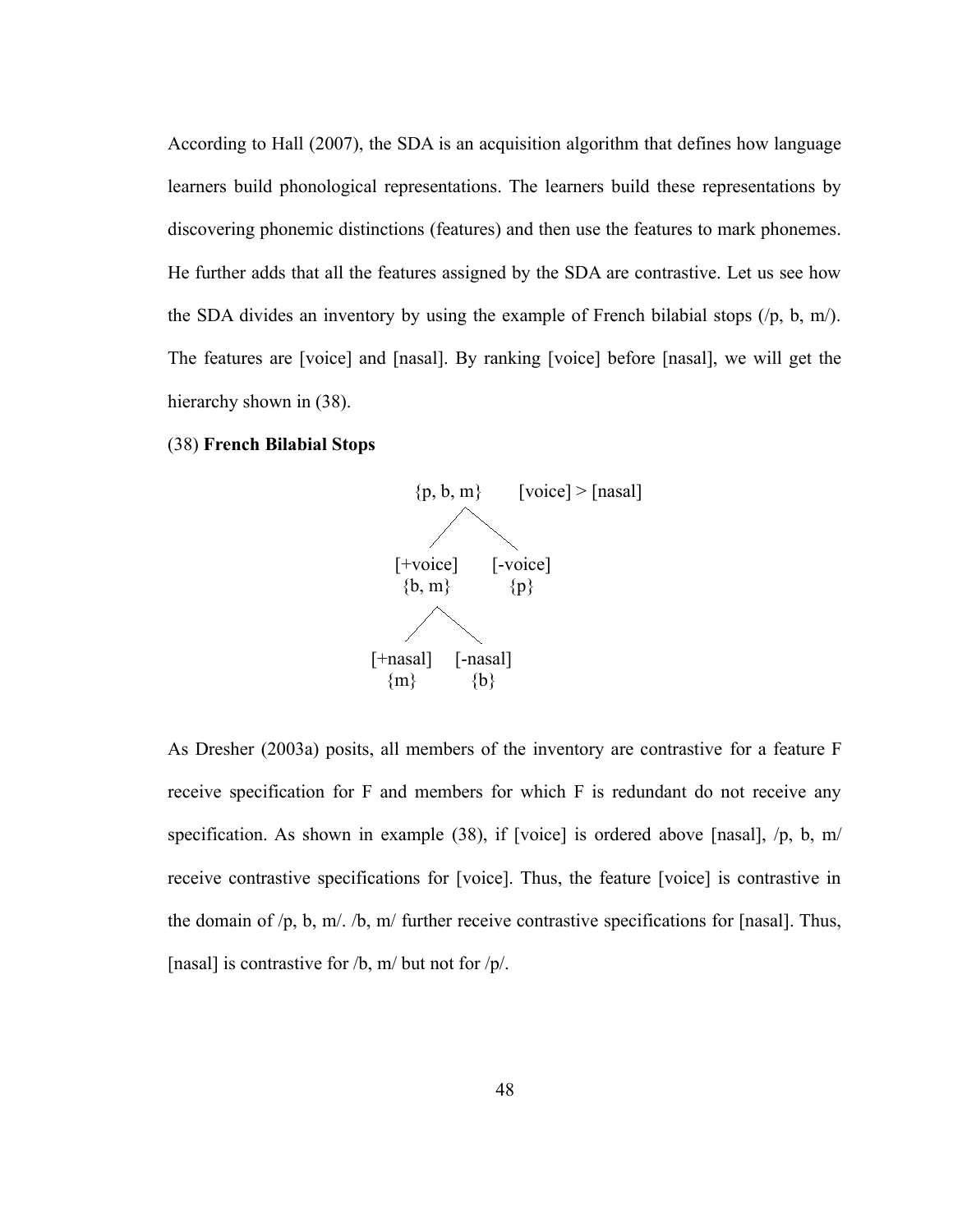According to Hall (2007), the SDA is an acquisition algorithm that defines how language learners build phonological representations. The learners build these representations by discovering phonemic distinctions (features) and then use the features to mark phonemes. He further adds that all the features assigned by the SDA are contrastive. Let us see how the SDA divides an inventory by using the example of French bilabial stops (/p, b, m/). The features are [voice] and [nasal]. By ranking [voice] before [nasal], we will get the hierarchy shown in (38).

(38) **French Bilabial Stops**

```
              {p, b, m}      [voice] > [nasal]
               /      \
        [+voice]      [-voice]
         {b, m}          {p}
         /     \
   [+nasal]   [-nasal]
     {m}         {b}
```

As Dresher (2003a) posits, all members of the inventory are contrastive for a feature F receive specification for F and members for which F is redundant do not receive any specification. As shown in example (38), if [voice] is ordered above [nasal], /p, b, m/ receive contrastive specifications for [voice]. Thus, the feature [voice] is contrastive in the domain of /p, b, m/. /b, m/ further receive contrastive specifications for [nasal]. Thus, [nasal] is contrastive for /b, m/ but not for /p/.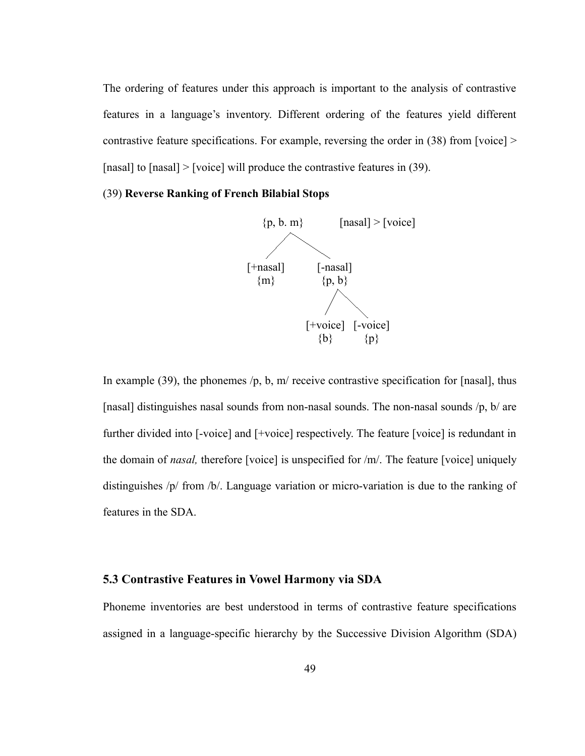The ordering of features under this approach is important to the analysis of contrastive features in a language's inventory. Different ordering of the features yield different contrastive feature specifications. For example, reversing the order in (38) from [voice] > [nasal] to [nasal] > [voice] will produce the contrastive features in (39).

(39) **Reverse Ranking of French Bilabial Stops**

```
          {p, b. m}          [nasal] > [voice]
           /      \
     [+nasal]    [-nasal]
       {m}        {p, b}
                  /    \
            [+voice]  [-voice]
              {b}       {p}
```

In example (39), the phonemes /p, b, m/ receive contrastive specification for [nasal], thus [nasal] distinguishes nasal sounds from non-nasal sounds. The non-nasal sounds /p, b/ are further divided into [-voice] and [+voice] respectively. The feature [voice] is redundant in the domain of *nasal,* therefore [voice] is unspecified for /m/. The feature [voice] uniquely distinguishes /p/ from /b/. Language variation or micro-variation is due to the ranking of features in the SDA.

### 5.3 Contrastive Features in Vowel Harmony via SDA

Phoneme inventories are best understood in terms of contrastive feature specifications assigned in a language-specific hierarchy by the Successive Division Algorithm (SDA)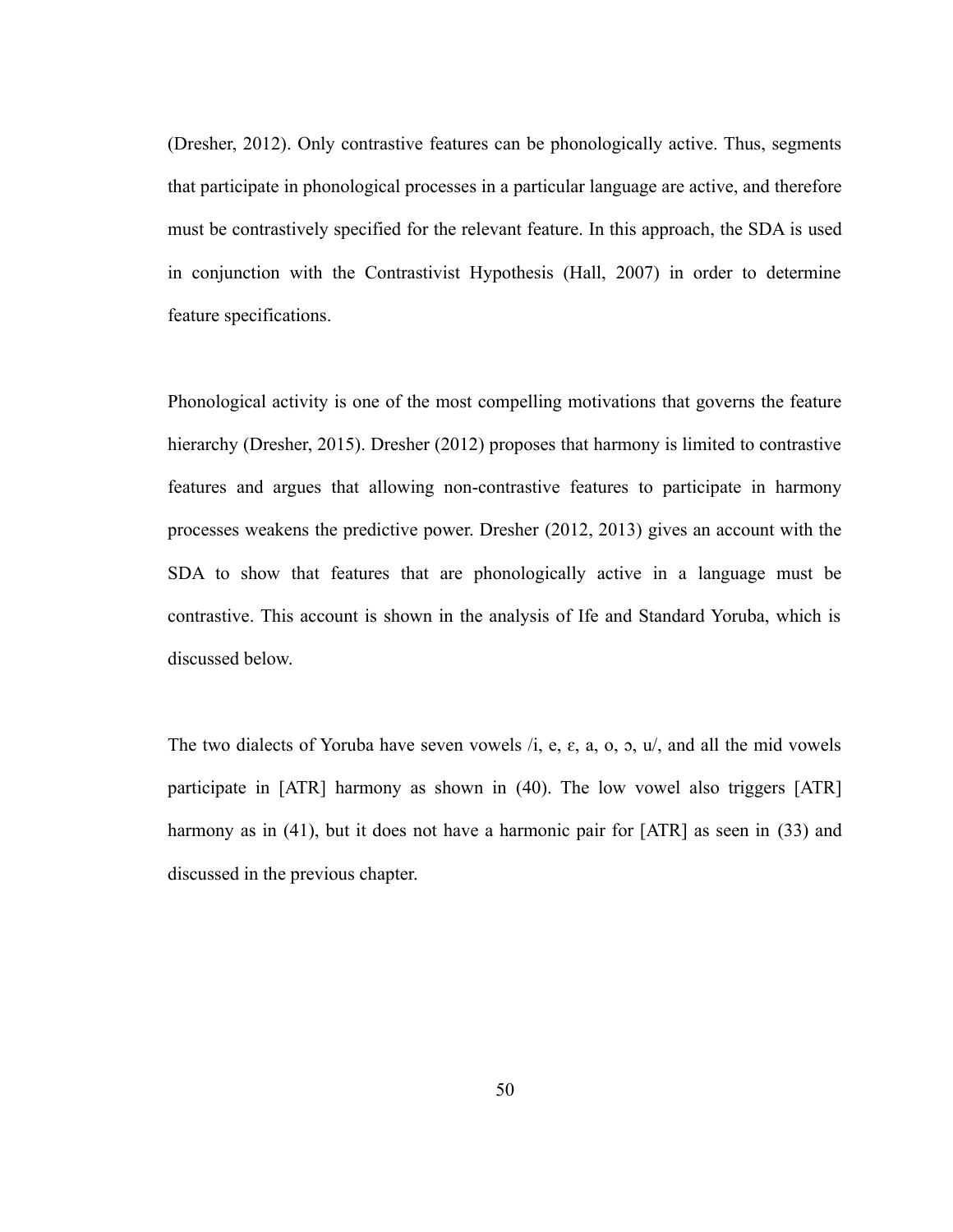(Dresher, 2012). Only contrastive features can be phonologically active. Thus, segments that participate in phonological processes in a particular language are active, and therefore must be contrastively specified for the relevant feature. In this approach, the SDA is used in conjunction with the Contrastivist Hypothesis (Hall, 2007) in order to determine feature specifications.

Phonological activity is one of the most compelling motivations that governs the feature hierarchy (Dresher, 2015). Dresher (2012) proposes that harmony is limited to contrastive features and argues that allowing non-contrastive features to participate in harmony processes weakens the predictive power. Dresher (2012, 2013) gives an account with the SDA to show that features that are phonologically active in a language must be contrastive. This account is shown in the analysis of Ife and Standard Yoruba, which is discussed below.

The two dialects of Yoruba have seven vowels /i, e, ɛ, a, o, ɔ, u/, and all the mid vowels participate in [ATR] harmony as shown in (40). The low vowel also triggers [ATR] harmony as in (41), but it does not have a harmonic pair for [ATR] as seen in (33) and discussed in the previous chapter.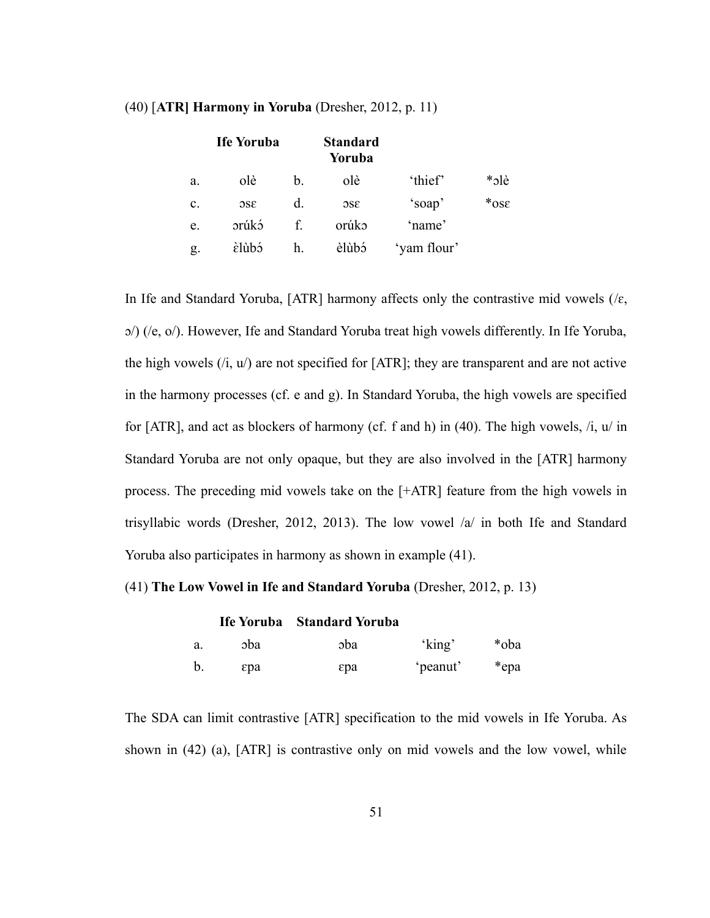(40) [**ATR] Harmony in Yoruba** (Dresher, 2012, p. 11)

| | Ife Yoruba | | Standard Yoruba | | |
|---|---|---|---|---|---|
| a. | olè | b. | olè | 'thief' | *ɔlè |
| c. | ɔsɛ | d. | ɔsɛ | 'soap' | *osɛ |
| e. | ɔrúkɔ́ | f. | orúkɔ | 'name' | |
| g. | ɛ̀lùbɔ́ | h. | èlùbɔ́ | 'yam flour' | |

In Ife and Standard Yoruba, [ATR] harmony affects only the contrastive mid vowels (/ɛ, ɔ/) (/e, o/). However, Ife and Standard Yoruba treat high vowels differently. In Ife Yoruba, the high vowels (/i, u/) are not specified for [ATR]; they are transparent and are not active in the harmony processes (cf. e and g). In Standard Yoruba, the high vowels are specified for [ATR], and act as blockers of harmony (cf. f and h) in (40). The high vowels, /i, u/ in Standard Yoruba are not only opaque, but they are also involved in the [ATR] harmony process. The preceding mid vowels take on the [+ATR] feature from the high vowels in trisyllabic words (Dresher, 2012, 2013). The low vowel /a/ in both Ife and Standard Yoruba also participates in harmony as shown in example (41).

(41) **The Low Vowel in Ife and Standard Yoruba** (Dresher, 2012, p. 13)

| | Ife Yoruba | Standard Yoruba | | |
|---|---|---|---|---|
| a. | ɔba | ɔba | 'king' | *oba |
| b. | ɛpa | ɛpa | 'peanut' | *epa |

The SDA can limit contrastive [ATR] specification to the mid vowels in Ife Yoruba. As shown in (42) (a), [ATR] is contrastive only on mid vowels and the low vowel, while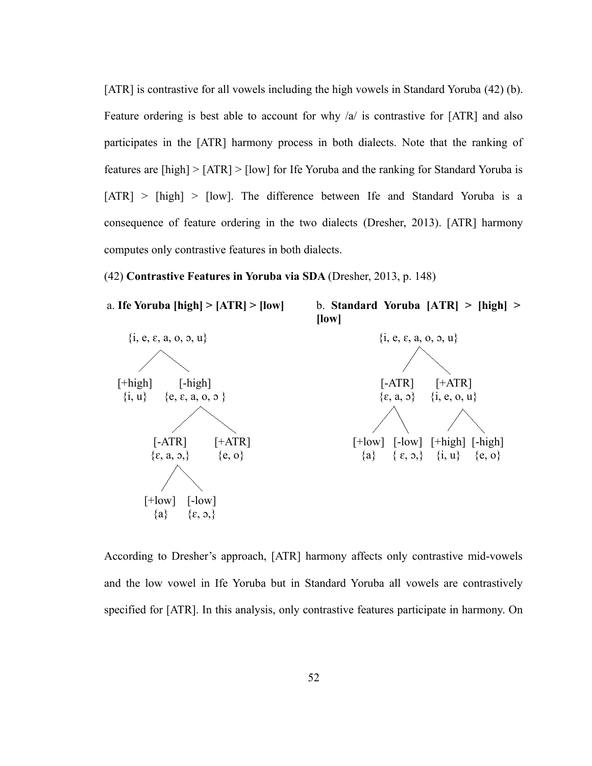[ATR] is contrastive for all vowels including the high vowels in Standard Yoruba (42) (b). Feature ordering is best able to account for why /a/ is contrastive for [ATR] and also participates in the [ATR] harmony process in both dialects. Note that the ranking of features are [high] > [ATR] > [low] for Ife Yoruba and the ranking for Standard Yoruba is [ATR] > [high] > [low]. The difference between Ife and Standard Yoruba is a consequence of feature ordering in the two dialects (Dresher, 2013). [ATR] harmony computes only contrastive features in both dialects.

(42) **Contrastive Features in Yoruba via SDA** (Dresher, 2013, p. 148)

a. **Ife Yoruba [high] > [ATR] > [low]**

```
{i, e, ɛ, a, o, ɔ, u}
├── [+high] {i, u}
└── [-high] {e, ɛ, a, o, ɔ }
    ├── [-ATR] {ɛ, a, ɔ,}
    │   ├── [+low] {a}
    │   └── [-low] {ɛ, ɔ,}
    └── [+ATR] {e, o}
```

b. **Standard Yoruba [ATR] > [high] > [low]**

```
{i, e, ɛ, a, o, ɔ, u}
├── [-ATR] {ɛ, a, ɔ}
│   ├── [+low] {a}
│   └── [-low] { ɛ, ɔ,}
└── [+ATR] {i, e, o, u}
    ├── [+high] {i, u}
    └── [-high] {e, o}
```

According to Dresher's approach, [ATR] harmony affects only contrastive mid-vowels and the low vowel in Ife Yoruba but in Standard Yoruba all vowels are contrastively specified for [ATR]. In this analysis, only contrastive features participate in harmony. On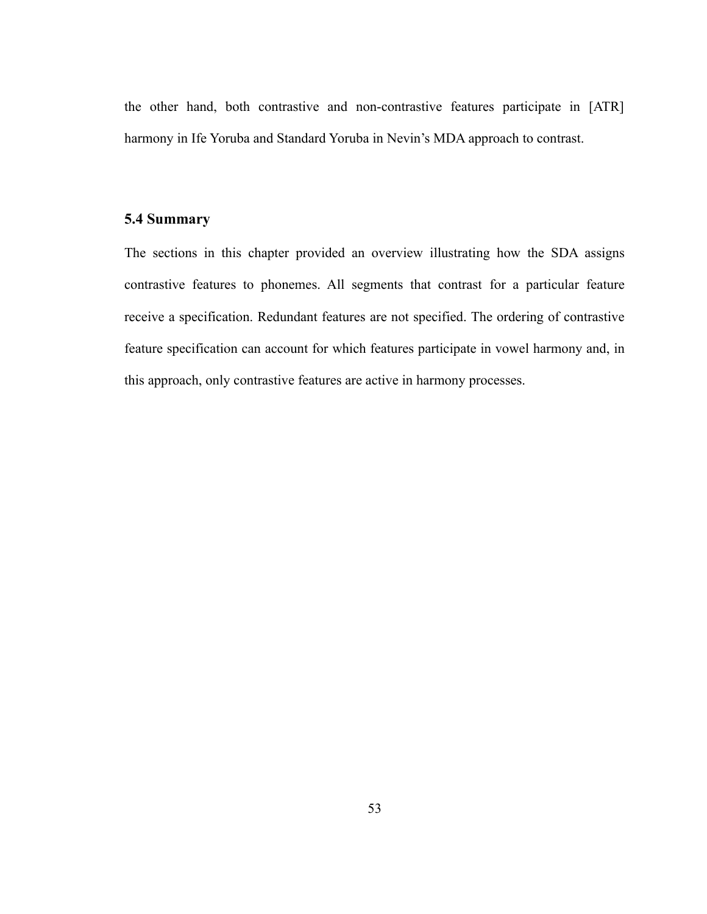the other hand, both contrastive and non-contrastive features participate in [ATR] harmony in Ife Yoruba and Standard Yoruba in Nevin's MDA approach to contrast.

## 5.4 Summary

The sections in this chapter provided an overview illustrating how the SDA assigns contrastive features to phonemes. All segments that contrast for a particular feature receive a specification. Redundant features are not specified. The ordering of contrastive feature specification can account for which features participate in vowel harmony and, in this approach, only contrastive features are active in harmony processes.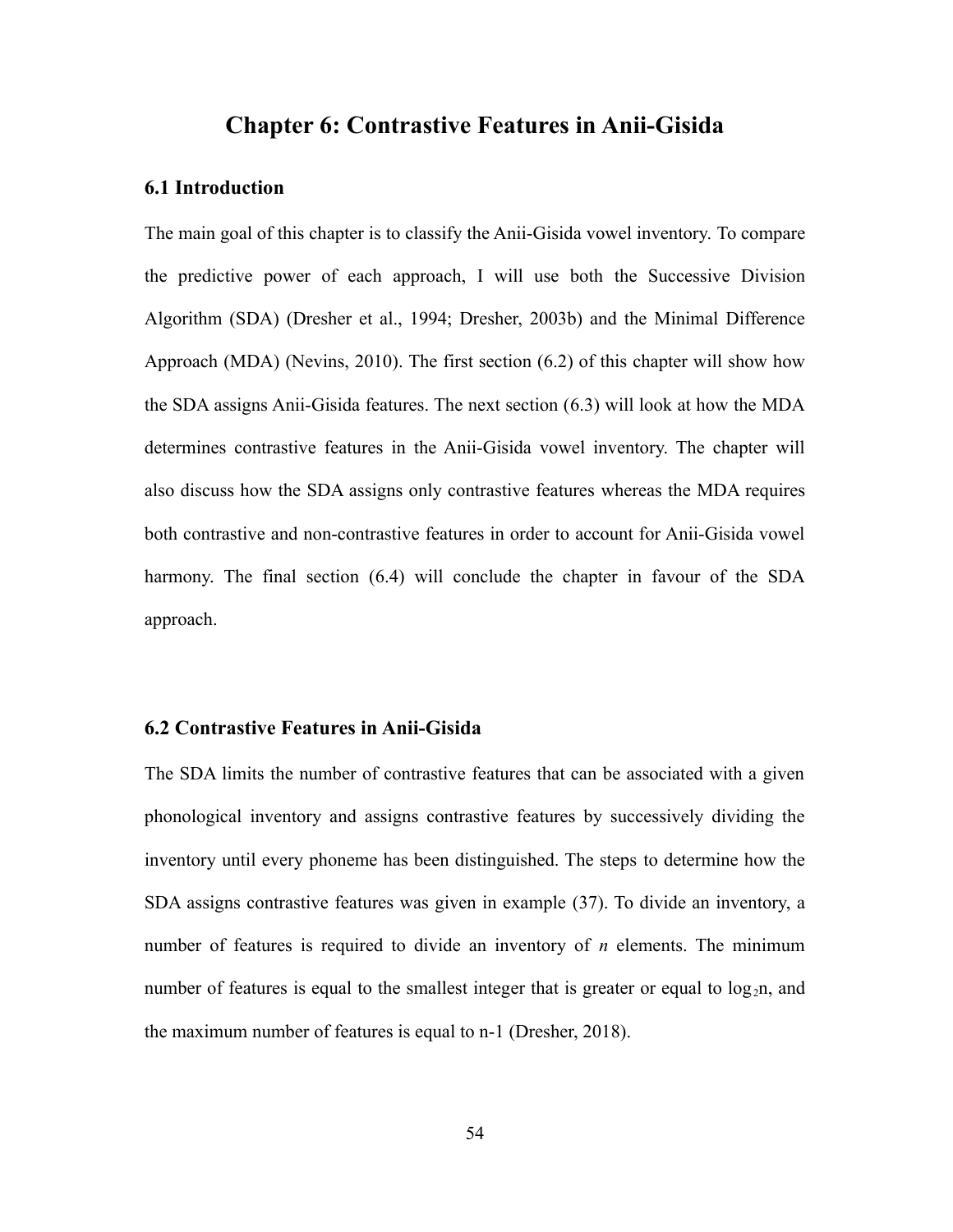# Chapter 6: Contrastive Features in Anii-Gisida

## 6.1 Introduction

The main goal of this chapter is to classify the Anii-Gisida vowel inventory. To compare the predictive power of each approach, I will use both the Successive Division Algorithm (SDA) (Dresher et al., 1994; Dresher, 2003b) and the Minimal Difference Approach (MDA) (Nevins, 2010). The first section (6.2) of this chapter will show how the SDA assigns Anii-Gisida features. The next section (6.3) will look at how the MDA determines contrastive features in the Anii-Gisida vowel inventory. The chapter will also discuss how the SDA assigns only contrastive features whereas the MDA requires both contrastive and non-contrastive features in order to account for Anii-Gisida vowel harmony. The final section (6.4) will conclude the chapter in favour of the SDA approach.

## 6.2 Contrastive Features in Anii-Gisida

The SDA limits the number of contrastive features that can be associated with a given phonological inventory and assigns contrastive features by successively dividing the inventory until every phoneme has been distinguished. The steps to determine how the SDA assigns contrastive features was given in example (37). To divide an inventory, a number of features is required to divide an inventory of *n* elements. The minimum number of features is equal to the smallest integer that is greater or equal to $\log_2 n$, and the maximum number of features is equal to n-1 (Dresher, 2018).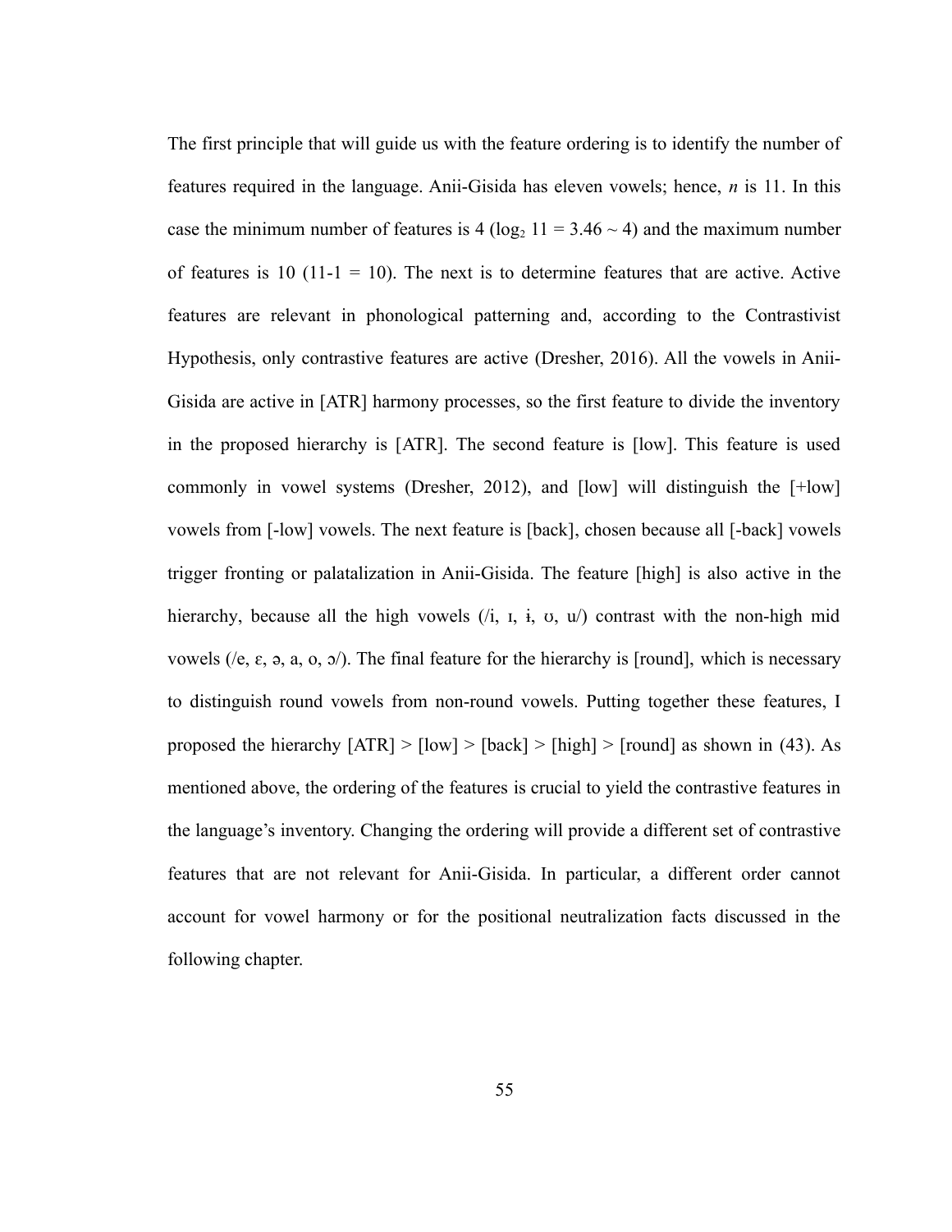The first principle that will guide us with the feature ordering is to identify the number of features required in the language. Anii-Gisida has eleven vowels; hence, *n* is 11. In this case the minimum number of features is 4 ($\log_2 11 = 3.46 \sim 4$) and the maximum number of features is 10 ($11\text{-}1 = 10$). The next is to determine features that are active. Active features are relevant in phonological patterning and, according to the Contrastivist Hypothesis, only contrastive features are active (Dresher, 2016). All the vowels in Anii-Gisida are active in [ATR] harmony processes, so the first feature to divide the inventory in the proposed hierarchy is [ATR]. The second feature is [low]. This feature is used commonly in vowel systems (Dresher, 2012), and [low] will distinguish the [+low] vowels from [-low] vowels. The next feature is [back], chosen because all [-back] vowels trigger fronting or palatalization in Anii-Gisida. The feature [high] is also active in the hierarchy, because all the high vowels (/i, ɪ, ɨ, ʊ, u/) contrast with the non-high mid vowels (/e, ɛ, ə, a, o, ɔ/). The final feature for the hierarchy is [round], which is necessary to distinguish round vowels from non-round vowels. Putting together these features, I proposed the hierarchy [ATR] > [low] > [back] > [high] > [round] as shown in (43). As mentioned above, the ordering of the features is crucial to yield the contrastive features in the language's inventory. Changing the ordering will provide a different set of contrastive features that are not relevant for Anii-Gisida. In particular, a different order cannot account for vowel harmony or for the positional neutralization facts discussed in the following chapter.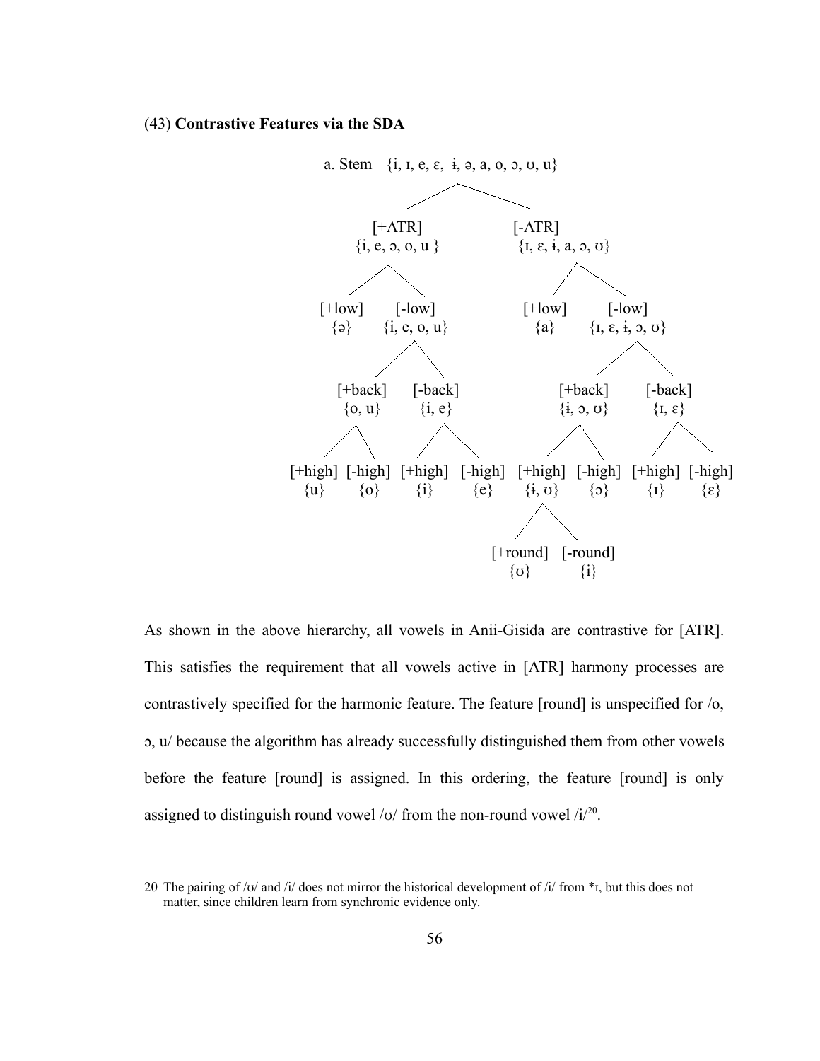(43) **Contrastive Features via the SDA**

a. Stem {i, ɪ, e, ɛ, ɨ, ə, a, o, ɔ, ʊ, u}

- [+ATR] {i, e, ə, o, u }
  - [+low] {ə}
  - [-low] {i, e, o, u}
    - [+back] {o, u}
      - [+high] {u}
      - [-high] {o}
    - [-back] {i, e}
      - [+high] {i}
      - [-high] {e}
- [-ATR] {ɪ, ɛ, ɨ, a, ɔ, ʊ}
  - [+low] {a}
  - [-low] {ɪ, ɛ, ɨ, ɔ, ʊ}
    - [+back] {ɨ, ɔ, ʊ}
      - [+high] {ɨ, ʊ}
        - [+round] {ʊ}
        - [-round] {ɨ}
      - [-high] {ɔ}
    - [-back] {ɪ, ɛ}
      - [+high] {ɪ}
      - [-high] {ɛ}

As shown in the above hierarchy, all vowels in Anii-Gisida are contrastive for [ATR]. This satisfies the requirement that all vowels active in [ATR] harmony processes are contrastively specified for the harmonic feature. The feature [round] is unspecified for /o, ɔ, u/ because the algorithm has already successfully distinguished them from other vowels before the feature [round] is assigned. In this ordering, the feature [round] is only assigned to distinguish round vowel /ʊ/ from the non-round vowel /ɨ/[20].

20 The pairing of /ʊ/ and /ɨ/ does not mirror the historical development of /ɨ/ from *ɪ, but this does not matter, since children learn from synchronic evidence only.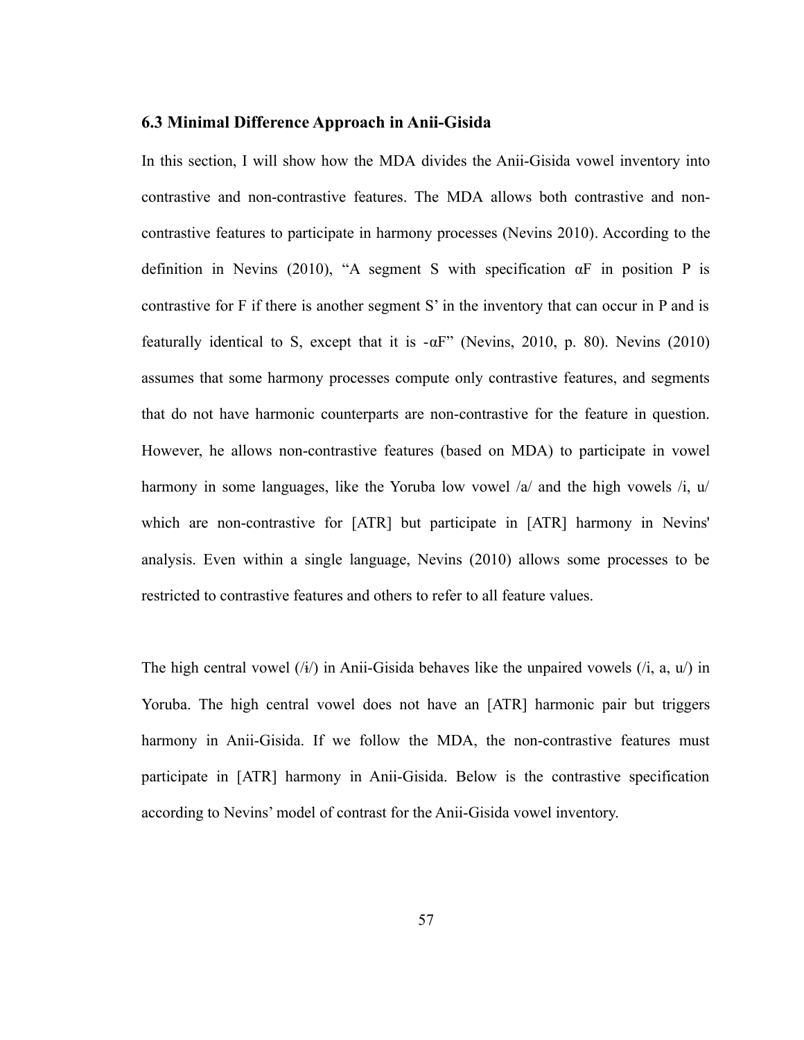### 6.3 Minimal Difference Approach in Anii-Gisida

In this section, I will show how the MDA divides the Anii-Gisida vowel inventory into contrastive and non-contrastive features. The MDA allows both contrastive and non-contrastive features to participate in harmony processes (Nevins 2010). According to the definition in Nevins (2010), "A segment S with specification αF in position P is contrastive for F if there is another segment S' in the inventory that can occur in P and is featurally identical to S, except that it is -αF" (Nevins, 2010, p. 80). Nevins (2010) assumes that some harmony processes compute only contrastive features, and segments that do not have harmonic counterparts are non-contrastive for the feature in question. However, he allows non-contrastive features (based on MDA) to participate in vowel harmony in some languages, like the Yoruba low vowel /a/ and the high vowels /i, u/ which are non-contrastive for [ATR] but participate in [ATR] harmony in Nevins' analysis. Even within a single language, Nevins (2010) allows some processes to be restricted to contrastive features and others to refer to all feature values.

The high central vowel (/ɨ/) in Anii-Gisida behaves like the unpaired vowels (/i, a, u/) in Yoruba. The high central vowel does not have an [ATR] harmonic pair but triggers harmony in Anii-Gisida. If we follow the MDA, the non-contrastive features must participate in [ATR] harmony in Anii-Gisida. Below is the contrastive specification according to Nevins' model of contrast for the Anii-Gisida vowel inventory.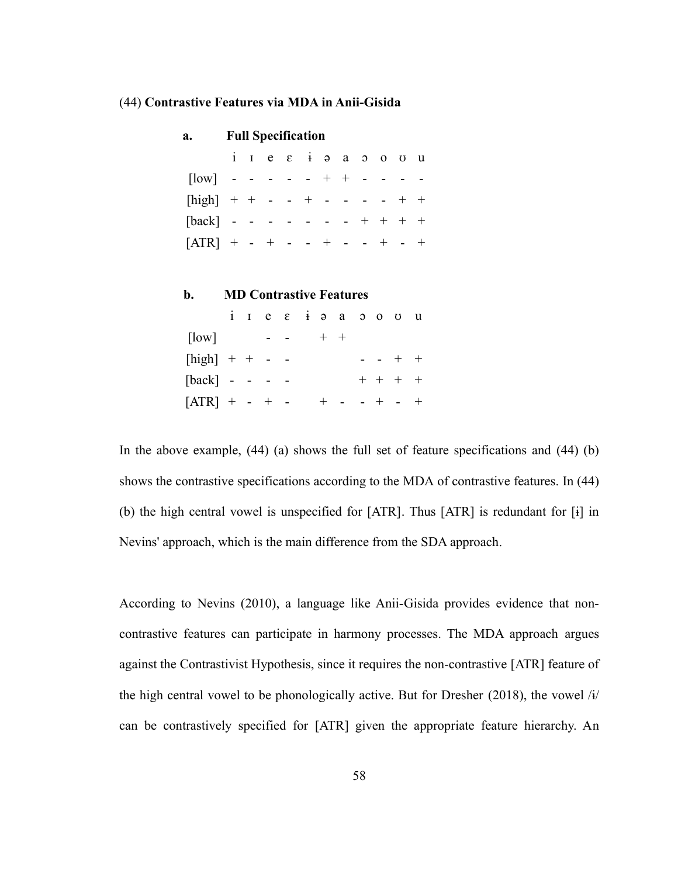(44) **Contrastive Features via MDA in Anii-Gisida**

**a. Full Specification**

| | i | ɪ | e | ɛ | ɨ | ə | a | ɔ | o | ʊ | u |
|---|---|---|---|---|---|---|---|---|---|---|---|
| [low] | - | - | - | - | - | + | + | - | - | - | - |
| [high] | + | + | - | - | + | - | - | - | - | + | + |
| [back] | - | - | - | - | - | - | - | + | + | + | + |
| [ATR] | + | - | + | - | - | + | - | - | + | - | + |

**b. MD Contrastive Features**

| | i | ɪ | e | ɛ | ɨ | ə | a | ɔ | o | ʊ | u |
|---|---|---|---|---|---|---|---|---|---|---|---|
| [low] | | | - | - | | + | + | | | | |
| [high] | + | + | - | - | | | | - | - | + | + |
| [back] | - | - | - | - | | | | + | + | + | + |
| [ATR] | + | - | + | - | | + | - | - | + | - | + |

In the above example, (44) (a) shows the full set of feature specifications and (44) (b) shows the contrastive specifications according to the MDA of contrastive features. In (44) (b) the high central vowel is unspecified for [ATR]. Thus [ATR] is redundant for [ɨ] in Nevins' approach, which is the main difference from the SDA approach.

According to Nevins (2010), a language like Anii-Gisida provides evidence that non-contrastive features can participate in harmony processes. The MDA approach argues against the Contrastivist Hypothesis, since it requires the non-contrastive [ATR] feature of the high central vowel to be phonologically active. But for Dresher (2018), the vowel /ɨ/ can be contrastively specified for [ATR] given the appropriate feature hierarchy. An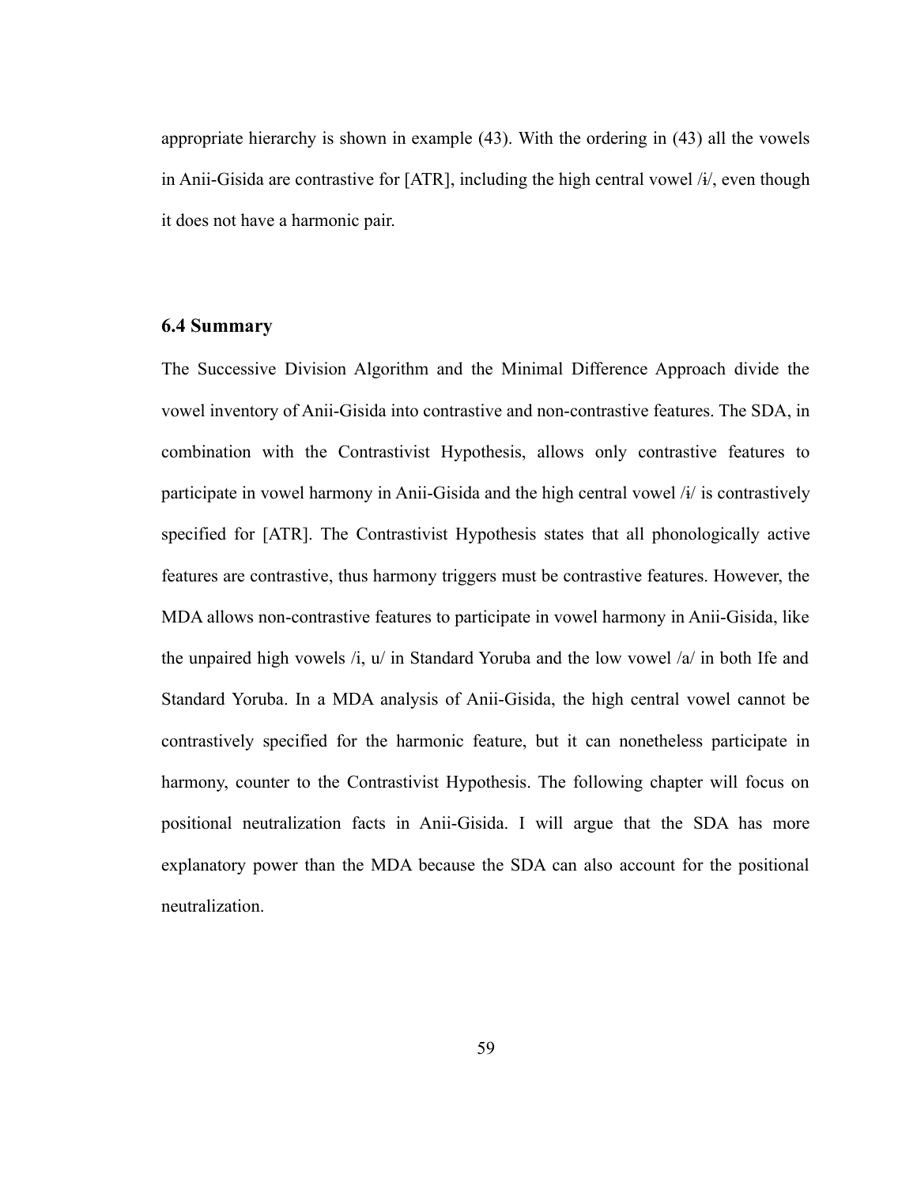appropriate hierarchy is shown in example (43). With the ordering in (43) all the vowels in Anii-Gisida are contrastive for [ATR], including the high central vowel /ɨ/, even though it does not have a harmonic pair.

### 6.4 Summary

The Successive Division Algorithm and the Minimal Difference Approach divide the vowel inventory of Anii-Gisida into contrastive and non-contrastive features. The SDA, in combination with the Contrastivist Hypothesis, allows only contrastive features to participate in vowel harmony in Anii-Gisida and the high central vowel /ɨ/ is contrastively specified for [ATR]. The Contrastivist Hypothesis states that all phonologically active features are contrastive, thus harmony triggers must be contrastive features. However, the MDA allows non-contrastive features to participate in vowel harmony in Anii-Gisida, like the unpaired high vowels /i, u/ in Standard Yoruba and the low vowel /a/ in both Ife and Standard Yoruba. In a MDA analysis of Anii-Gisida, the high central vowel cannot be contrastively specified for the harmonic feature, but it can nonetheless participate in harmony, counter to the Contrastivist Hypothesis. The following chapter will focus on positional neutralization facts in Anii-Gisida. I will argue that the SDA has more explanatory power than the MDA because the SDA can also account for the positional neutralization.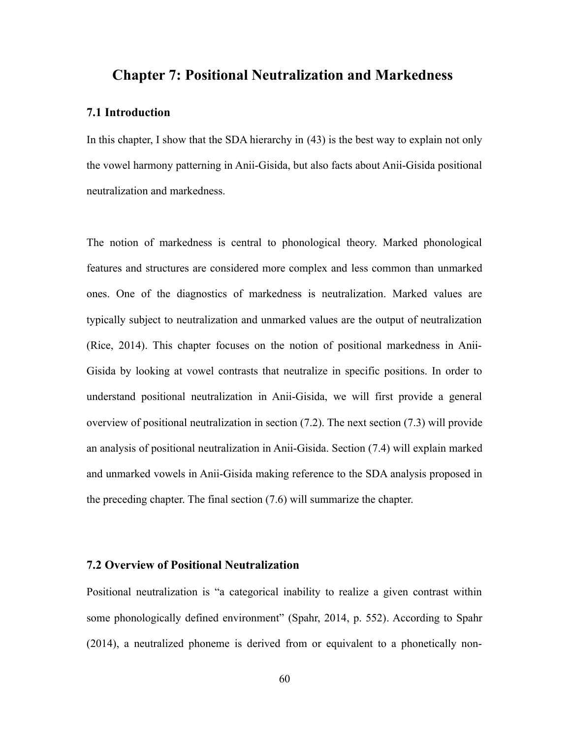# Chapter 7: Positional Neutralization and Markedness

## 7.1 Introduction

In this chapter, I show that the SDA hierarchy in (43) is the best way to explain not only the vowel harmony patterning in Anii-Gisida, but also facts about Anii-Gisida positional neutralization and markedness.

The notion of markedness is central to phonological theory. Marked phonological features and structures are considered more complex and less common than unmarked ones. One of the diagnostics of markedness is neutralization. Marked values are typically subject to neutralization and unmarked values are the output of neutralization (Rice, 2014). This chapter focuses on the notion of positional markedness in Anii-Gisida by looking at vowel contrasts that neutralize in specific positions. In order to understand positional neutralization in Anii-Gisida, we will first provide a general overview of positional neutralization in section (7.2). The next section (7.3) will provide an analysis of positional neutralization in Anii-Gisida. Section (7.4) will explain marked and unmarked vowels in Anii-Gisida making reference to the SDA analysis proposed in the preceding chapter. The final section (7.6) will summarize the chapter.

## 7.2 Overview of Positional Neutralization

Positional neutralization is "a categorical inability to realize a given contrast within some phonologically defined environment" (Spahr, 2014, p. 552). According to Spahr (2014), a neutralized phoneme is derived from or equivalent to a phonetically non-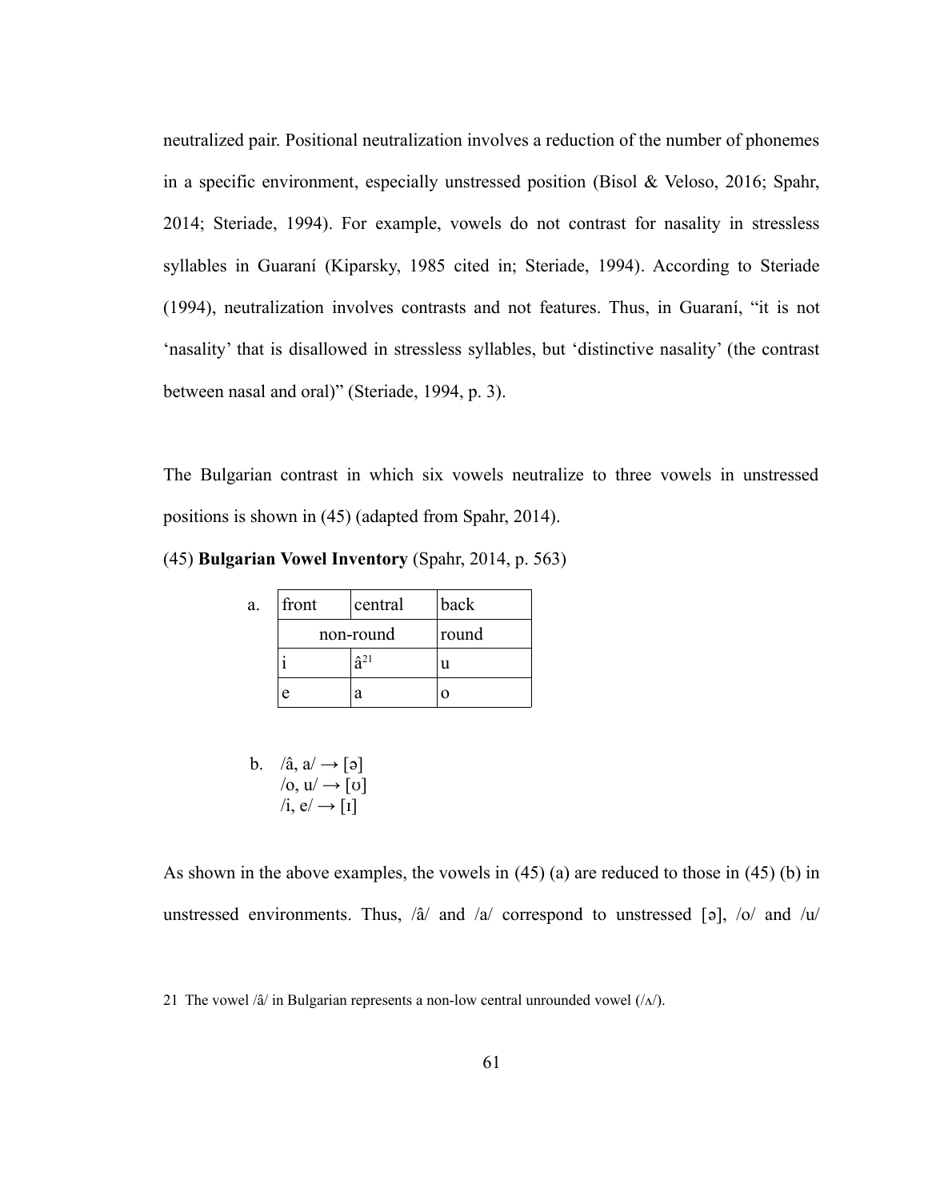neutralized pair. Positional neutralization involves a reduction of the number of phonemes in a specific environment, especially unstressed position (Bisol & Veloso, 2016; Spahr, 2014; Steriade, 1994). For example, vowels do not contrast for nasality in stressless syllables in Guaraní (Kiparsky, 1985 cited in; Steriade, 1994). According to Steriade (1994), neutralization involves contrasts and not features. Thus, in Guaraní, "it is not 'nasality' that is disallowed in stressless syllables, but 'distinctive nasality' (the contrast between nasal and oral)" (Steriade, 1994, p. 3).

The Bulgarian contrast in which six vowels neutralize to three vowels in unstressed positions is shown in (45) (adapted from Spahr, 2014).

(45) **Bulgarian Vowel Inventory** (Spahr, 2014, p. 563)

a.

| front | central | back |
|---|---|---|
| non-round | | round |
| i | â[21] | u |
| e | a | o |

b. /â, a/ → [ə]
/o, u/ → [ʊ]
/i, e/ → [ɪ]

As shown in the above examples, the vowels in (45) (a) are reduced to those in (45) (b) in unstressed environments. Thus, /â/ and /a/ correspond to unstressed [ə], /o/ and /u/

21 The vowel /â/ in Bulgarian represents a non-low central unrounded vowel (/ʌ/).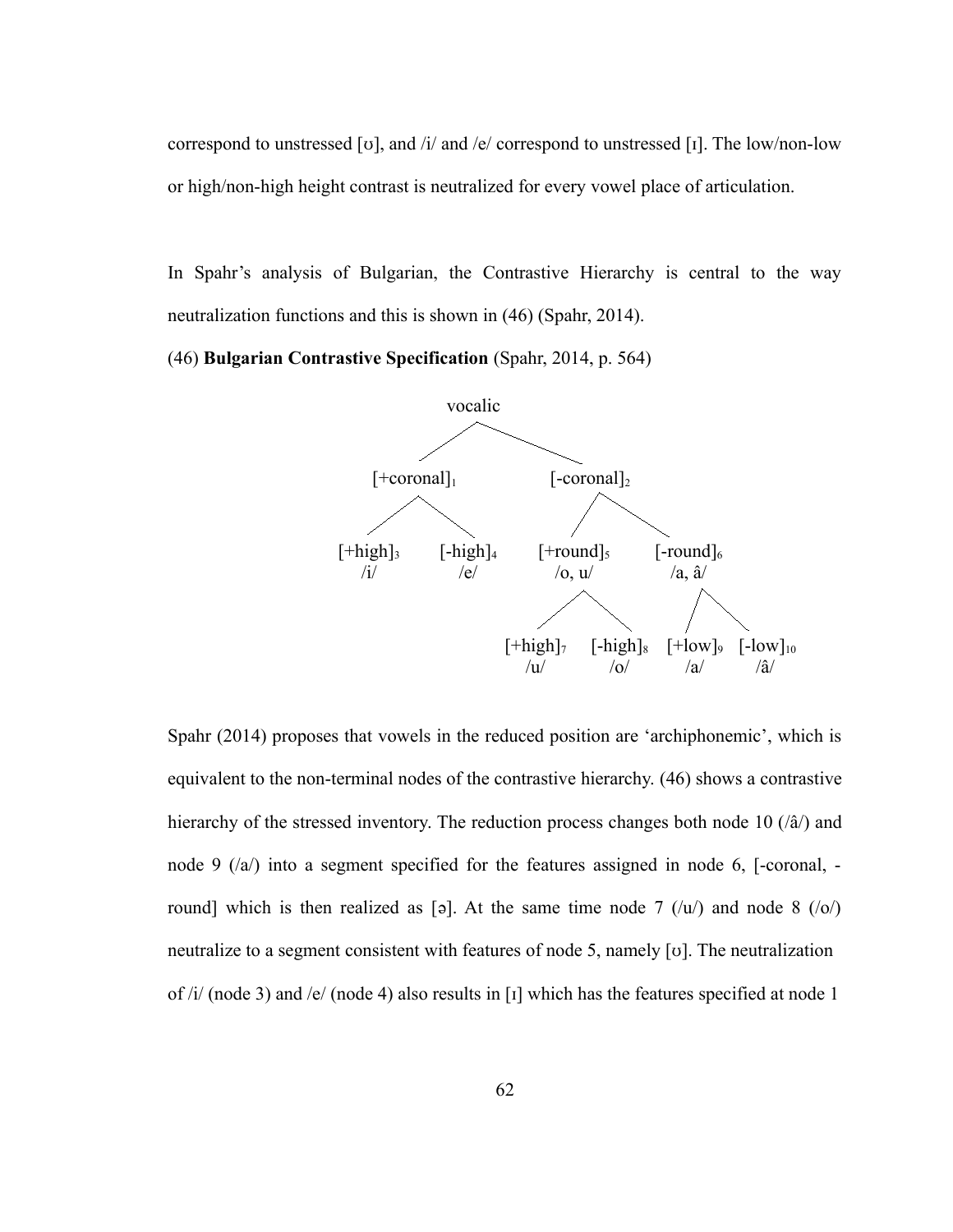correspond to unstressed [ʊ], and /i/ and /e/ correspond to unstressed [ɪ]. The low/non-low or high/non-high height contrast is neutralized for every vowel place of articulation.

In Spahr's analysis of Bulgarian, the Contrastive Hierarchy is central to the way neutralization functions and this is shown in (46) (Spahr, 2014).

(46) **Bulgarian Contrastive Specification** (Spahr, 2014, p. 564)

```
                              vocalic
                    /                        \
          [+coronal]1                          [-coronal]2
          /         \                        /             \
   [+high]3       [-high]4            [+round]5           [-round]6
     /i/            /e/                /o, u/              /a, â/
                                     /        \           /       \
                               [+high]7    [-high]8   [+low]9   [-low]10
                                 /u/         /o/        /a/        /â/
```

Spahr (2014) proposes that vowels in the reduced position are 'archiphonemic', which is equivalent to the non-terminal nodes of the contrastive hierarchy. (46) shows a contrastive hierarchy of the stressed inventory. The reduction process changes both node 10 (/â/) and node 9 (/a/) into a segment specified for the features assigned in node 6, [-coronal, -round] which is then realized as [ə]. At the same time node 7 (/u/) and node 8 (/o/) neutralize to a segment consistent with features of node 5, namely [ʊ]. The neutralization of /i/ (node 3) and /e/ (node 4) also results in [ɪ] which has the features specified at node 1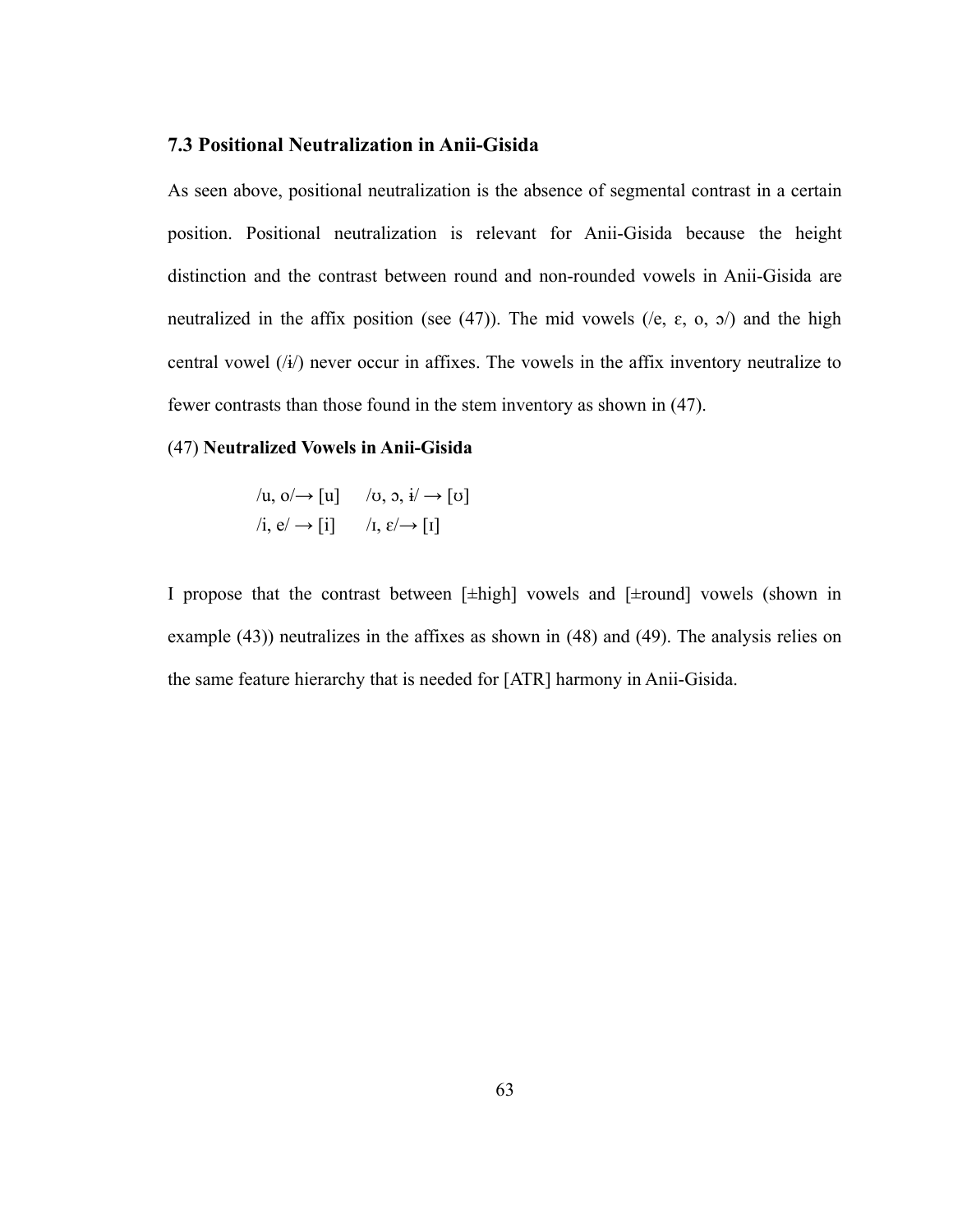### 7.3 Positional Neutralization in Anii-Gisida

As seen above, positional neutralization is the absence of segmental contrast in a certain position. Positional neutralization is relevant for Anii-Gisida because the height distinction and the contrast between round and non-rounded vowels in Anii-Gisida are neutralized in the affix position (see (47)). The mid vowels (/e, ɛ, o, ɔ/) and the high central vowel (/ɨ/) never occur in affixes. The vowels in the affix inventory neutralize to fewer contrasts than those found in the stem inventory as shown in (47).

(47) **Neutralized Vowels in Anii-Gisida**

/u, o/→ [u]     /ʊ, ɔ, ɨ/ → [ʊ]
/i, e/ → [i]     /ɪ, ɛ/→ [ɪ]

I propose that the contrast between [±high] vowels and [±round] vowels (shown in example (43)) neutralizes in the affixes as shown in (48) and (49). The analysis relies on the same feature hierarchy that is needed for [ATR] harmony in Anii-Gisida.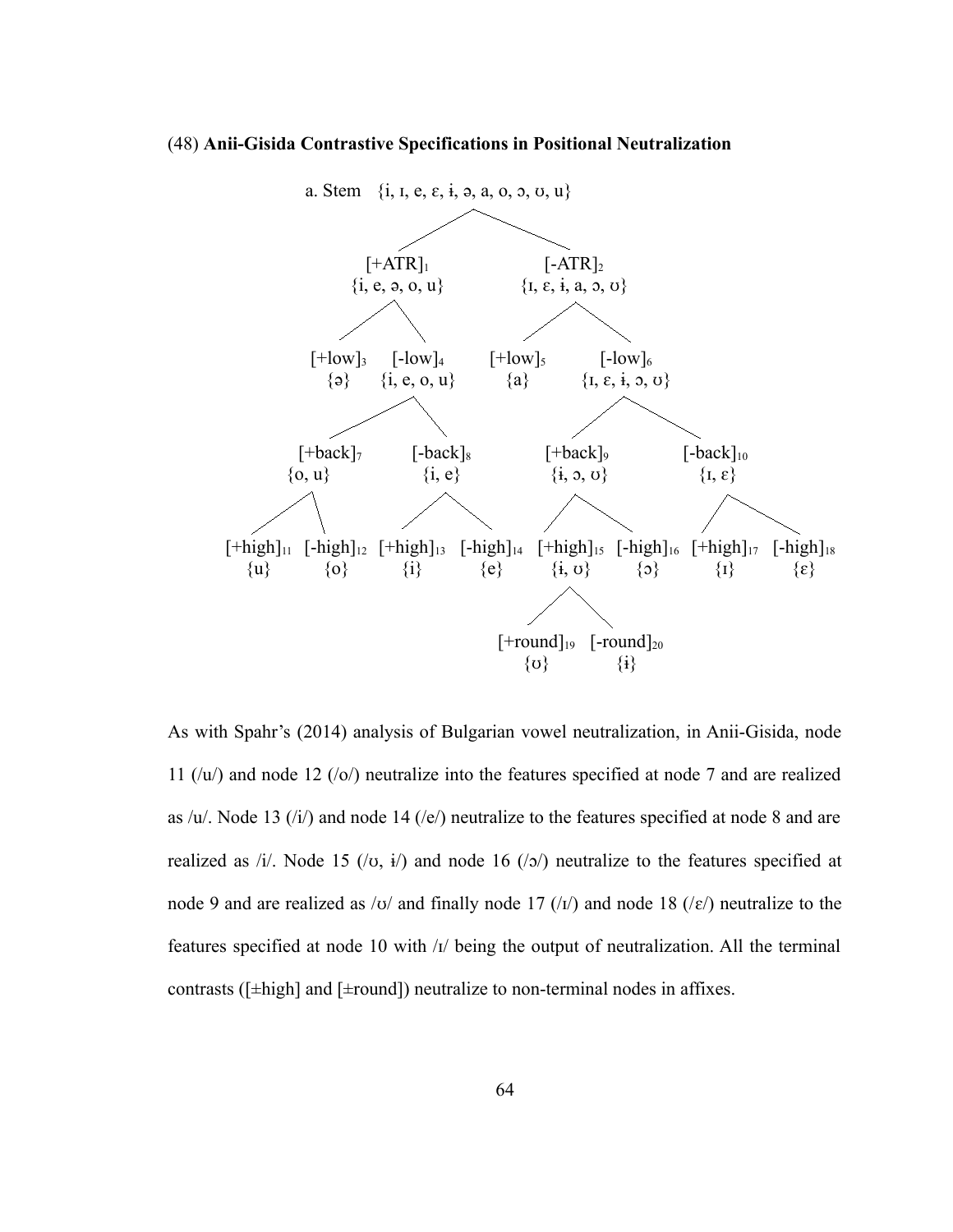(48) **Anii-Gisida Contrastive Specifications in Positional Neutralization**

a. Stem {i, ɪ, e, ɛ, ɨ, ə, a, o, ɔ, ʊ, u}

- $[+ATR]_1$ {i, e, ə, o, u}
  - $[+low]_3$ {ə}
  - $[-low]_4$ {i, e, o, u}
    - $[+back]_7$ {o, u}
      - $[+high]_{11}$ {u}
      - $[-high]_{12}$ {o}
    - $[-back]_8$ {i, e}
      - $[+high]_{13}$ {i}
      - $[-high]_{14}$ {e}
- $[-ATR]_2$ {ɪ, ɛ, ɨ, a, ɔ, ʊ}
  - $[+low]_5$ {a}
  - $[-low]_6$ {ɪ, ɛ, ɨ, ɔ, ʊ}
    - $[+back]_9$ {ɨ, ɔ, ʊ}
      - $[+high]_{15}$ {ɨ, ʊ}
        - $[+round]_{19}$ {ʊ}
        - $[-round]_{20}$ {ɨ}
      - $[-high]_{16}$ {ɔ}
    - $[-back]_{10}$ {ɪ, ɛ}
      - $[+high]_{17}$ {ɪ}
      - $[-high]_{18}$ {ɛ}

As with Spahr's (2014) analysis of Bulgarian vowel neutralization, in Anii-Gisida, node 11 (/u/) and node 12 (/o/) neutralize into the features specified at node 7 and are realized as /u/. Node 13 (/i/) and node 14 (/e/) neutralize to the features specified at node 8 and are realized as /i/. Node 15 (/ʊ, ɨ/) and node 16 (/ɔ/) neutralize to the features specified at node 9 and are realized as /ʊ/ and finally node 17 (/ɪ/) and node 18 (/ɛ/) neutralize to the features specified at node 10 with /ɪ/ being the output of neutralization. All the terminal contrasts ([±high] and [±round]) neutralize to non-terminal nodes in affixes.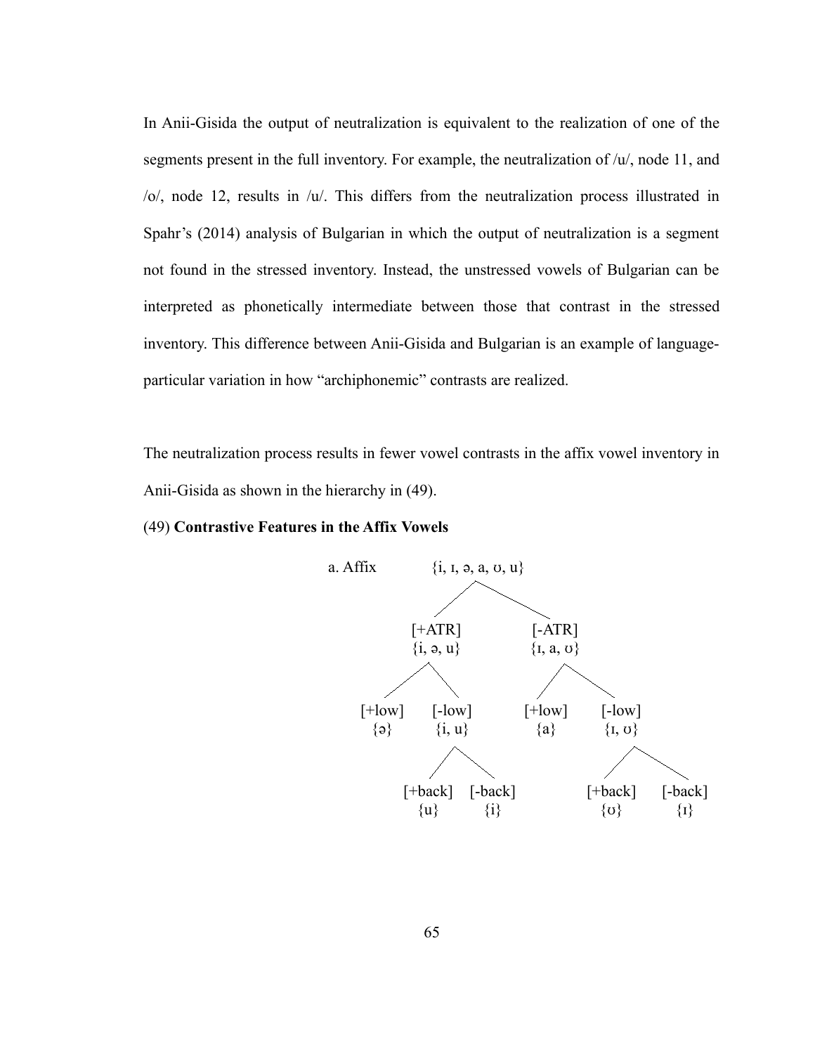In Anii-Gisida the output of neutralization is equivalent to the realization of one of the segments present in the full inventory. For example, the neutralization of /u/, node 11, and /o/, node 12, results in /u/. This differs from the neutralization process illustrated in Spahr's (2014) analysis of Bulgarian in which the output of neutralization is a segment not found in the stressed inventory. Instead, the unstressed vowels of Bulgarian can be interpreted as phonetically intermediate between those that contrast in the stressed inventory. This difference between Anii-Gisida and Bulgarian is an example of language-particular variation in how "archiphonemic" contrasts are realized.

The neutralization process results in fewer vowel contrasts in the affix vowel inventory in Anii-Gisida as shown in the hierarchy in (49).

(49) **Contrastive Features in the Affix Vowels**

```
a. Affix          {i, ɪ, ə, a, ʊ, u}
                   /            \
             [+ATR]            [-ATR]
            {i, ə, u}         {ɪ, a, ʊ}
             /     \            /     \
        [+low]   [-low]     [+low]   [-low]
         {ə}     {i, u}       {a}    {ɪ, ʊ}
                 /    \               /    \
           [+back]  [-back]     [+back]  [-back]
             {u}      {i}         {ʊ}      {ɪ}
```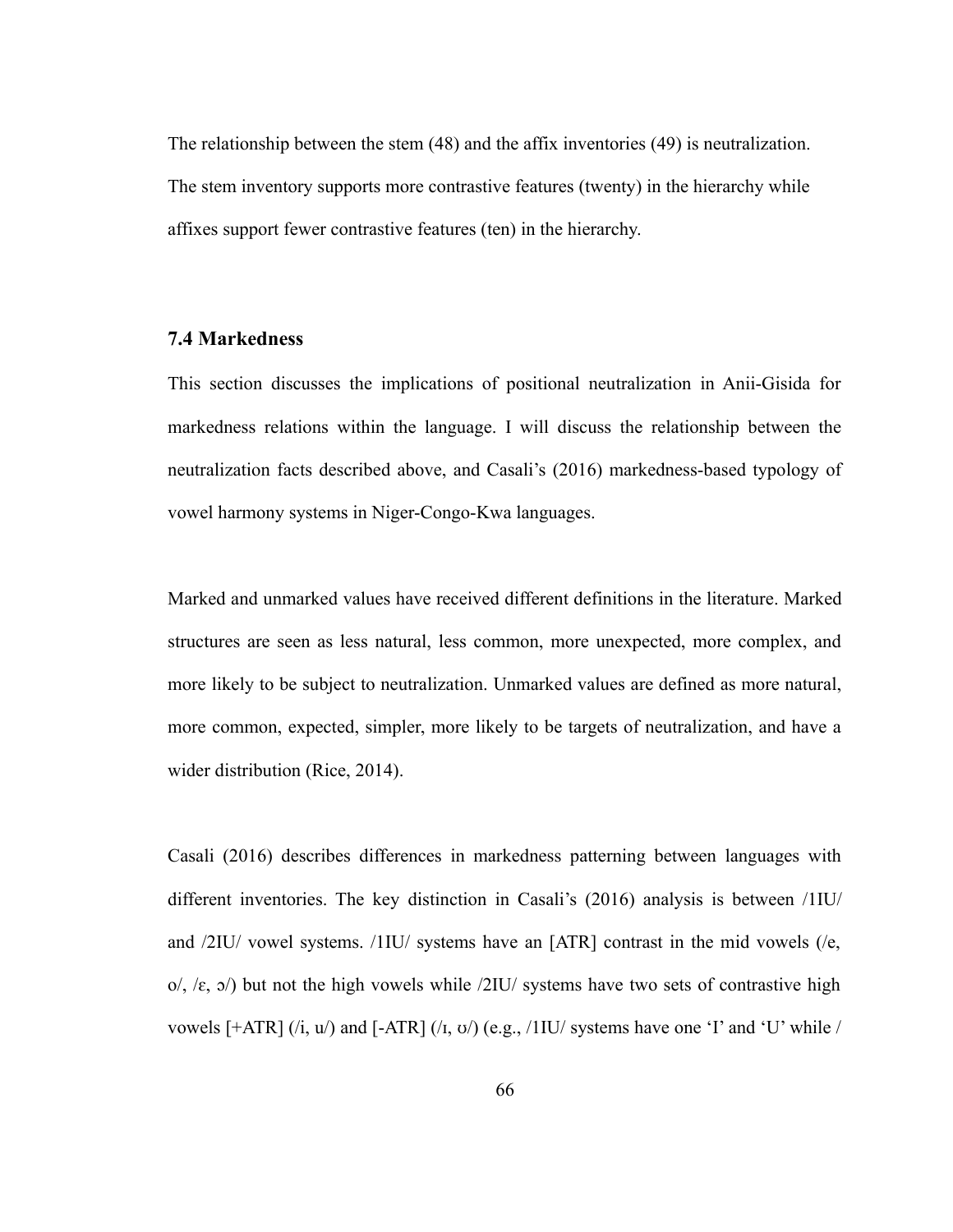The relationship between the stem (48) and the affix inventories (49) is neutralization. The stem inventory supports more contrastive features (twenty) in the hierarchy while affixes support fewer contrastive features (ten) in the hierarchy.

### 7.4 Markedness

This section discusses the implications of positional neutralization in Anii-Gisida for markedness relations within the language. I will discuss the relationship between the neutralization facts described above, and Casali's (2016) markedness-based typology of vowel harmony systems in Niger-Congo-Kwa languages.

Marked and unmarked values have received different definitions in the literature. Marked structures are seen as less natural, less common, more unexpected, more complex, and more likely to be subject to neutralization. Unmarked values are defined as more natural, more common, expected, simpler, more likely to be targets of neutralization, and have a wider distribution (Rice, 2014).

Casali (2016) describes differences in markedness patterning between languages with different inventories. The key distinction in Casali's (2016) analysis is between /1IU/ and /2IU/ vowel systems. /1IU/ systems have an [ATR] contrast in the mid vowels (/e, o/, /ɛ, ɔ/) but not the high vowels while /2IU/ systems have two sets of contrastive high vowels [+ATR] (/i, u/) and [-ATR] (/ɪ, ʊ/) (e.g., /1IU/ systems have one 'I' and 'U' while /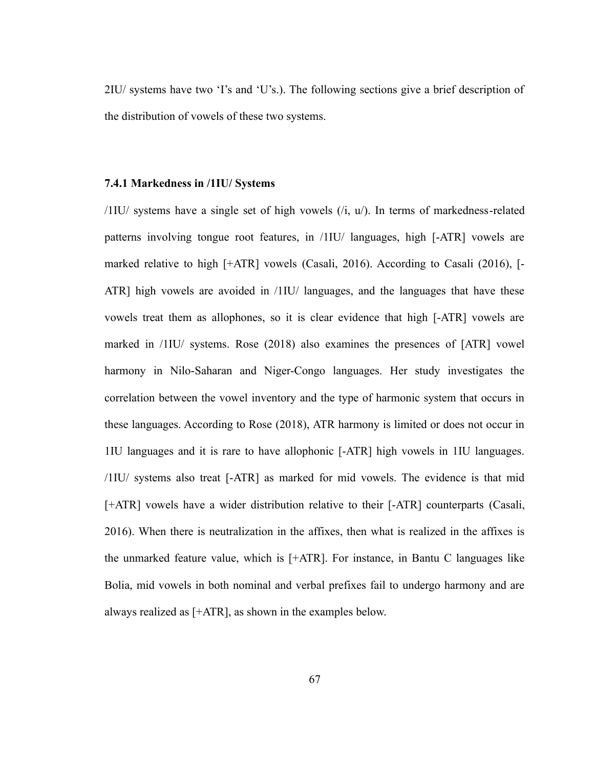2IU/ systems have two 'I's and 'U's.). The following sections give a brief description of the distribution of vowels of these two systems.

### 7.4.1 Markedness in /1IU/ Systems

/1IU/ systems have a single set of high vowels (/i, u/). In terms of markedness-related patterns involving tongue root features, in /1IU/ languages, high [-ATR] vowels are marked relative to high [+ATR] vowels (Casali, 2016). According to Casali (2016), [-ATR] high vowels are avoided in /1IU/ languages, and the languages that have these vowels treat them as allophones, so it is clear evidence that high [-ATR] vowels are marked in /1IU/ systems. Rose (2018) also examines the presences of [ATR] vowel harmony in Nilo-Saharan and Niger-Congo languages. Her study investigates the correlation between the vowel inventory and the type of harmonic system that occurs in these languages. According to Rose (2018), ATR harmony is limited or does not occur in 1IU languages and it is rare to have allophonic [-ATR] high vowels in 1IU languages. /1IU/ systems also treat [-ATR] as marked for mid vowels. The evidence is that mid [+ATR] vowels have a wider distribution relative to their [-ATR] counterparts (Casali, 2016). When there is neutralization in the affixes, then what is realized in the affixes is the unmarked feature value, which is [+ATR]. For instance, in Bantu C languages like Bolia, mid vowels in both nominal and verbal prefixes fail to undergo harmony and are always realized as [+ATR], as shown in the examples below.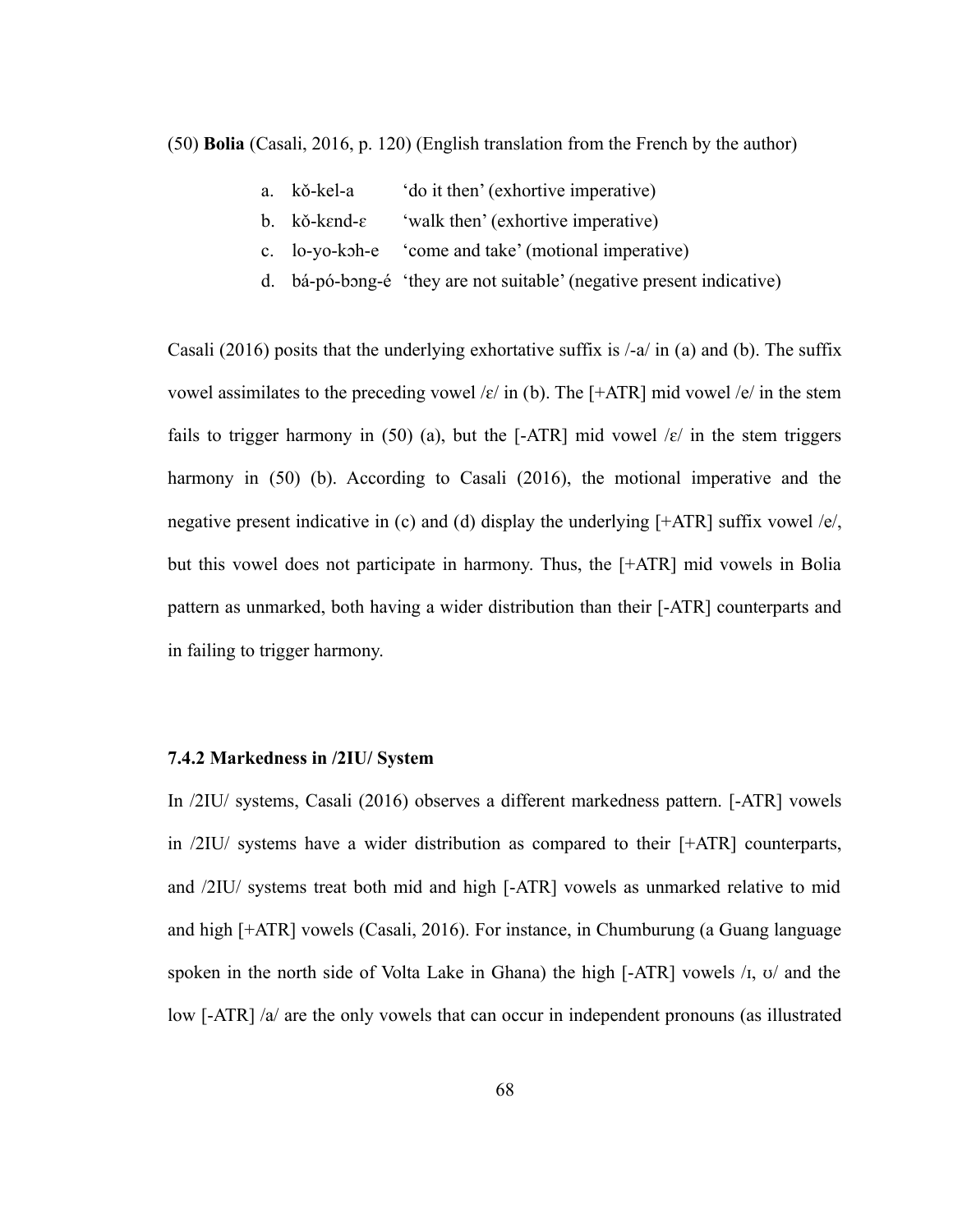(50) **Bolia** (Casali, 2016, p. 120) (English translation from the French by the author)

a. kǒ-kel-a 'do it then' (exhortive imperative)
b. kǒ-kɛnd-ɛ 'walk then' (exhortive imperative)
c. lo-yo-kɔh-e 'come and take' (motional imperative)
d. bá-pó-bɔng-é 'they are not suitable' (negative present indicative)

Casali (2016) posits that the underlying exhortative suffix is /-a/ in (a) and (b). The suffix vowel assimilates to the preceding vowel /ɛ/ in (b). The [+ATR] mid vowel /e/ in the stem fails to trigger harmony in (50) (a), but the [-ATR] mid vowel /ɛ/ in the stem triggers harmony in (50) (b). According to Casali (2016), the motional imperative and the negative present indicative in (c) and (d) display the underlying [+ATR] suffix vowel /e/, but this vowel does not participate in harmony. Thus, the [+ATR] mid vowels in Bolia pattern as unmarked, both having a wider distribution than their [-ATR] counterparts and in failing to trigger harmony.

### 7.4.2 Markedness in /2IU/ System

In /2IU/ systems, Casali (2016) observes a different markedness pattern. [-ATR] vowels in /2IU/ systems have a wider distribution as compared to their [+ATR] counterparts, and /2IU/ systems treat both mid and high [-ATR] vowels as unmarked relative to mid and high [+ATR] vowels (Casali, 2016). For instance, in Chumburung (a Guang language spoken in the north side of Volta Lake in Ghana) the high [-ATR] vowels /ɪ, ʊ/ and the low [-ATR] /a/ are the only vowels that can occur in independent pronouns (as illustrated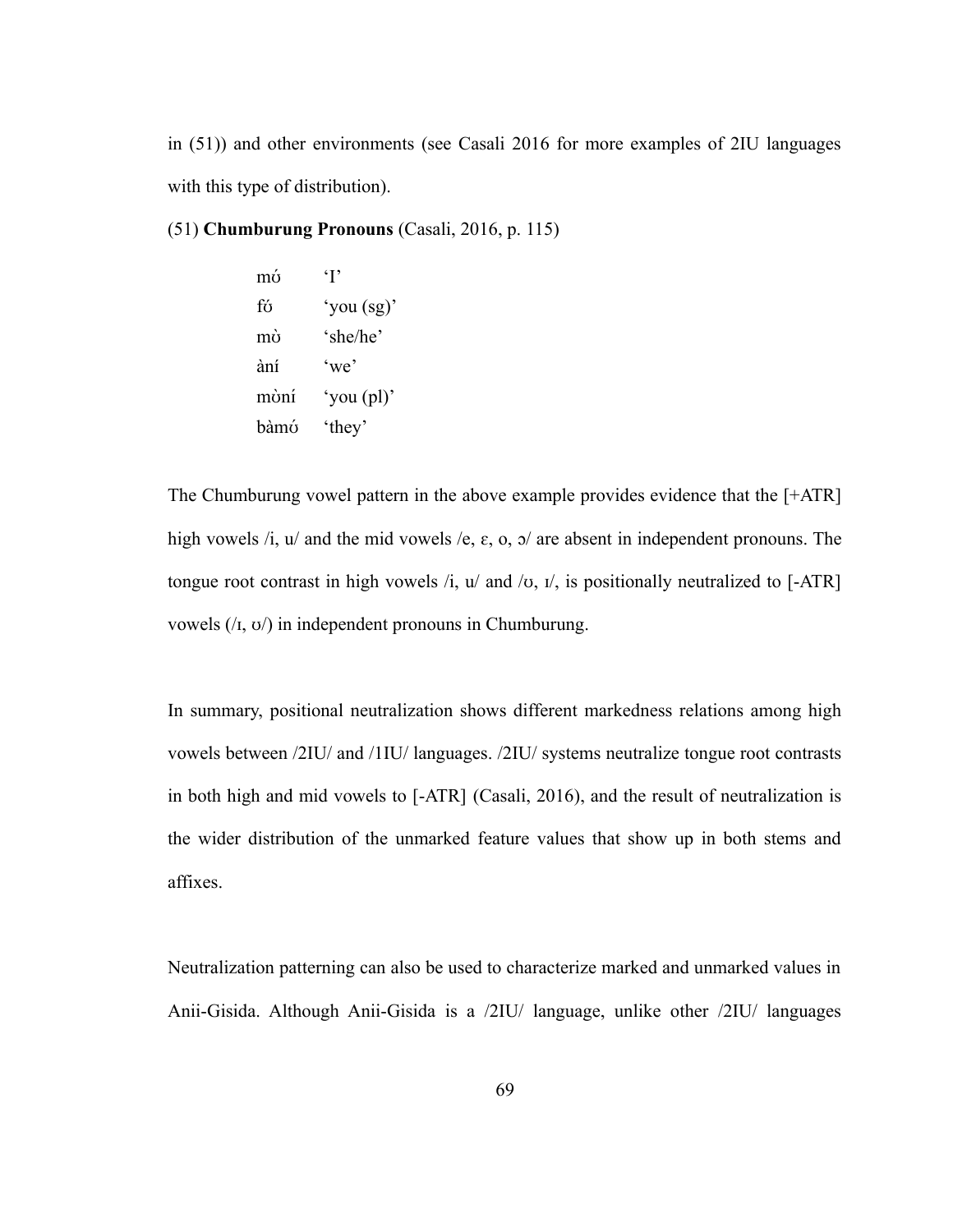in (51)) and other environments (see Casali 2016 for more examples of 2IU languages with this type of distribution).

(51) **Chumburung Pronouns** (Casali, 2016, p. 115)

| | |
|---|---|
| mʊ́ | 'I' |
| fʊ́ | 'you (sg)' |
| mʊ̀ | 'she/he' |
| àní | 'we' |
| mʊ̀ní | 'you (pl)' |
| bàmʊ́ | 'they' |

The Chumburung vowel pattern in the above example provides evidence that the [+ATR] high vowels /i, u/ and the mid vowels /e, ɛ, o, ɔ/ are absent in independent pronouns. The tongue root contrast in high vowels /i, u/ and /ʊ, ɪ/, is positionally neutralized to [-ATR] vowels (/ɪ, ʊ/) in independent pronouns in Chumburung.

In summary, positional neutralization shows different markedness relations among high vowels between /2IU/ and /1IU/ languages. /2IU/ systems neutralize tongue root contrasts in both high and mid vowels to [-ATR] (Casali, 2016), and the result of neutralization is the wider distribution of the unmarked feature values that show up in both stems and affixes.

Neutralization patterning can also be used to characterize marked and unmarked values in Anii-Gisida. Although Anii-Gisida is a /2IU/ language, unlike other /2IU/ languages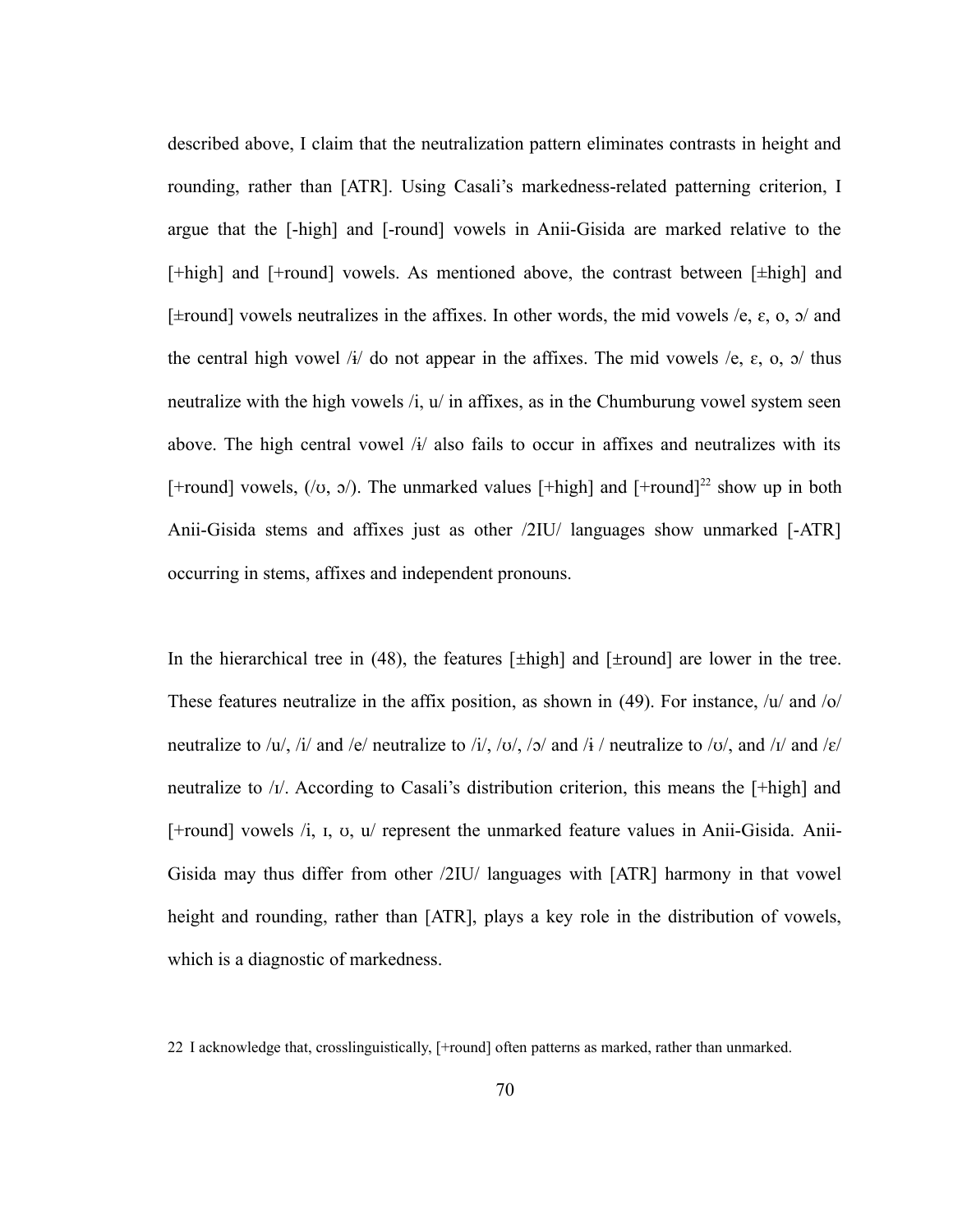described above, I claim that the neutralization pattern eliminates contrasts in height and rounding, rather than [ATR]. Using Casali's markedness-related patterning criterion, I argue that the [-high] and [-round] vowels in Anii-Gisida are marked relative to the [+high] and [+round] vowels. As mentioned above, the contrast between [±high] and [±round] vowels neutralizes in the affixes. In other words, the mid vowels /e, ɛ, o, ɔ/ and the central high vowel /ɨ/ do not appear in the affixes. The mid vowels /e, ɛ, o, ɔ/ thus neutralize with the high vowels /i, u/ in affixes, as in the Chumburung vowel system seen above. The high central vowel /ɨ/ also fails to occur in affixes and neutralizes with its [+round] vowels, (/ʊ, ɔ/). The unmarked values [+high] and [+round][22] show up in both Anii-Gisida stems and affixes just as other /2IU/ languages show unmarked [-ATR] occurring in stems, affixes and independent pronouns.

In the hierarchical tree in (48), the features [±high] and [±round] are lower in the tree. These features neutralize in the affix position, as shown in (49). For instance, /u/ and /o/ neutralize to /u/, /i/ and /e/ neutralize to /i/, /ʊ/, /ɔ/ and /ɨ / neutralize to /ʊ/, and /ɪ/ and /ɛ/ neutralize to /ɪ/. According to Casali's distribution criterion, this means the [+high] and [+round] vowels /i, ɪ, ʊ, u/ represent the unmarked feature values in Anii-Gisida. Anii-Gisida may thus differ from other /2IU/ languages with [ATR] harmony in that vowel height and rounding, rather than [ATR], plays a key role in the distribution of vowels, which is a diagnostic of markedness.

22 I acknowledge that, crosslinguistically, [+round] often patterns as marked, rather than unmarked.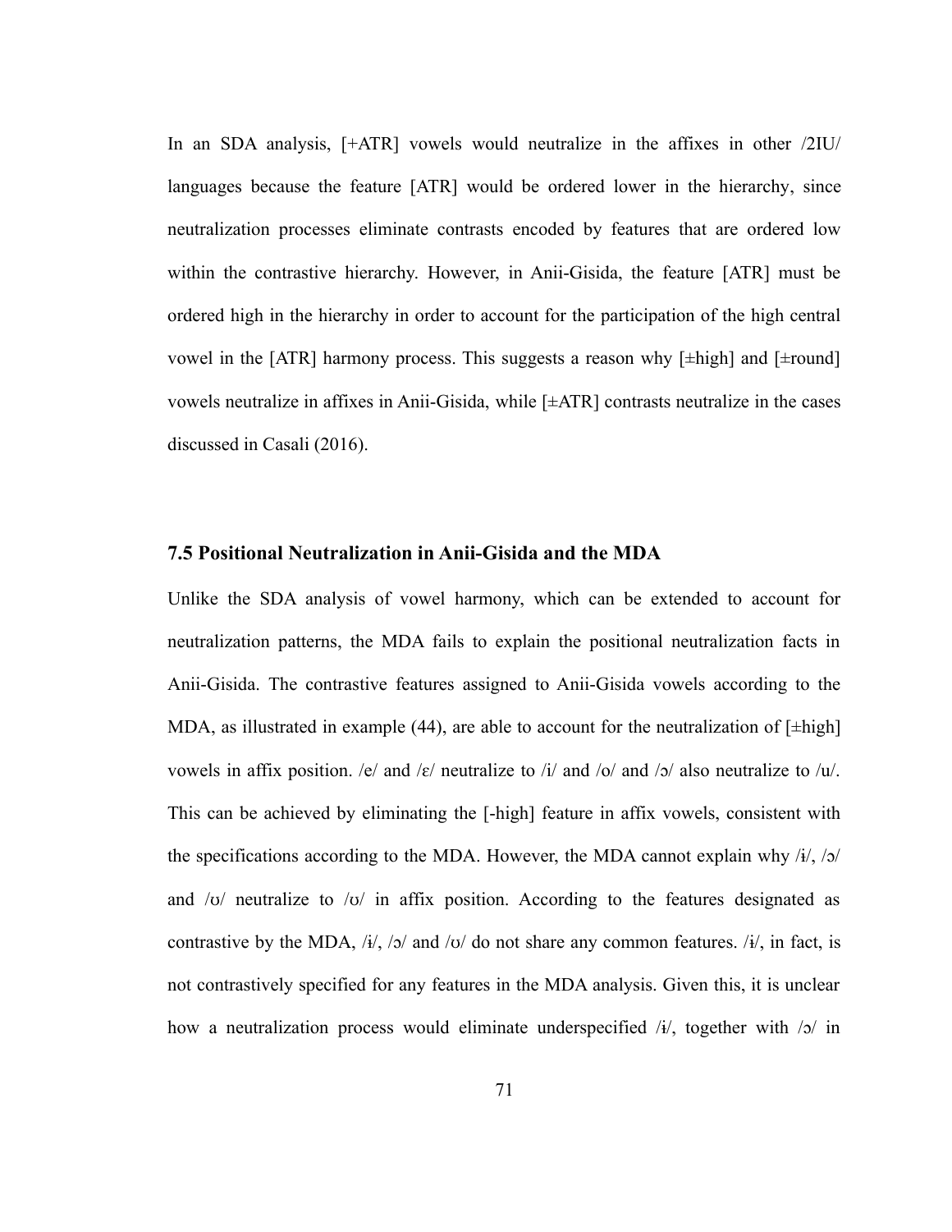In an SDA analysis, [+ATR] vowels would neutralize in the affixes in other /2IU/ languages because the feature [ATR] would be ordered lower in the hierarchy, since neutralization processes eliminate contrasts encoded by features that are ordered low within the contrastive hierarchy. However, in Anii-Gisida, the feature [ATR] must be ordered high in the hierarchy in order to account for the participation of the high central vowel in the [ATR] harmony process. This suggests a reason why [±high] and [±round] vowels neutralize in affixes in Anii-Gisida, while [±ATR] contrasts neutralize in the cases discussed in Casali (2016).

### 7.5 Positional Neutralization in Anii-Gisida and the MDA

Unlike the SDA analysis of vowel harmony, which can be extended to account for neutralization patterns, the MDA fails to explain the positional neutralization facts in Anii-Gisida. The contrastive features assigned to Anii-Gisida vowels according to the MDA, as illustrated in example (44), are able to account for the neutralization of [±high] vowels in affix position. /e/ and /ɛ/ neutralize to /i/ and /o/ and /ɔ/ also neutralize to /u/. This can be achieved by eliminating the [-high] feature in affix vowels, consistent with the specifications according to the MDA. However, the MDA cannot explain why /ɨ/, /ɔ/ and /ʊ/ neutralize to /ʊ/ in affix position. According to the features designated as contrastive by the MDA, /ɨ/, /ɔ/ and /ʊ/ do not share any common features. /ɨ/, in fact, is not contrastively specified for any features in the MDA analysis. Given this, it is unclear how a neutralization process would eliminate underspecified /ɨ/, together with /ɔ/ in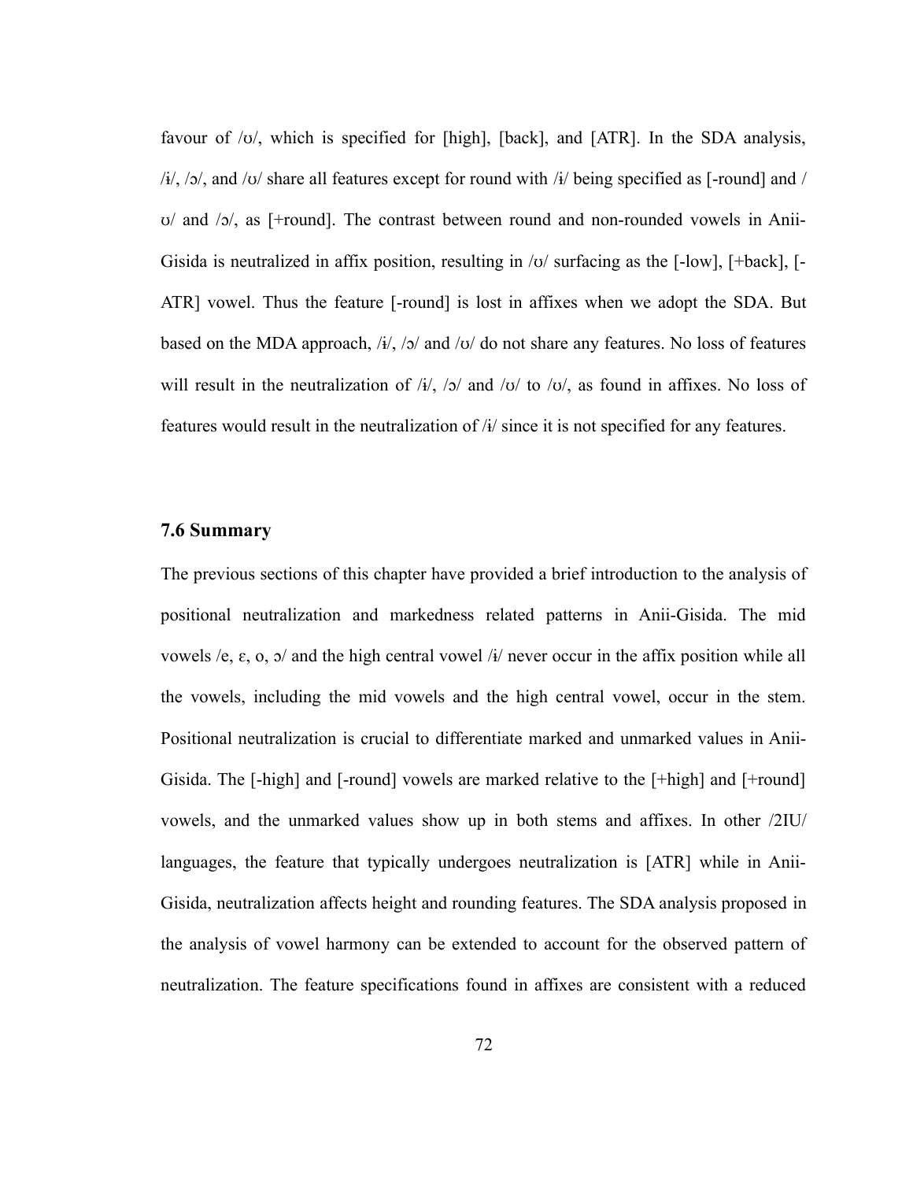favour of /ʊ/, which is specified for [high], [back], and [ATR]. In the SDA analysis, /ɨ/, /ɔ/, and /ʊ/ share all features except for round with /ɨ/ being specified as [-round] and /ʊ/ and /ɔ/, as [+round]. The contrast between round and non-rounded vowels in Anii-Gisida is neutralized in affix position, resulting in /ʊ/ surfacing as the [-low], [+back], [-ATR] vowel. Thus the feature [-round] is lost in affixes when we adopt the SDA. But based on the MDA approach, /ɨ/, /ɔ/ and /ʊ/ do not share any features. No loss of features will result in the neutralization of /ɨ/, /ɔ/ and /ʊ/ to /ʊ/, as found in affixes. No loss of features would result in the neutralization of /ɨ/ since it is not specified for any features.

## 7.6 Summary

The previous sections of this chapter have provided a brief introduction to the analysis of positional neutralization and markedness related patterns in Anii-Gisida. The mid vowels /e, ɛ, o, ɔ/ and the high central vowel /ɨ/ never occur in the affix position while all the vowels, including the mid vowels and the high central vowel, occur in the stem. Positional neutralization is crucial to differentiate marked and unmarked values in Anii-Gisida. The [-high] and [-round] vowels are marked relative to the [+high] and [+round] vowels, and the unmarked values show up in both stems and affixes. In other /2IU/ languages, the feature that typically undergoes neutralization is [ATR] while in Anii-Gisida, neutralization affects height and rounding features. The SDA analysis proposed in the analysis of vowel harmony can be extended to account for the observed pattern of neutralization. The feature specifications found in affixes are consistent with a reduced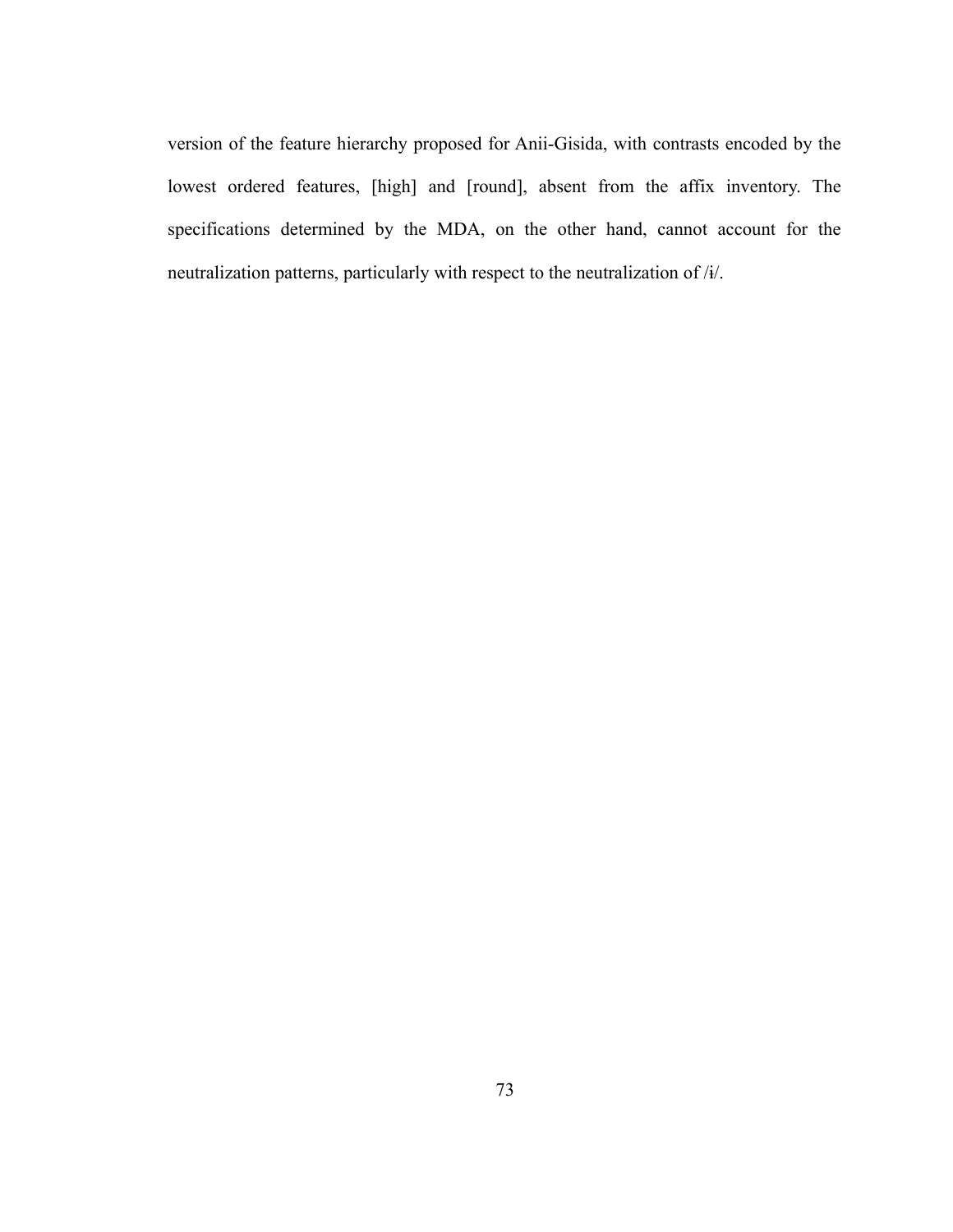version of the feature hierarchy proposed for Anii-Gisida, with contrasts encoded by the lowest ordered features, [high] and [round], absent from the affix inventory. The specifications determined by the MDA, on the other hand, cannot account for the neutralization patterns, particularly with respect to the neutralization of /ɨ/.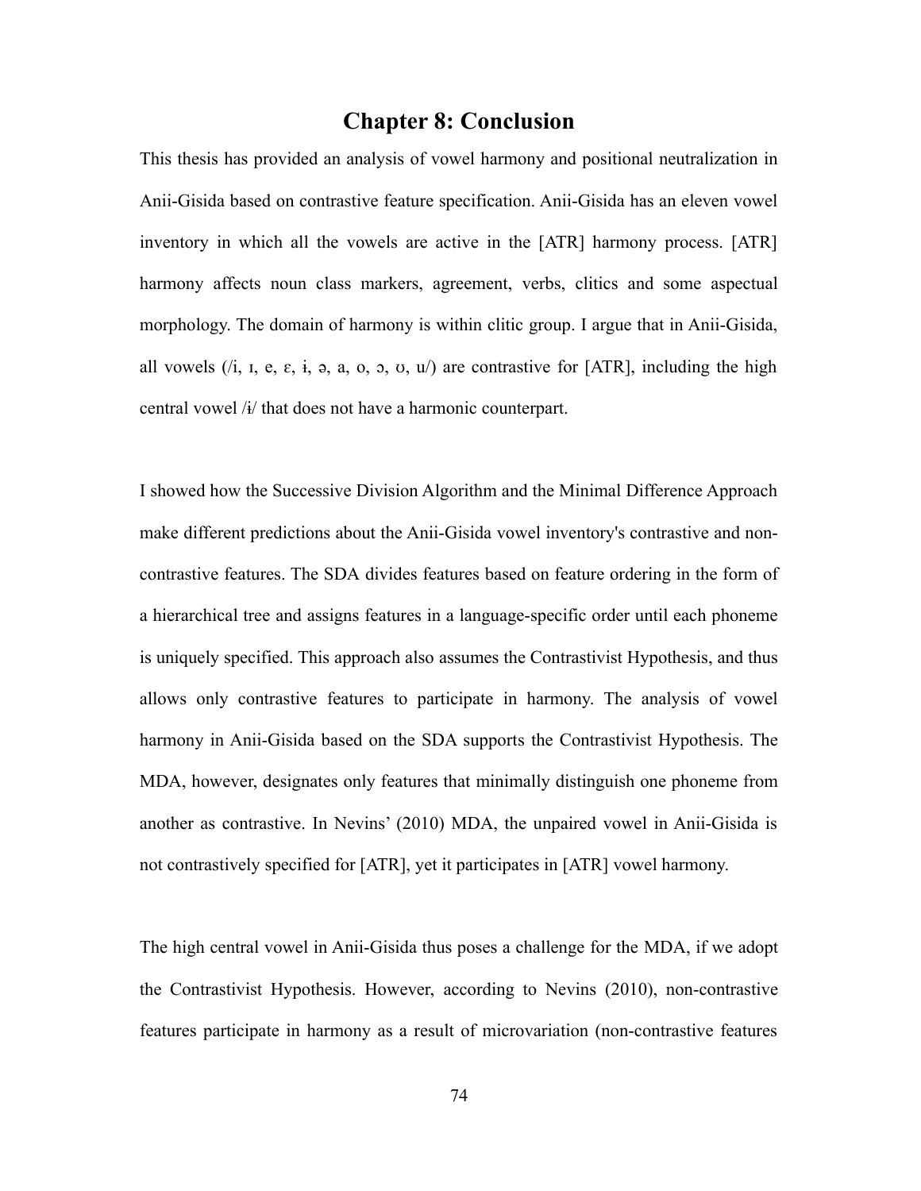# Chapter 8: Conclusion

This thesis has provided an analysis of vowel harmony and positional neutralization in Anii-Gisida based on contrastive feature specification. Anii-Gisida has an eleven vowel inventory in which all the vowels are active in the [ATR] harmony process. [ATR] harmony affects noun class markers, agreement, verbs, clitics and some aspectual morphology. The domain of harmony is within clitic group. I argue that in Anii-Gisida, all vowels (/i, ɪ, e, ɛ, ɨ, ə, a, o, ɔ, ʊ, u/) are contrastive for [ATR], including the high central vowel /ɨ/ that does not have a harmonic counterpart.

I showed how the Successive Division Algorithm and the Minimal Difference Approach make different predictions about the Anii-Gisida vowel inventory's contrastive and non-contrastive features. The SDA divides features based on feature ordering in the form of a hierarchical tree and assigns features in a language-specific order until each phoneme is uniquely specified. This approach also assumes the Contrastivist Hypothesis, and thus allows only contrastive features to participate in harmony. The analysis of vowel harmony in Anii-Gisida based on the SDA supports the Contrastivist Hypothesis. The MDA, however, designates only features that minimally distinguish one phoneme from another as contrastive. In Nevins' (2010) MDA, the unpaired vowel in Anii-Gisida is not contrastively specified for [ATR], yet it participates in [ATR] vowel harmony.

The high central vowel in Anii-Gisida thus poses a challenge for the MDA, if we adopt the Contrastivist Hypothesis. However, according to Nevins (2010), non-contrastive features participate in harmony as a result of microvariation (non-contrastive features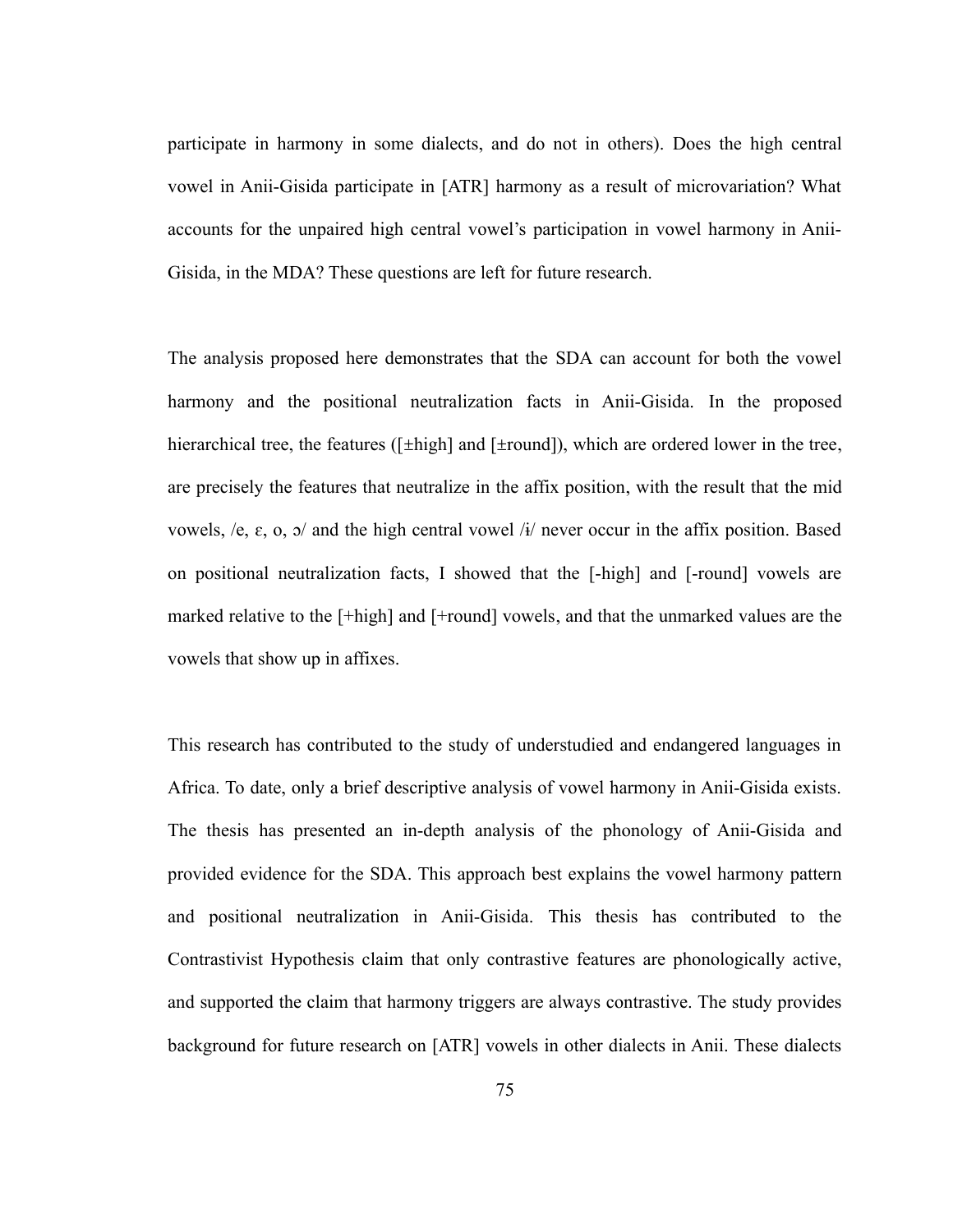participate in harmony in some dialects, and do not in others). Does the high central vowel in Anii-Gisida participate in [ATR] harmony as a result of microvariation? What accounts for the unpaired high central vowel's participation in vowel harmony in Anii-Gisida, in the MDA? These questions are left for future research.

The analysis proposed here demonstrates that the SDA can account for both the vowel harmony and the positional neutralization facts in Anii-Gisida. In the proposed hierarchical tree, the features ([±high] and [±round]), which are ordered lower in the tree, are precisely the features that neutralize in the affix position, with the result that the mid vowels, /e, ɛ, o, ɔ/ and the high central vowel /ɨ/ never occur in the affix position. Based on positional neutralization facts, I showed that the [-high] and [-round] vowels are marked relative to the [+high] and [+round] vowels, and that the unmarked values are the vowels that show up in affixes.

This research has contributed to the study of understudied and endangered languages in Africa. To date, only a brief descriptive analysis of vowel harmony in Anii-Gisida exists. The thesis has presented an in-depth analysis of the phonology of Anii-Gisida and provided evidence for the SDA. This approach best explains the vowel harmony pattern and positional neutralization in Anii-Gisida. This thesis has contributed to the Contrastivist Hypothesis claim that only contrastive features are phonologically active, and supported the claim that harmony triggers are always contrastive. The study provides background for future research on [ATR] vowels in other dialects in Anii. These dialects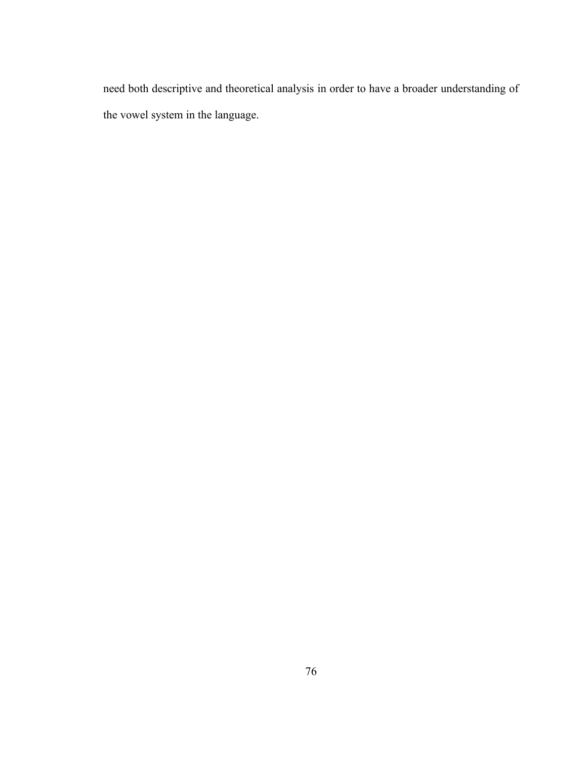need both descriptive and theoretical analysis in order to have a broader understanding of the vowel system in the language.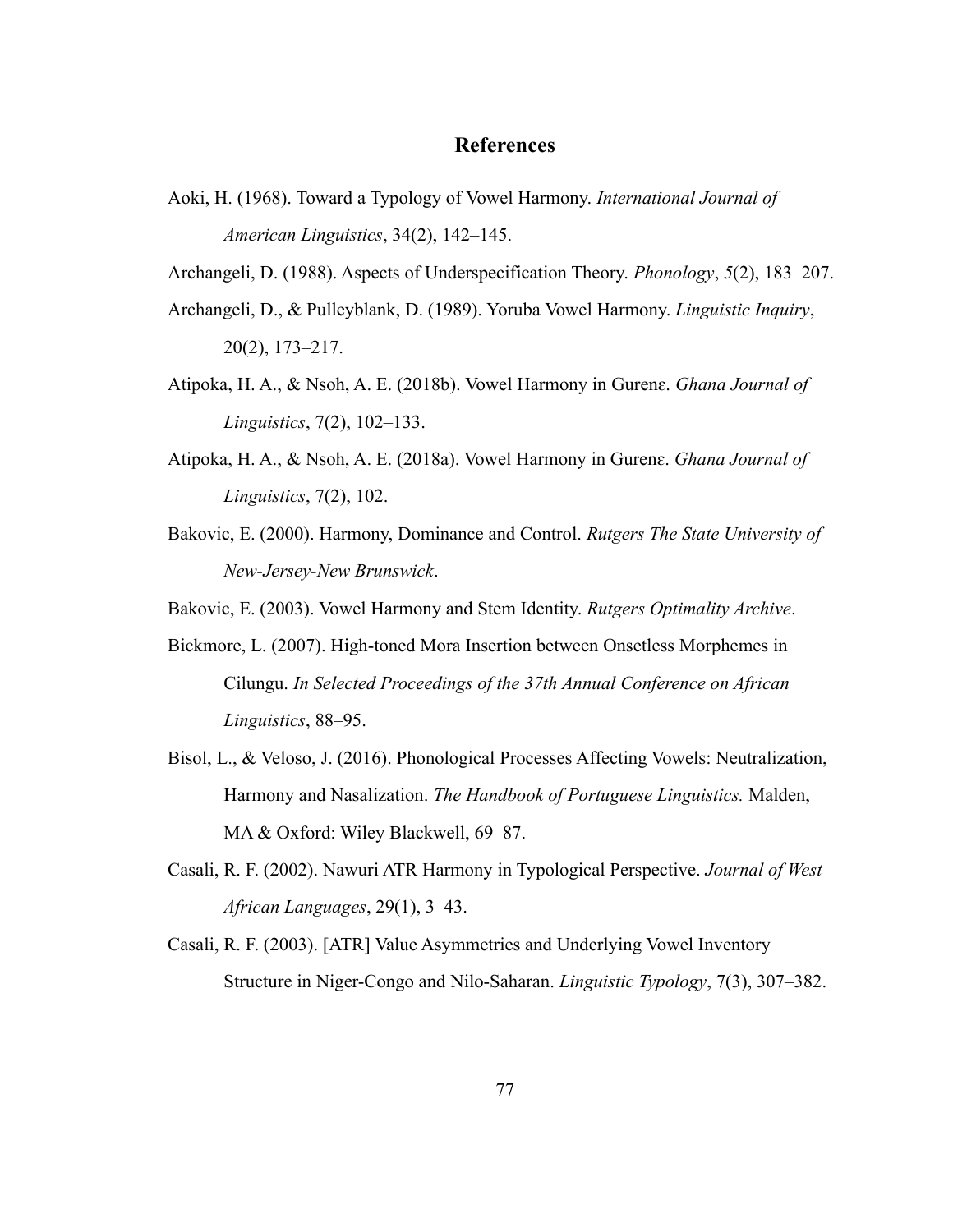## References

Aoki, H. (1968). Toward a Typology of Vowel Harmony. *International Journal of American Linguistics*, 34(2), 142–145.

Archangeli, D. (1988). Aspects of Underspecification Theory. *Phonology*, *5*(2), 183–207.

Archangeli, D., & Pulleyblank, D. (1989). Yoruba Vowel Harmony. *Linguistic Inquiry*, 20(2), 173–217.

Atipoka, H. A., & Nsoh, A. E. (2018b). Vowel Harmony in Gurenɛ. *Ghana Journal of Linguistics*, 7(2), 102–133.

Atipoka, H. A., & Nsoh, A. E. (2018a). Vowel Harmony in Gurenɛ. *Ghana Journal of Linguistics*, 7(2), 102.

Bakovic, E. (2000). Harmony, Dominance and Control. *Rutgers The State University of New-Jersey-New Brunswick*.

Bakovic, E. (2003). Vowel Harmony and Stem Identity. *Rutgers Optimality Archive*.

Bickmore, L. (2007). High-toned Mora Insertion between Onsetless Morphemes in Cilungu. *In Selected Proceedings of the 37th Annual Conference on African Linguistics*, 88–95.

Bisol, L., & Veloso, J. (2016). Phonological Processes Affecting Vowels: Neutralization, Harmony and Nasalization. *The Handbook of Portuguese Linguistics.* Malden, MA & Oxford: Wiley Blackwell, 69–87.

Casali, R. F. (2002). Nawuri ATR Harmony in Typological Perspective. *Journal of West African Languages*, 29(1), 3–43.

Casali, R. F. (2003). [ATR] Value Asymmetries and Underlying Vowel Inventory Structure in Niger-Congo and Nilo-Saharan. *Linguistic Typology*, 7(3), 307–382.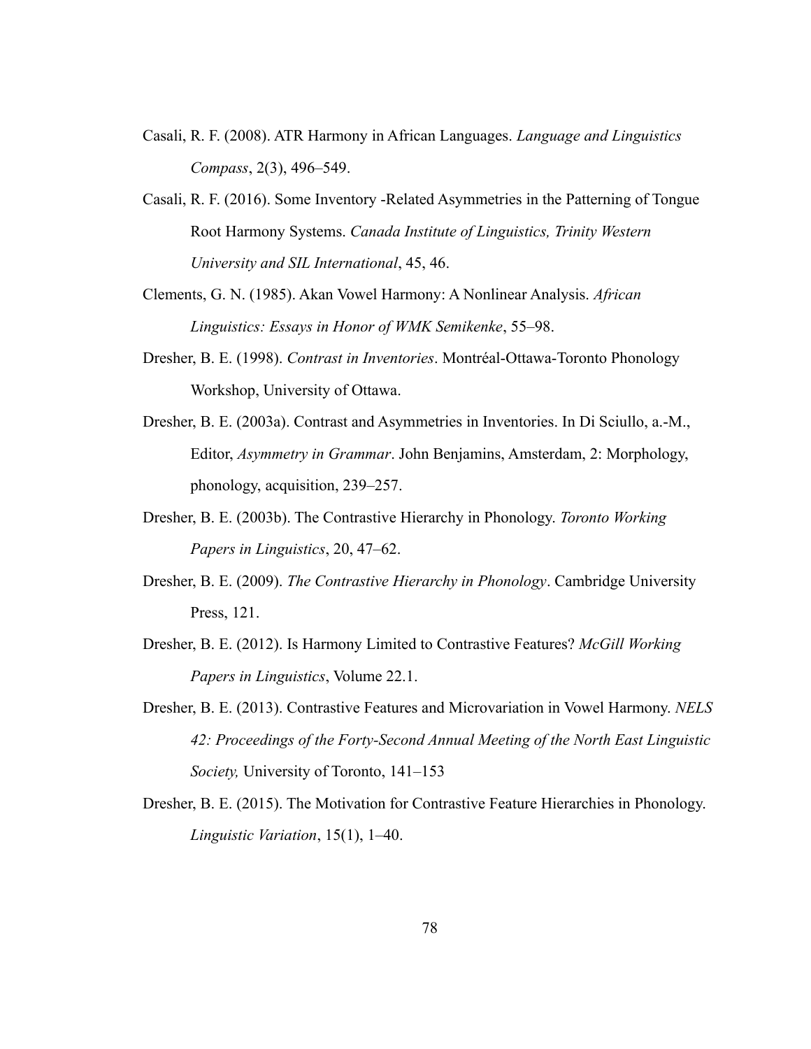Casali, R. F. (2008). ATR Harmony in African Languages. *Language and Linguistics Compass*, 2(3), 496–549.

Casali, R. F. (2016). Some Inventory -Related Asymmetries in the Patterning of Tongue Root Harmony Systems. *Canada Institute of Linguistics, Trinity Western University and SIL International*, 45, 46.

Clements, G. N. (1985). Akan Vowel Harmony: A Nonlinear Analysis. *African Linguistics: Essays in Honor of WMK Semikenke*, 55–98.

Dresher, B. E. (1998). *Contrast in Inventories*. Montréal-Ottawa-Toronto Phonology Workshop, University of Ottawa.

Dresher, B. E. (2003a). Contrast and Asymmetries in Inventories. In Di Sciullo, a.-M., Editor, *Asymmetry in Grammar*. John Benjamins, Amsterdam, 2: Morphology, phonology, acquisition, 239–257.

Dresher, B. E. (2003b). The Contrastive Hierarchy in Phonology. *Toronto Working Papers in Linguistics*, 20, 47–62.

Dresher, B. E. (2009). *The Contrastive Hierarchy in Phonology*. Cambridge University Press, 121.

Dresher, B. E. (2012). Is Harmony Limited to Contrastive Features? *McGill Working Papers in Linguistics*, Volume 22.1.

Dresher, B. E. (2013). Contrastive Features and Microvariation in Vowel Harmony. *NELS 42: Proceedings of the Forty-Second Annual Meeting of the North East Linguistic Society,* University of Toronto, 141–153

Dresher, B. E. (2015). The Motivation for Contrastive Feature Hierarchies in Phonology. *Linguistic Variation*, 15(1), 1–40.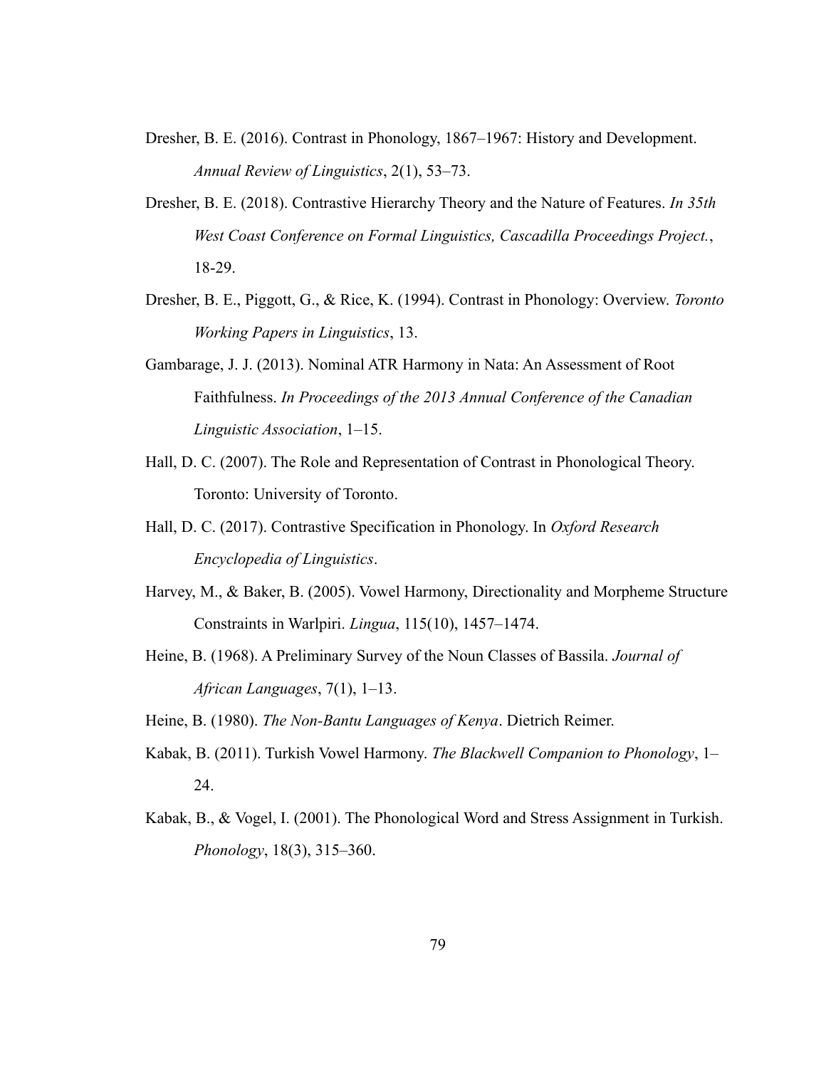Dresher, B. E. (2016). Contrast in Phonology, 1867–1967: History and Development. *Annual Review of Linguistics*, 2(1), 53–73.

Dresher, B. E. (2018). Contrastive Hierarchy Theory and the Nature of Features. *In 35th West Coast Conference on Formal Linguistics, Cascadilla Proceedings Project.*, 18-29.

Dresher, B. E., Piggott, G., & Rice, K. (1994). Contrast in Phonology: Overview. *Toronto Working Papers in Linguistics*, 13.

Gambarage, J. J. (2013). Nominal ATR Harmony in Nata: An Assessment of Root Faithfulness. *In Proceedings of the 2013 Annual Conference of the Canadian Linguistic Association*, 1–15.

Hall, D. C. (2007). The Role and Representation of Contrast in Phonological Theory. Toronto: University of Toronto.

Hall, D. C. (2017). Contrastive Specification in Phonology. In *Oxford Research Encyclopedia of Linguistics*.

Harvey, M., & Baker, B. (2005). Vowel Harmony, Directionality and Morpheme Structure Constraints in Warlpiri. *Lingua*, 115(10), 1457–1474.

Heine, B. (1968). A Preliminary Survey of the Noun Classes of Bassila. *Journal of African Languages*, 7(1), 1–13.

Heine, B. (1980). *The Non-Bantu Languages of Kenya*. Dietrich Reimer.

Kabak, B. (2011). Turkish Vowel Harmony. *The Blackwell Companion to Phonology*, 1–24.

Kabak, B., & Vogel, I. (2001). The Phonological Word and Stress Assignment in Turkish. *Phonology*, 18(3), 315–360.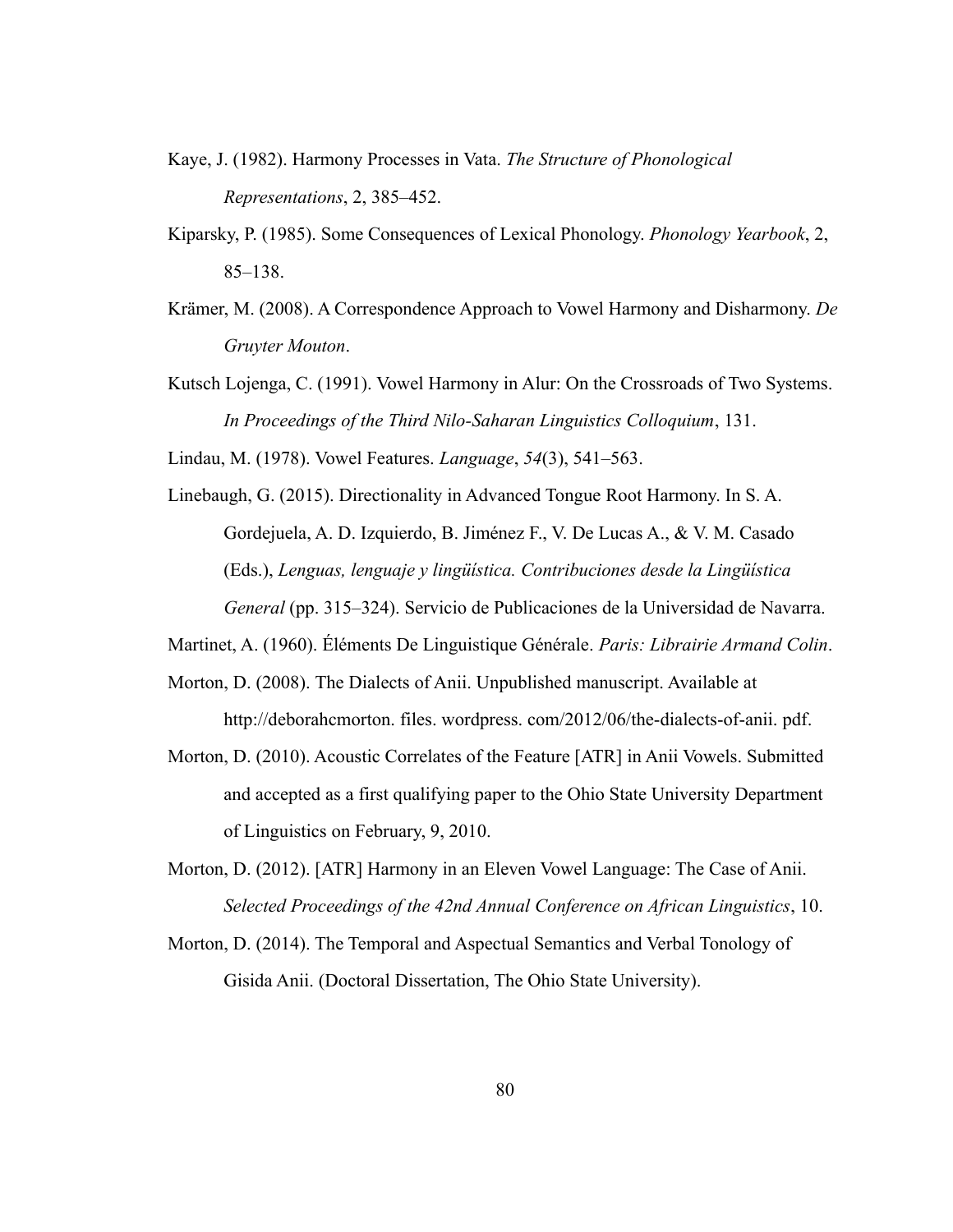Kaye, J. (1982). Harmony Processes in Vata. *The Structure of Phonological Representations*, 2, 385–452.

Kiparsky, P. (1985). Some Consequences of Lexical Phonology. *Phonology Yearbook*, 2, 85–138.

Krämer, M. (2008). A Correspondence Approach to Vowel Harmony and Disharmony. *De Gruyter Mouton*.

Kutsch Lojenga, C. (1991). Vowel Harmony in Alur: On the Crossroads of Two Systems. *In Proceedings of the Third Nilo-Saharan Linguistics Colloquium*, 131.

Lindau, M. (1978). Vowel Features. *Language*, *54*(3), 541–563.

Linebaugh, G. (2015). Directionality in Advanced Tongue Root Harmony. In S. A. Gordejuela, A. D. Izquierdo, B. Jiménez F., V. De Lucas A., & V. M. Casado (Eds.), *Lenguas, lenguaje y lingüística. Contribuciones desde la Lingüística General* (pp. 315–324). Servicio de Publicaciones de la Universidad de Navarra.

Martinet, A. (1960). Éléments De Linguistique Générale. *Paris: Librairie Armand Colin*.

Morton, D. (2008). The Dialects of Anii. Unpublished manuscript. Available at http://deborahcmorton. files. wordpress. com/2012/06/the-dialects-of-anii. pdf.

Morton, D. (2010). Acoustic Correlates of the Feature [ATR] in Anii Vowels. Submitted and accepted as a first qualifying paper to the Ohio State University Department of Linguistics on February, 9, 2010.

Morton, D. (2012). [ATR] Harmony in an Eleven Vowel Language: The Case of Anii. *Selected Proceedings of the 42nd Annual Conference on African Linguistics*, 10.

Morton, D. (2014). The Temporal and Aspectual Semantics and Verbal Tonology of Gisida Anii. (Doctoral Dissertation, The Ohio State University).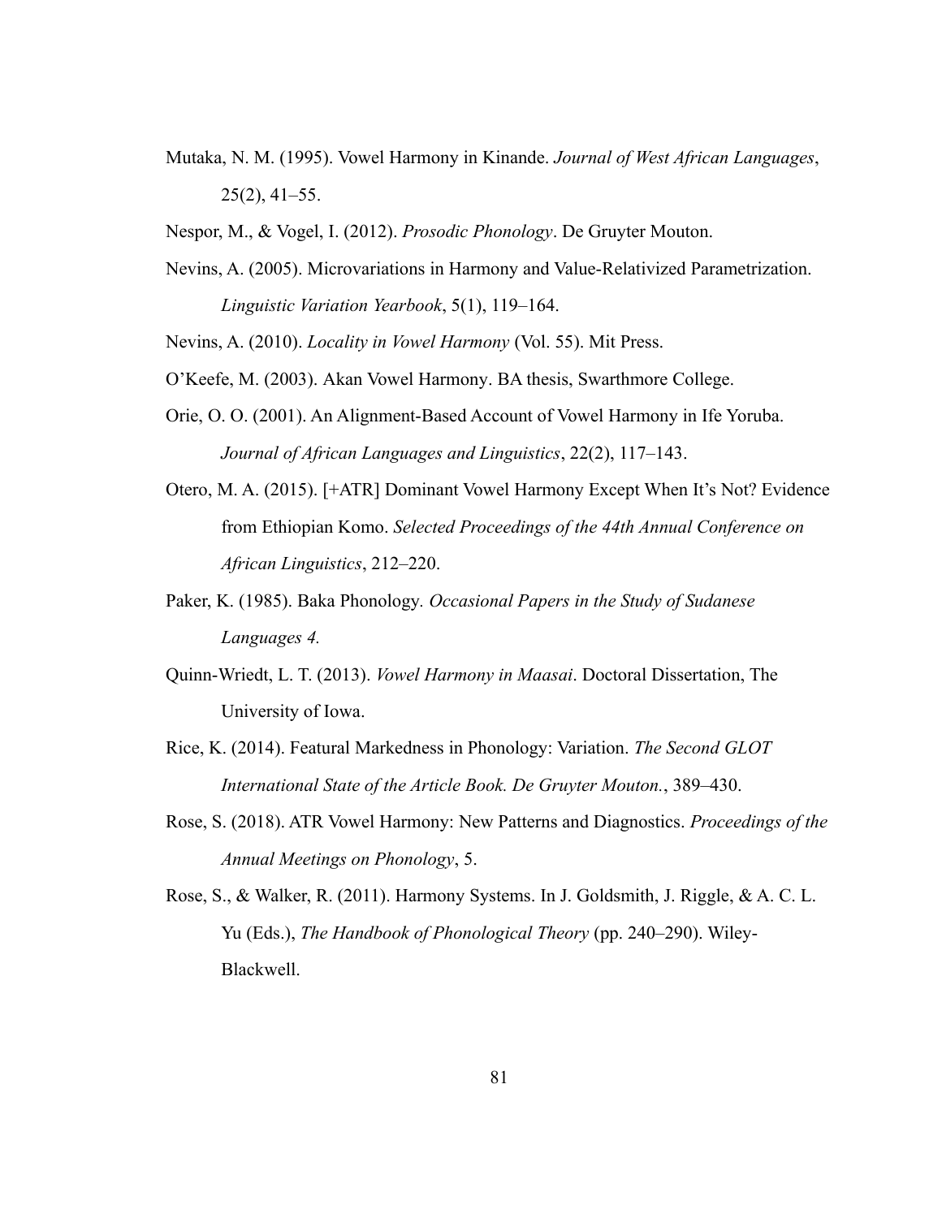Mutaka, N. M. (1995). Vowel Harmony in Kinande. *Journal of West African Languages*, 25(2), 41–55.

Nespor, M., & Vogel, I. (2012). *Prosodic Phonology*. De Gruyter Mouton.

Nevins, A. (2005). Microvariations in Harmony and Value-Relativized Parametrization. *Linguistic Variation Yearbook*, 5(1), 119–164.

Nevins, A. (2010). *Locality in Vowel Harmony* (Vol. 55). Mit Press.

O'Keefe, M. (2003). Akan Vowel Harmony. BA thesis, Swarthmore College.

Orie, O. O. (2001). An Alignment-Based Account of Vowel Harmony in Ife Yoruba. *Journal of African Languages and Linguistics*, 22(2), 117–143.

Otero, M. A. (2015). [+ATR] Dominant Vowel Harmony Except When It's Not? Evidence from Ethiopian Komo. *Selected Proceedings of the 44th Annual Conference on African Linguistics*, 212–220.

Paker, K. (1985). Baka Phonology. *Occasional Papers in the Study of Sudanese Languages 4.*

Quinn-Wriedt, L. T. (2013). *Vowel Harmony in Maasai*. Doctoral Dissertation, The University of Iowa.

Rice, K. (2014). Featural Markedness in Phonology: Variation. *The Second GLOT International State of the Article Book. De Gruyter Mouton.*, 389–430.

Rose, S. (2018). ATR Vowel Harmony: New Patterns and Diagnostics. *Proceedings of the Annual Meetings on Phonology*, 5.

Rose, S., & Walker, R. (2011). Harmony Systems. In J. Goldsmith, J. Riggle, & A. C. L. Yu (Eds.), *The Handbook of Phonological Theory* (pp. 240–290). Wiley-Blackwell.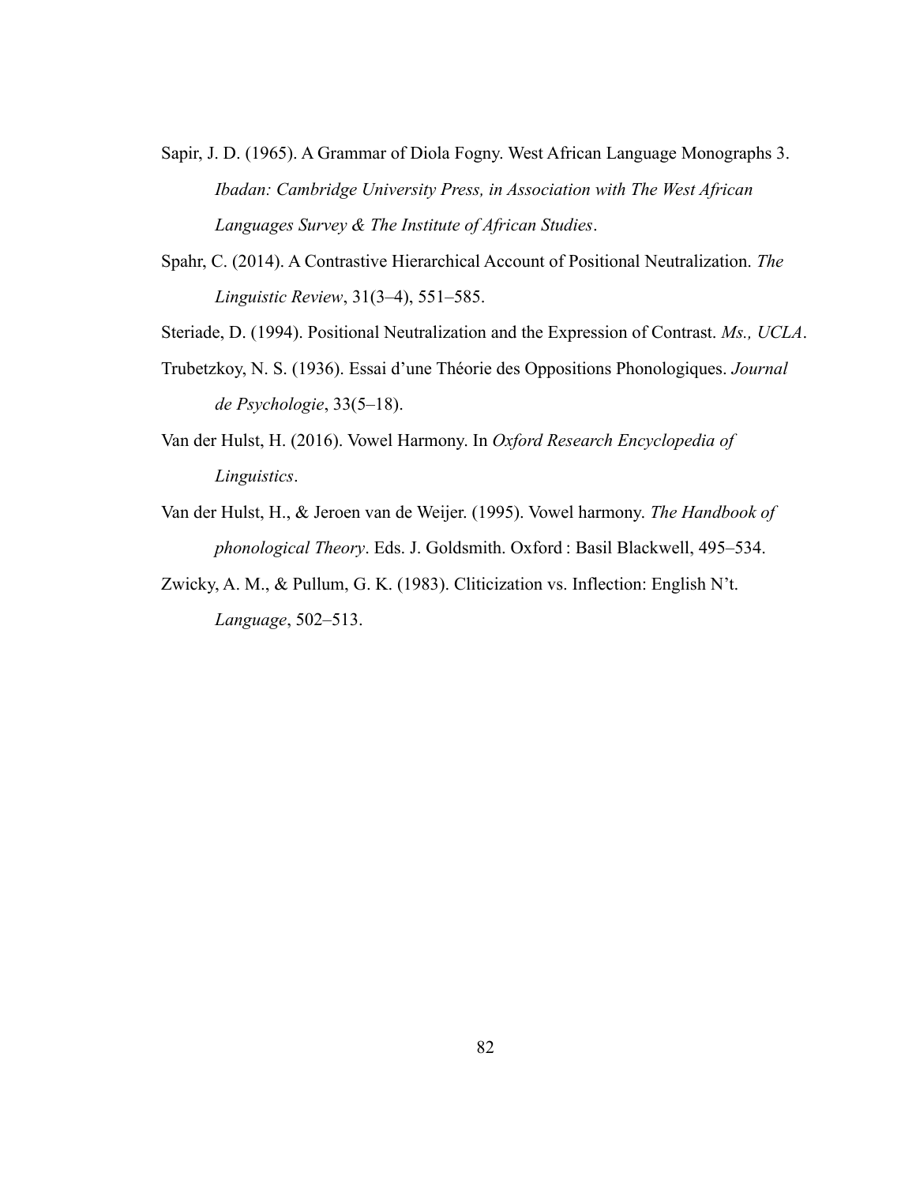Sapir, J. D. (1965). A Grammar of Diola Fogny. West African Language Monographs 3. *Ibadan: Cambridge University Press, in Association with The West African Languages Survey & The Institute of African Studies*.

Spahr, C. (2014). A Contrastive Hierarchical Account of Positional Neutralization. *The Linguistic Review*, 31(3–4), 551–585.

Steriade, D. (1994). Positional Neutralization and the Expression of Contrast. *Ms., UCLA*.

Trubetzkoy, N. S. (1936). Essai d'une Théorie des Oppositions Phonologiques. *Journal de Psychologie*, 33(5–18).

Van der Hulst, H. (2016). Vowel Harmony. In *Oxford Research Encyclopedia of Linguistics*.

Van der Hulst, H., & Jeroen van de Weijer. (1995). Vowel harmony. *The Handbook of phonological Theory*. Eds. J. Goldsmith. Oxford : Basil Blackwell, 495–534.

Zwicky, A. M., & Pullum, G. K. (1983). Cliticization vs. Inflection: English N't. *Language*, 502–513.